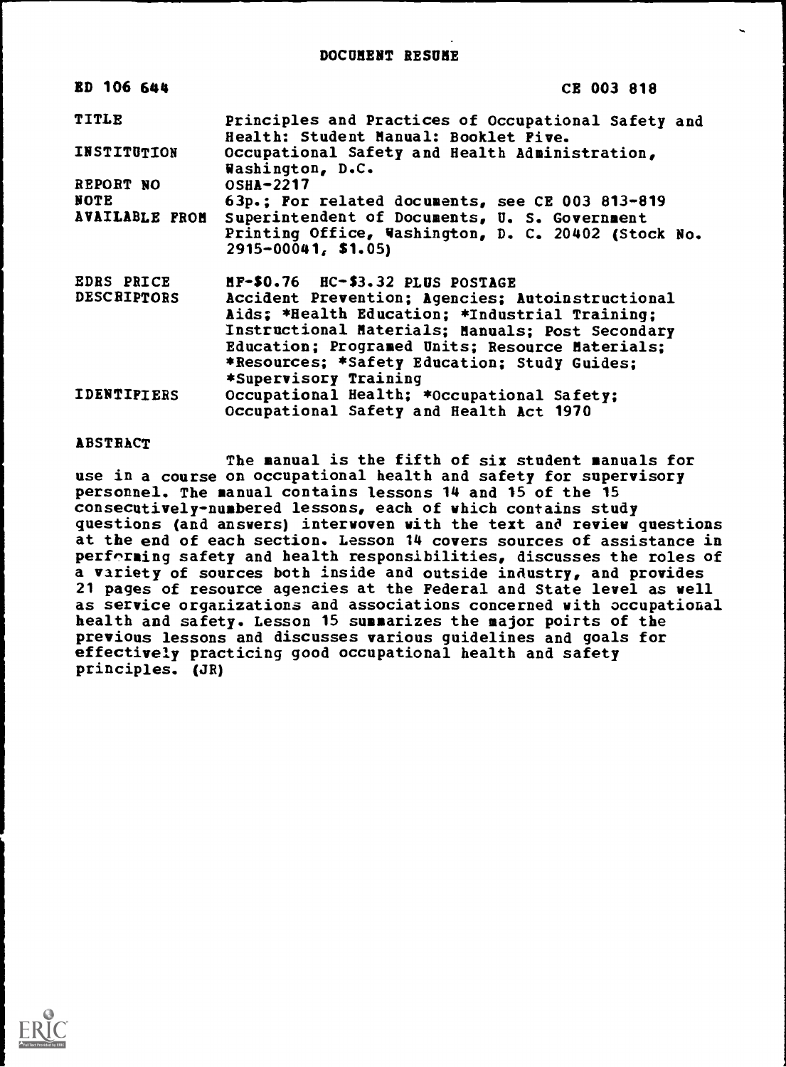# DOCUMENT RESUME

| ED 106 644 | CE 003 818 |
|---|---|
| TITLE | Principles and Practices of Occupational Safety and Health: Student Manual: Booklet Five. |
| INSTITUTION | Occupational Safety and Health Administration, Washington, D.C. |
| REPORT NO | OSHA-2217 |
| NOTE | 63p.; For related documents, see CE 003 813-819 |
| AVAILABLE FROM | Superintendent of Documents, U. S. Government Printing Office, Washington, D. C. 20402 (Stock No. 2915-00041, $1.05) |
| EDRS PRICE | MF-$0.76 HC-$3.32 PLUS POSTAGE |
| DESCRIPTORS | Accident Prevention; Agencies; Autoinstructional Aids; *Health Education; *Industrial Training; Instructional Materials; Manuals; Post Secondary Education; Programed Units; Resource Materials; *Resources; *Safety Education; Study Guides; *Supervisory Training |
| IDENTIFIERS | Occupational Health; *Occupational Safety; Occupational Safety and Health Act 1970 |

## ABSTRACT

The manual is the fifth of six student manuals for use in a course on occupational health and safety for supervisory personnel. The manual contains lessons 14 and 15 of the 15 consecutively-numbered lessons, each of which contains study questions (and answers) interwoven with the text and review questions at the end of each section. Lesson 14 covers sources of assistance in performing safety and health responsibilities, discusses the roles of a variety of sources both inside and outside industry, and provides 21 pages of resource agencies at the Federal and State level as well as service organizations and associations concerned with occupational health and safety. Lesson 15 summarizes the major points of the previous lessons and discusses various guidelines and goals for effectively practicing good occupational health and safety principles. (JR)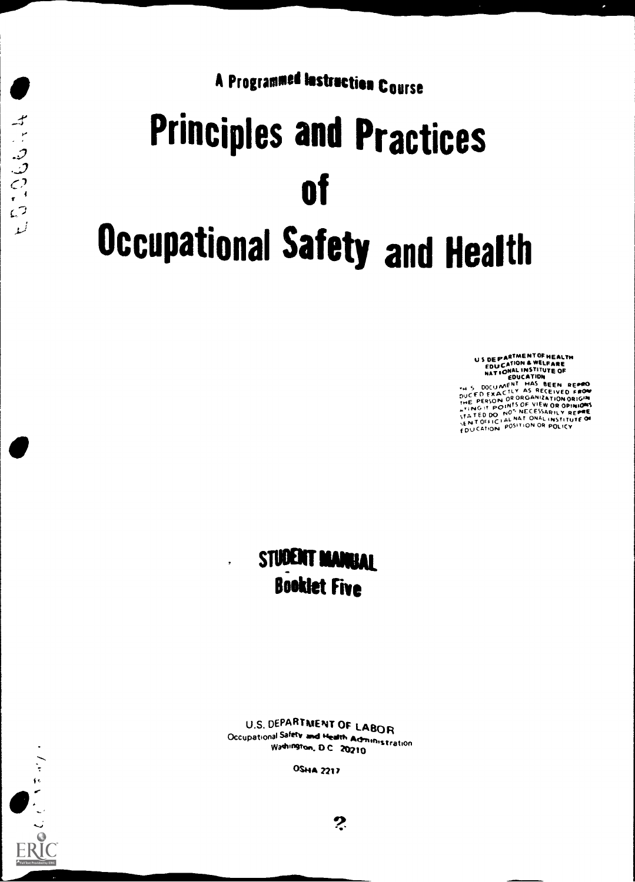A Programmed Instruction Course

# Principles and Practices of Occupational Safety and Health

U S DEPARTMENT OF HEALTH
EDUCATION & WELFARE
NATIONAL INSTITUTE OF
EDUCATION
THIS DOCUMENT HAS BEEN REPRODUCED EXACTLY AS RECEIVED FROM THE PERSON OR ORGANIZATION ORIGINATING IT POINTS OF VIEW OR OPINIONS STATED DO NOT NECESSARILY REPRESENT OFFICIAL NATIONAL INSTITUTE OF EDUCATION POSITION OR POLICY

## STUDENT MANUAL
## Booklet Five

U.S. DEPARTMENT OF LABOR
Occupational Safety and Health Administration
Washington, D.C. 20210

OSHA 2217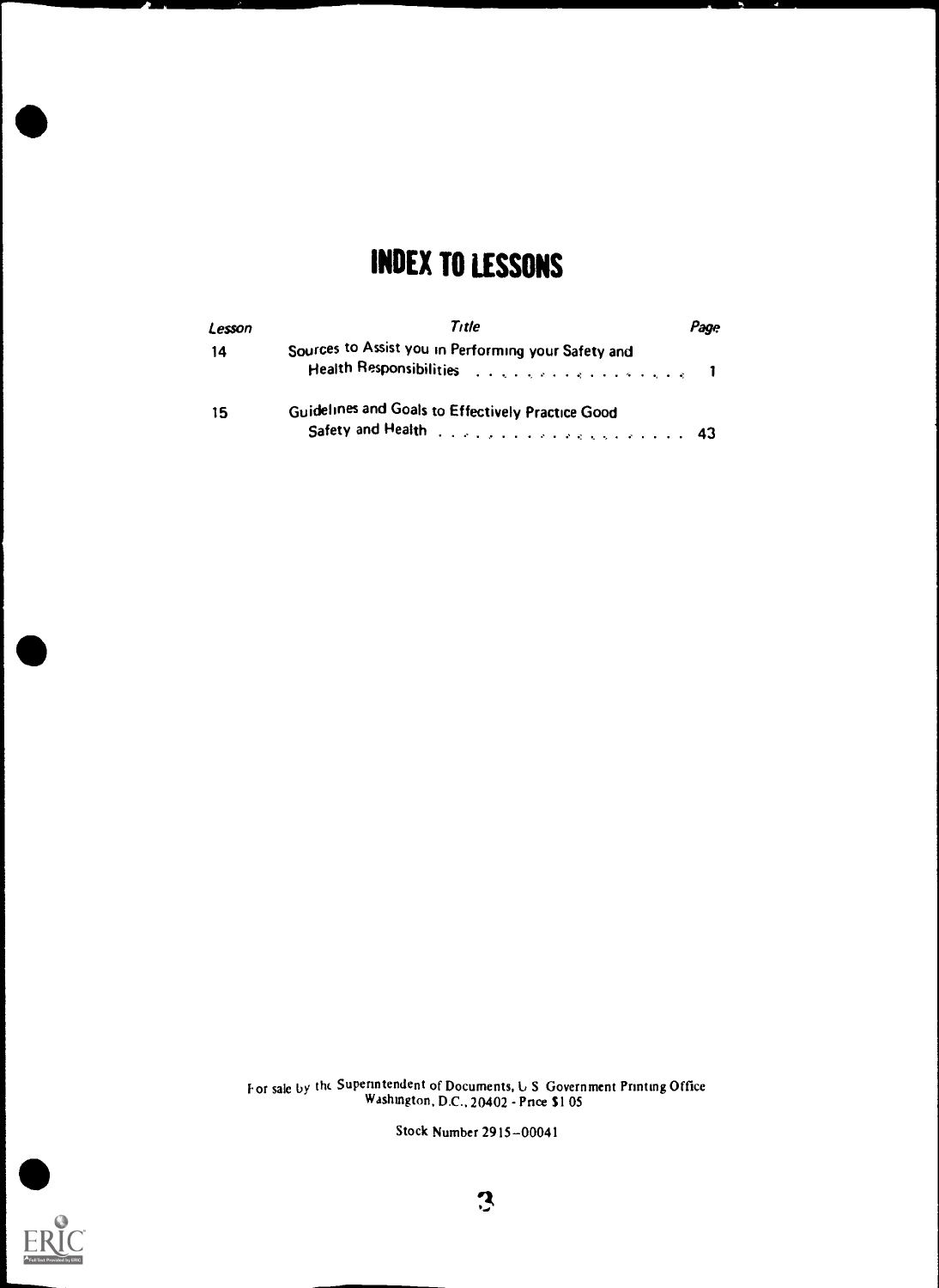# INDEX TO LESSONS

| Lesson | Title | Page |
| --- | --- | --- |
| 14 | Sources to Assist you in Performing your Safety and Health Responsibilities | 1 |
| 15 | Guidelines and Goals to Effectively Practice Good Safety and Health | 43 |

For sale by the Superintendent of Documents, U S Government Printing Office
Washington, D.C., 20402 - Price $1 05

Stock Number 2915-00041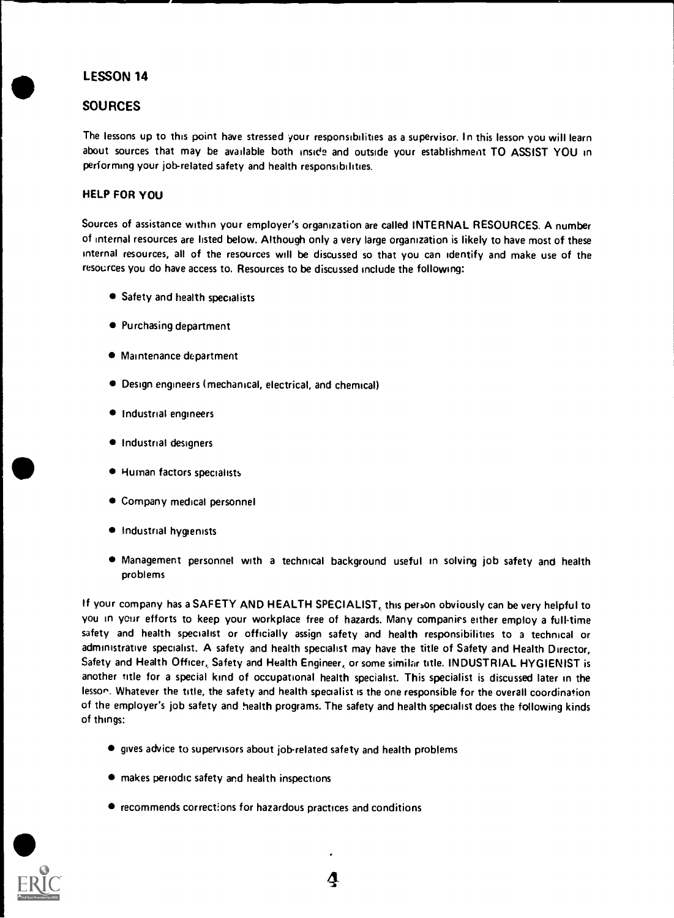## LESSON 14

## SOURCES

The lessons up to this point have stressed your responsibilities as a supervisor. In this lesson you will learn about sources that may be available both inside and outside your establishment TO ASSIST YOU in performing your job-related safety and health responsibilities.

### HELP FOR YOU

Sources of assistance within your employer's organization are called INTERNAL RESOURCES. A number of internal resources are listed below. Although only a very large organization is likely to have most of these internal resources, all of the resources will be discussed so that you can identify and make use of the resources you do have access to. Resources to be discussed include the following:

- Safety and health specialists
- Purchasing department
- Maintenance department
- Design engineers (mechanical, electrical, and chemical)
- Industrial engineers
- Industrial designers
- Human factors specialists
- Company medical personnel
- Industrial hygienists
- Management personnel with a technical background useful in solving job safety and health problems

If your company has a SAFETY AND HEALTH SPECIALIST, this person obviously can be very helpful to you in your efforts to keep your workplace free of hazards. Many companies either employ a full-time safety and health specialist or officially assign safety and health responsibilities to a technical or administrative specialist. A safety and health specialist may have the title of Safety and Health Director, Safety and Health Officer, Safety and Health Engineer, or some similar title. INDUSTRIAL HYGIENIST is another title for a special kind of occupational health specialist. This specialist is discussed later in the lesson. Whatever the title, the safety and health specialist is the one responsible for the overall coordination of the employer's job safety and health programs. The safety and health specialist does the following kinds of things:

- gives advice to supervisors about job-related safety and health problems
- makes periodic safety and health inspections
- recommends corrections for hazardous practices and conditions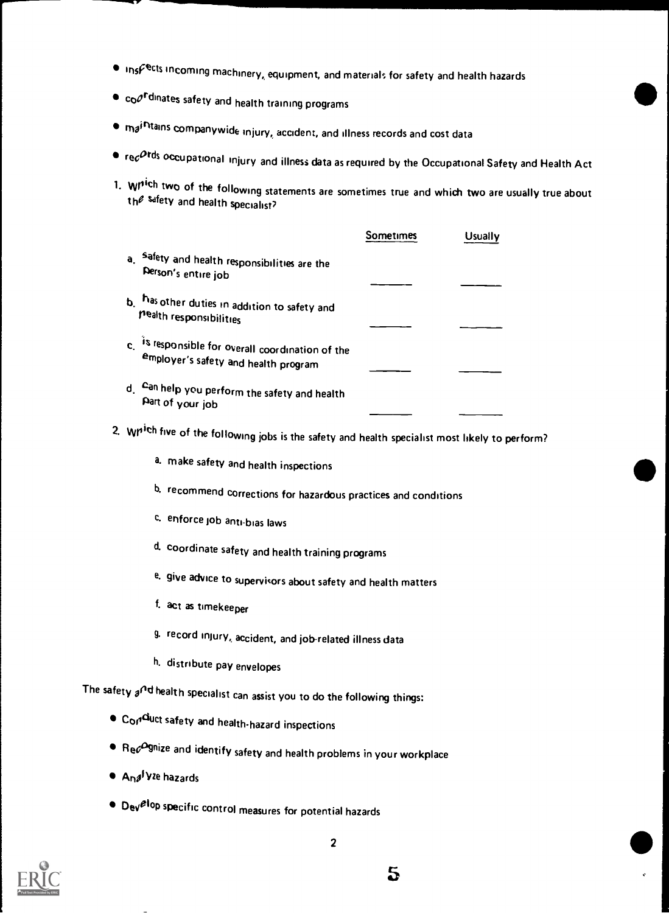- inspects incoming machinery, equipment, and materials for safety and health hazards
- coordinates safety and health training programs
- maintains companywide injury, accident, and illness records and cost data
- records occupational injury and illness data as required by the Occupational Safety and Health Act

1. Which two of the following statements are sometimes true and which two are usually true about the safety and health specialist?

| | Sometimes | Usually |
|---|---|---|
| a. Safety and health responsibilities are the person's entire job | ______ | ______ |
| b. has other duties in addition to safety and health responsibilities | ______ | ______ |
| c. is responsible for overall coordination of the employer's safety and health program | ______ | ______ |
| d. can help you perform the safety and health part of your job | ______ | ______ |

2. Which five of the following jobs is the safety and health specialist most likely to perform?

   a. make safety and health inspections

   b. recommend corrections for hazardous practices and conditions

   c. enforce job anti-bias laws

   d. coordinate safety and health training programs

   e. give advice to supervisors about safety and health matters

   f. act as timekeeper

   g. record injury, accident, and job-related illness data

   h. distribute pay envelopes

The safety and health specialist can assist you to do the following things:

- Conduct safety and health-hazard inspections
- Recognize and identify safety and health problems in your workplace
- Analyze hazards
- Develop specific control measures for potential hazards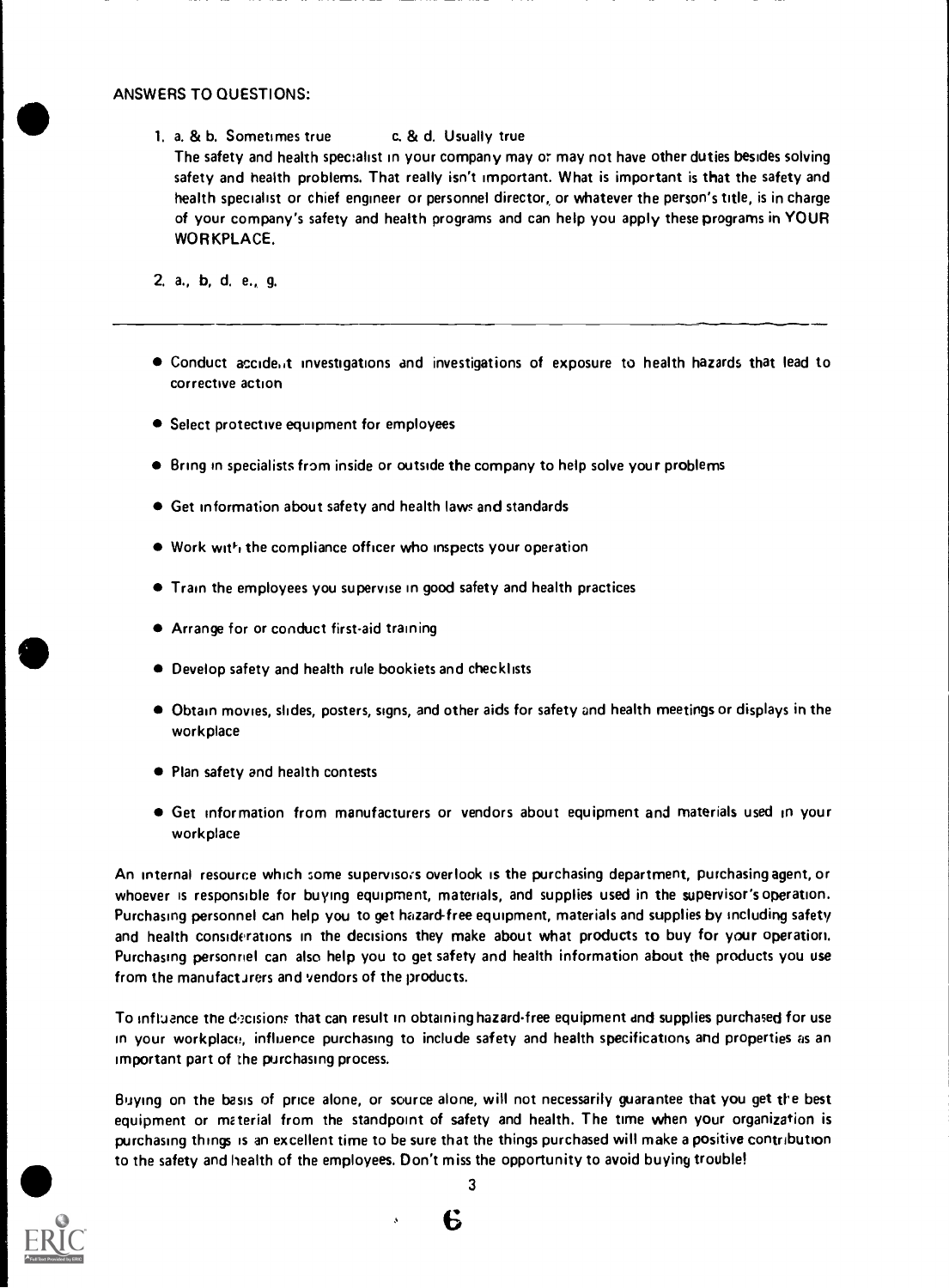ANSWERS TO QUESTIONS:

1. a. & b. Sometimes true  c. & d. Usually true

   The safety and health specialist in your company may or may not have other duties besides solving safety and health problems. That really isn't important. What is important is that the safety and health specialist or chief engineer or personnel director, or whatever the person's title, is in charge of your company's safety and health programs and can help you apply these programs in YOUR WORKPLACE.

2. a., b, d. e., g.

---

- Conduct accident investigations and investigations of exposure to health hazards that lead to corrective action
- Select protective equipment for employees
- Bring in specialists from inside or outside the company to help solve your problems
- Get information about safety and health laws and standards
- Work with the compliance officer who inspects your operation
- Train the employees you supervise in good safety and health practices
- Arrange for or conduct first-aid training
- Develop safety and health rule booklets and checklists
- Obtain movies, slides, posters, signs, and other aids for safety and health meetings or displays in the workplace
- Plan safety and health contests
- Get information from manufacturers or vendors about equipment and materials used in your workplace

An internal resource which some supervisors overlook is the purchasing department, purchasing agent, or whoever is responsible for buying equipment, materials, and supplies used in the supervisor's operation. Purchasing personnel can help you to get hazard-free equipment, materials and supplies by including safety and health considerations in the decisions they make about what products to buy for your operation. Purchasing personnel can also help you to get safety and health information about the products you use from the manufacturers and vendors of the products.

To influence the decisions that can result in obtaining hazard-free equipment and supplies purchased for use in your workplace, influence purchasing to include safety and health specifications and properties as an important part of the purchasing process.

Buying on the basis of price alone, or source alone, will not necessarily guarantee that you get the best equipment or material from the standpoint of safety and health. The time when your organization is purchasing things is an excellent time to be sure that the things purchased will make a positive contribution to the safety and health of the employees. Don't miss the opportunity to avoid buying trouble!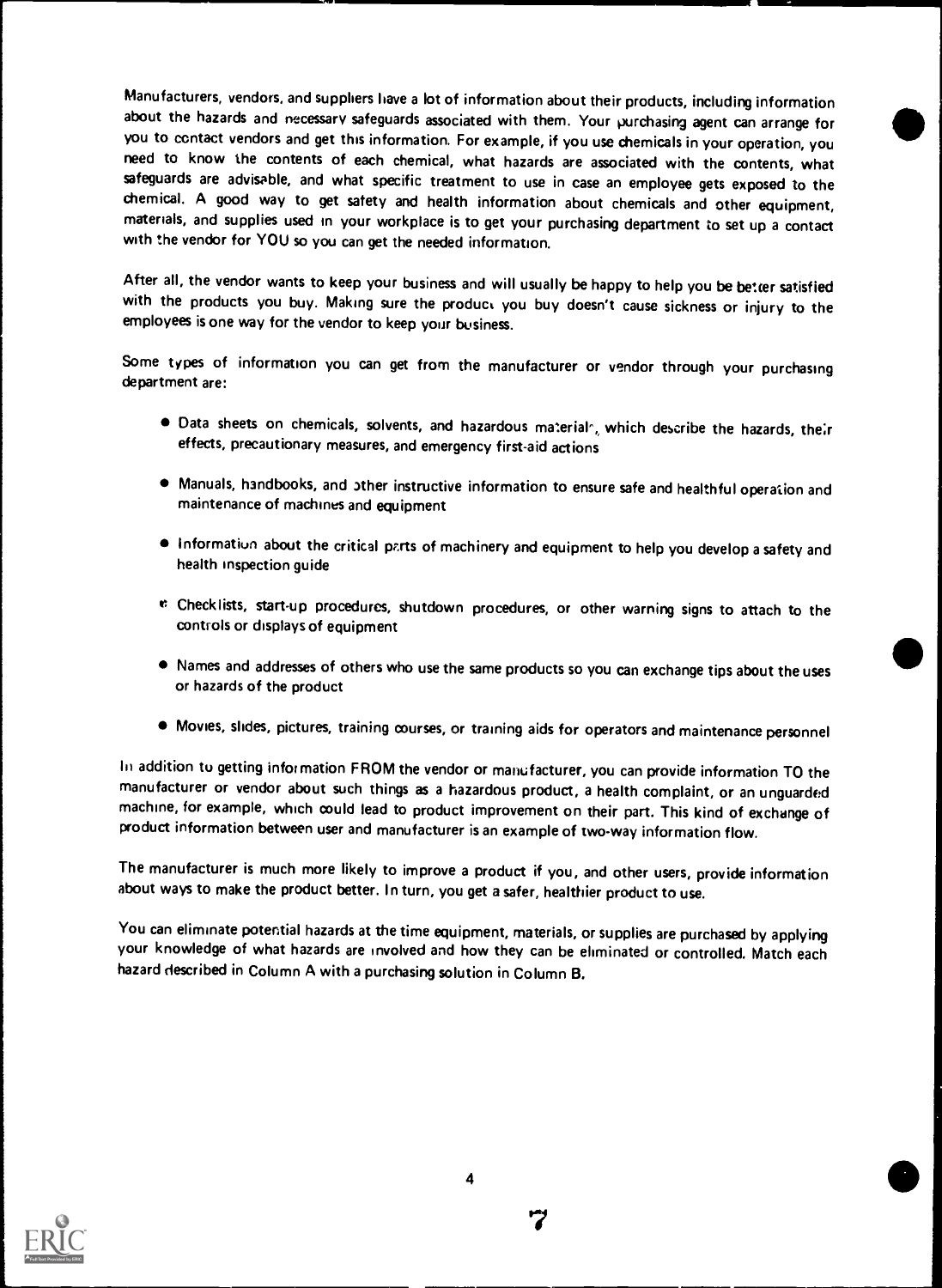Manufacturers, vendors, and suppliers have a lot of information about their products, including information about the hazards and necessary safeguards associated with them. Your purchasing agent can arrange for you to contact vendors and get this information. For example, if you use chemicals in your operation, you need to know the contents of each chemical, what hazards are associated with the contents, what safeguards are advisable, and what specific treatment to use in case an employee gets exposed to the chemical. A good way to get safety and health information about chemicals and other equipment, materials, and supplies used in your workplace is to get your purchasing department to set up a contact with the vendor for YOU so you can get the needed information.

After all, the vendor wants to keep your business and will usually be happy to help you be better satisfied with the products you buy. Making sure the product you buy doesn't cause sickness or injury to the employees is one way for the vendor to keep your business.

Some types of information you can get from the manufacturer or vendor through your purchasing department are:

- Data sheets on chemicals, solvents, and hazardous materials, which describe the hazards, their effects, precautionary measures, and emergency first-aid actions
- Manuals, handbooks, and other instructive information to ensure safe and healthful operation and maintenance of machines and equipment
- Information about the critical parts of machinery and equipment to help you develop a safety and health inspection guide
- Checklists, start-up procedures, shutdown procedures, or other warning signs to attach to the controls or displays of equipment
- Names and addresses of others who use the same products so you can exchange tips about the uses or hazards of the product
- Movies, slides, pictures, training courses, or training aids for operators and maintenance personnel

In addition to getting information FROM the vendor or manufacturer, you can provide information TO the manufacturer or vendor about such things as a hazardous product, a health complaint, or an unguarded machine, for example, which could lead to product improvement on their part. This kind of exchange of product information between user and manufacturer is an example of two-way information flow.

The manufacturer is much more likely to improve a product if you, and other users, provide information about ways to make the product better. In turn, you get a safer, healthier product to use.

You can eliminate potential hazards at the time equipment, materials, or supplies are purchased by applying your knowledge of what hazards are involved and how they can be eliminated or controlled. Match each hazard described in Column A with a purchasing solution in Column B.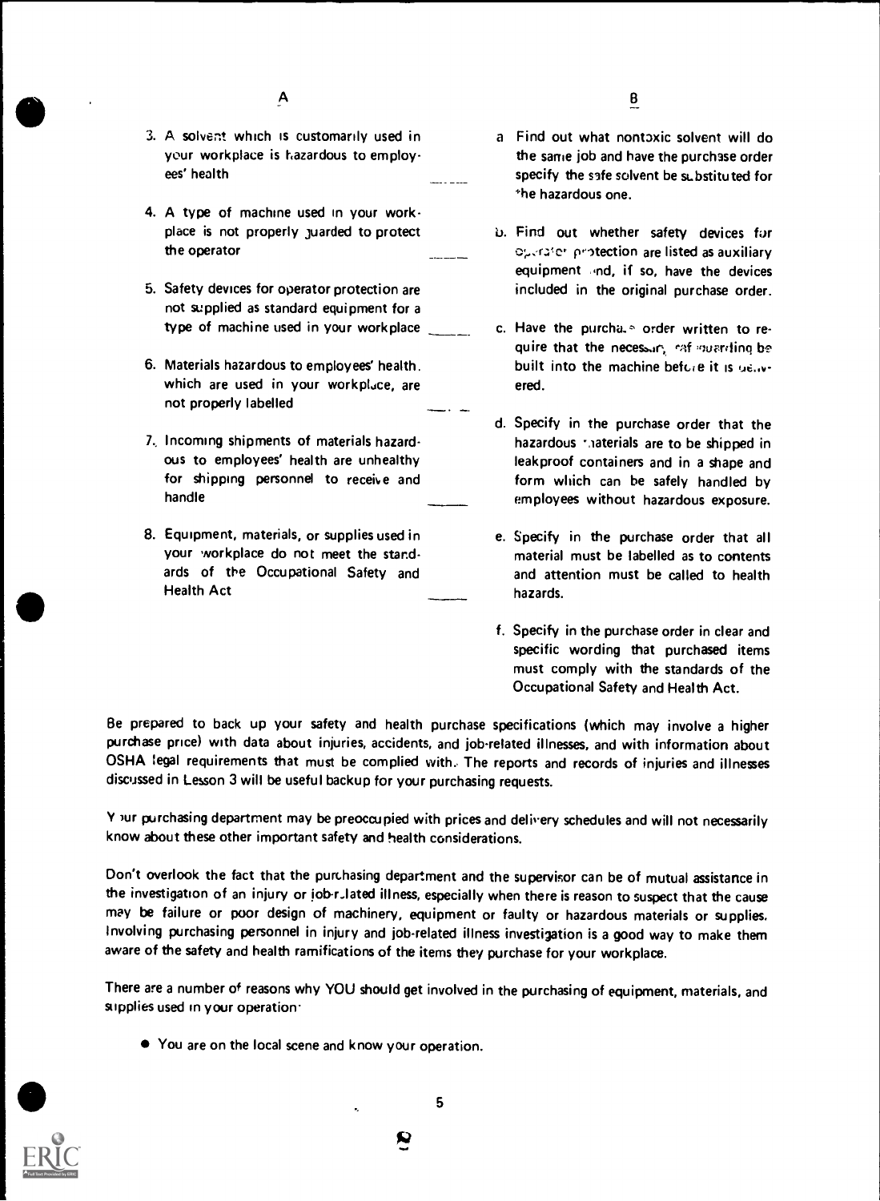| A | | B |
|---|---|---|
| 3. A solvent which is customarily used in your workplace is hazardous to employees' health | _____ | a. Find out what nontoxic solvent will do the same job and have the purchase order specify the safe solvent be substituted for the hazardous one. |
| 4. A type of machine used in your workplace is not properly guarded to protect the operator | _____ | b. Find out whether safety devices for operator protection are listed as auxiliary equipment and, if so, have the devices included in the original purchase order. |
| 5. Safety devices for operator protection are not supplied as standard equipment for a type of machine used in your workplace | _____ | c. Have the purchase order written to require that the necessary safeguarding be built into the machine before it is delivered. |
| 6. Materials hazardous to employees' health, which are used in your workplace, are not properly labelled | _____ | d. Specify in the purchase order that the hazardous materials are to be shipped in leakproof containers and in a shape and form which can be safely handled by employees without hazardous exposure. |
| 7. Incoming shipments of materials hazardous to employees' health are unhealthy for shipping personnel to receive and handle | _____ | e. Specify in the purchase order that all material must be labelled as to contents and attention must be called to health hazards. |
| 8. Equipment, materials, or supplies used in your workplace do not meet the standards of the Occupational Safety and Health Act | _____ | f. Specify in the purchase order in clear and specific wording that purchased items must comply with the standards of the Occupational Safety and Health Act. |

Be prepared to back up your safety and health purchase specifications (which may involve a higher purchase price) with data about injuries, accidents, and job-related illnesses, and with information about OSHA legal requirements that must be complied with. The reports and records of injuries and illnesses discussed in Lesson 3 will be useful backup for your purchasing requests.

Your purchasing department may be preoccupied with prices and delivery schedules and will not necessarily know about these other important safety and health considerations.

Don't overlook the fact that the purchasing department and the supervisor can be of mutual assistance in the investigation of an injury or job-related illness, especially when there is reason to suspect that the cause may be failure or poor design of machinery, equipment or faulty or hazardous materials or supplies. Involving purchasing personnel in injury and job-related illness investigation is a good way to make them aware of the safety and health ramifications of the items they purchase for your workplace.

There are a number of reasons why YOU should get involved in the purchasing of equipment, materials, and supplies used in your operation:

- You are on the local scene and know your operation.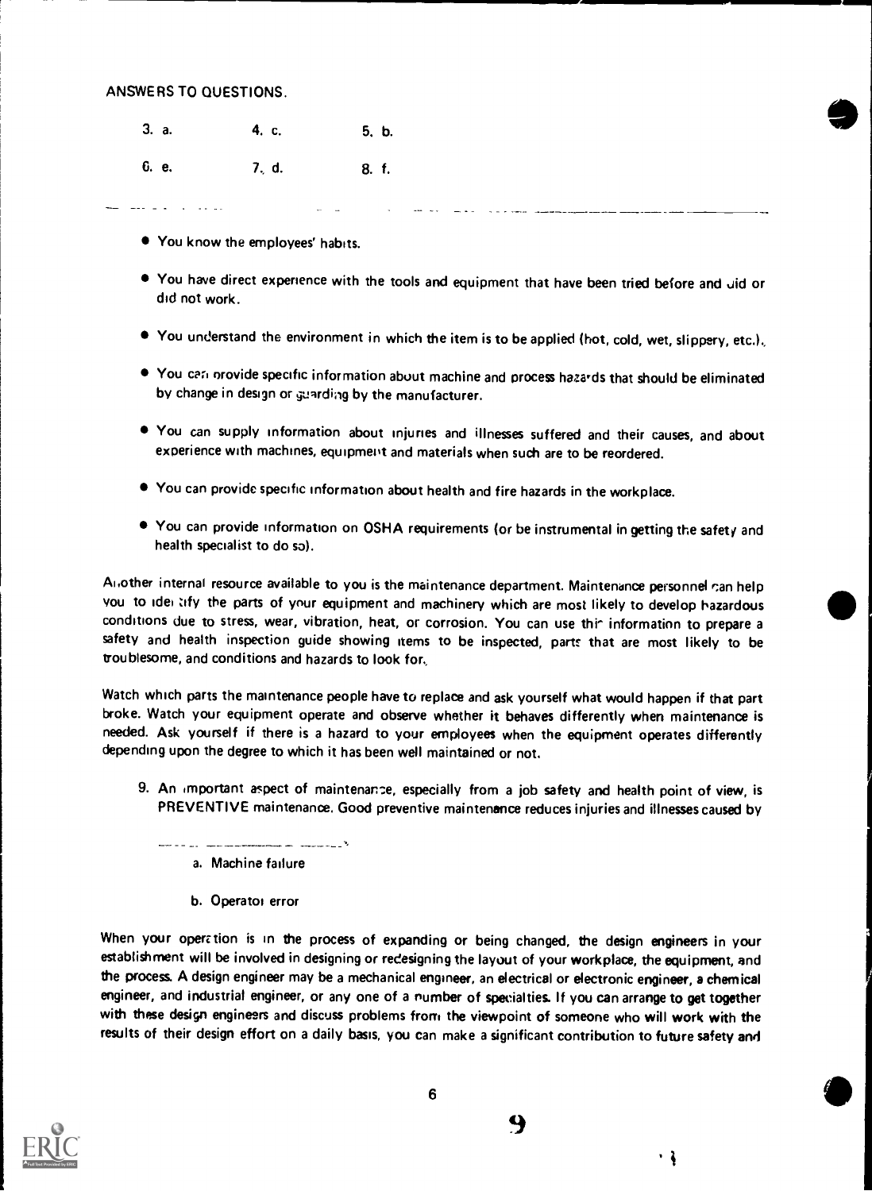ANSWERS TO QUESTIONS.

| | | |
|---|---|---|
| 3. a. | 4. c. | 5. b. |
| 6. e. | 7. d. | 8. f. |

- You know the employees' habits.
- You have direct experience with the tools and equipment that have been tried before and did or did not work.
- You understand the environment in which the item is to be applied (hot, cold, wet, slippery, etc.).
- You can provide specific information about machine and process hazards that should be eliminated by change in design or guarding by the manufacturer.
- You can supply information about injuries and illnesses suffered and their causes, and about experience with machines, equipment and materials when such are to be reordered.
- You can provide specific information about health and fire hazards in the workplace.
- You can provide information on OSHA requirements (or be instrumental in getting the safety and health specialist to do so).

Another internal resource available to you is the maintenance department. Maintenance personnel can help you to identify the parts of your equipment and machinery which are most likely to develop hazardous conditions due to stress, wear, vibration, heat, or corrosion. You can use this information to prepare a safety and health inspection guide showing items to be inspected, parts that are most likely to be troublesome, and conditions and hazards to look for.

Watch which parts the maintenance people have to replace and ask yourself what would happen if that part broke. Watch your equipment operate and observe whether it behaves differently when maintenance is needed. Ask yourself if there is a hazard to your employees when the equipment operates differently depending upon the degree to which it has been well maintained or not.

9. An important aspect of maintenance, especially from a job safety and health point of view, is PREVENTIVE maintenance. Good preventive maintenance reduces injuries and illnesses caused by

   ______________________.

   a. Machine failure

   b. Operator error

When your operation is in the process of expanding or being changed, the design engineers in your establishment will be involved in designing or redesigning the layout of your workplace, the equipment, and the process. A design engineer may be a mechanical engineer, an electrical or electronic engineer, a chemical engineer, and industrial engineer, or any one of a number of specialties. If you can arrange to get together with these design engineers and discuss problems from the viewpoint of someone who will work with the results of their design effort on a daily basis, you can make a significant contribution to future safety and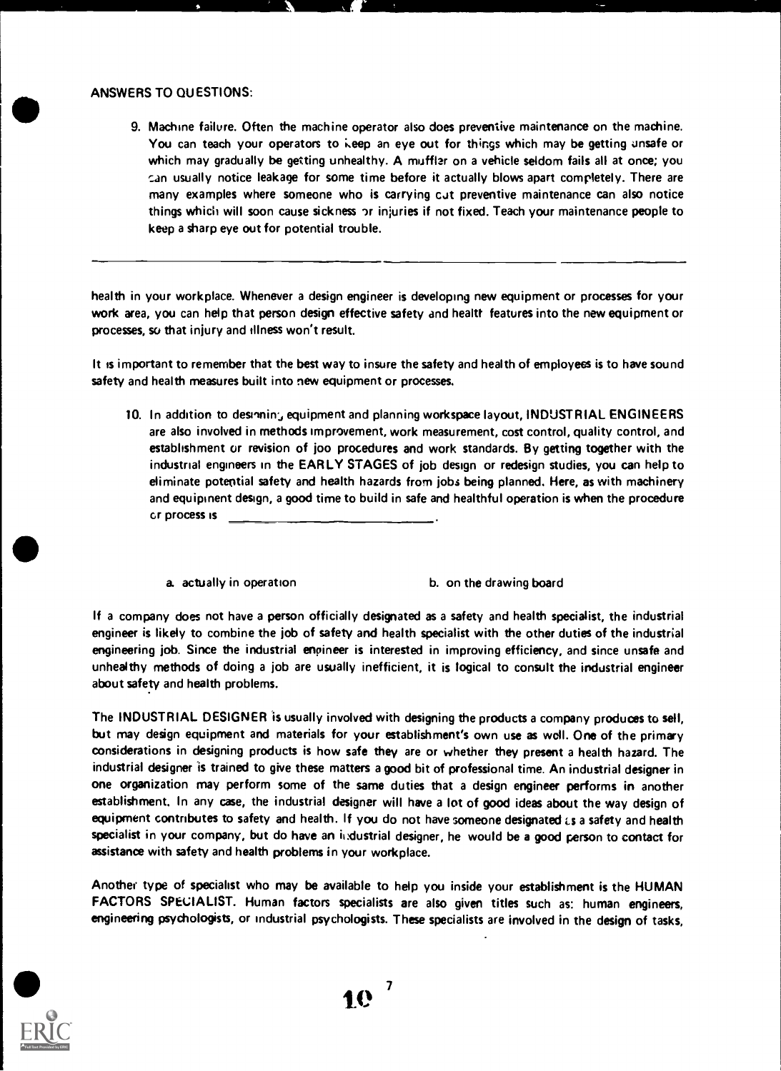ANSWERS TO QUESTIONS:

9. Machine failure. Often the machine operator also does preventive maintenance on the machine. You can teach your operators to keep an eye out for things which may be getting unsafe or which may gradually be getting unhealthy. A muffler on a vehicle seldom fails all at once; you can usually notice leakage for some time before it actually blows apart completely. There are many examples where someone who is carrying out preventive maintenance can also notice things which will soon cause sickness or injuries if not fixed. Teach your maintenance people to keep a sharp eye out for potential trouble.

---

health in your workplace. Whenever a design engineer is developing new equipment or processes for your work area, you can help that person design effective safety and health features into the new equipment or processes, so that injury and illness won't result.

It is important to remember that the best way to insure the safety and health of employees is to have sound safety and health measures built into new equipment or processes.

10. In addition to designing equipment and planning workspace layout, INDUSTRIAL ENGINEERS are also involved in methods improvement, work measurement, cost control, quality control, and establishment or revision of job procedures and work standards. By getting together with the industrial engineers in the EARLY STAGES of job design or redesign studies, you can help to eliminate potential safety and health hazards from jobs being planned. Here, as with machinery and equipment design, a good time to build in safe and healthful operation is when the procedure or process is ______________________.

    a. actually in operation  b. on the drawing board

If a company does not have a person officially designated as a safety and health specialist, the industrial engineer is likely to combine the job of safety and health specialist with the other duties of the industrial engineering job. Since the industrial engineer is interested in improving efficiency, and since unsafe and unhealthy methods of doing a job are usually inefficient, it is logical to consult the industrial engineer about safety and health problems.

The INDUSTRIAL DESIGNER is usually involved with designing the products a company produces to sell, but may design equipment and materials for your establishment's own use as well. One of the primary considerations in designing products is how safe they are or whether they present a health hazard. The industrial designer is trained to give these matters a good bit of professional time. An industrial designer in one organization may perform some of the same duties that a design engineer performs in another establishment. In any case, the industrial designer will have a lot of good ideas about the way design of equipment contributes to safety and health. If you do not have someone designated as a safety and health specialist in your company, but do have an industrial designer, he would be a good person to contact for assistance with safety and health problems in your workplace.

Another type of specialist who may be available to help you inside your establishment is the HUMAN FACTORS SPECIALIST. Human factors specialists are also given titles such as: human engineers, engineering psychologists, or industrial psychologists. These specialists are involved in the design of tasks,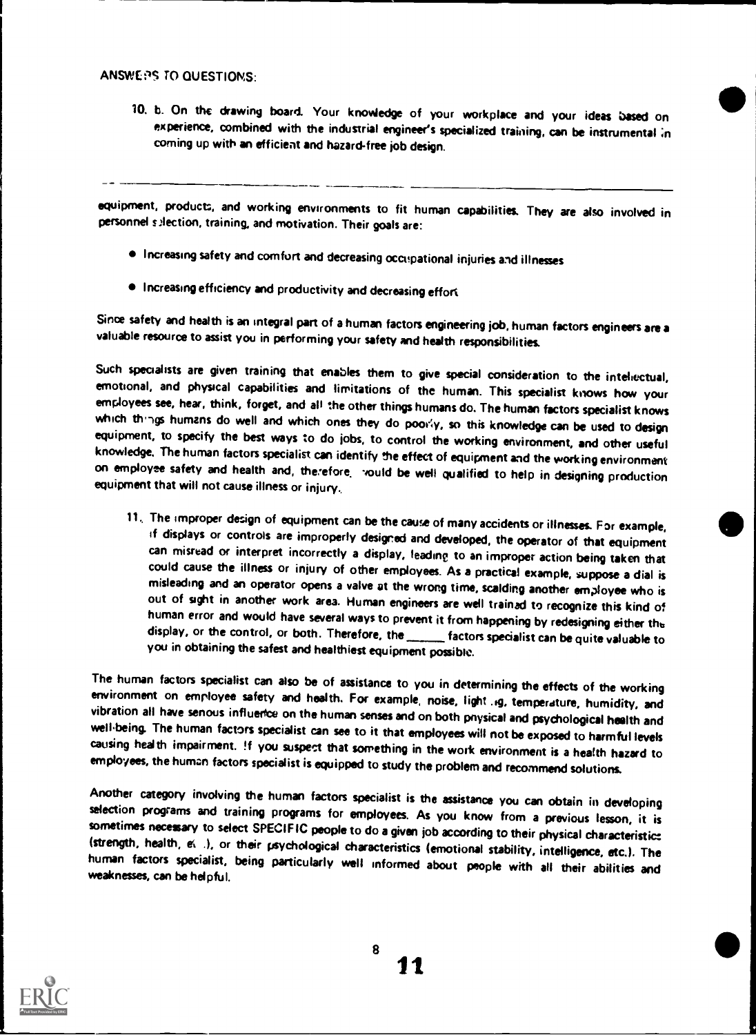ANSWERS TO QUESTIONS:

10. b. On the drawing board. Your knowledge of your workplace and your ideas based on experience, combined with the industrial engineer's specialized training, can be instrumental in coming up with an efficient and hazard-free job design.

---

equipment, products, and working environments to fit human capabilities. They are also involved in personnel selection, training, and motivation. Their goals are:

- Increasing safety and comfort and decreasing occupational injuries and illnesses
- Increasing efficiency and productivity and decreasing effort

Since safety and health is an integral part of a human factors engineering job, human factors engineers are a valuable resource to assist you in performing your safety and health responsibilities.

Such specialists are given training that enables them to give special consideration to the intellectual, emotional, and physical capabilities and limitations of the human. This specialist knows how your employees see, hear, think, forget, and all the other things humans do. The human factors specialist knows which things humans do well and which ones they do poorly, so this knowledge can be used to design equipment, to specify the best ways to do jobs, to control the working environment, and other useful knowledge. The human factors specialist can identify the effect of equipment and the working environment on employee safety and health and, therefore, would be well qualified to help in designing production equipment that will not cause illness or injury.

11. The improper design of equipment can be the cause of many accidents or illnesses. For example, if displays or controls are improperly designed and developed, the operator of that equipment can misread or interpret incorrectly a display, leading to an improper action being taken that could cause the illness or injury of other employees. As a practical example, suppose a dial is misleading and an operator opens a valve at the wrong time, scalding another employee who is out of sight in another work area. Human engineers are well trained to recognize this kind of human error and would have several ways to prevent it from happening by redesigning either the display, or the control, or both. Therefore, the ______ factors specialist can be quite valuable to you in obtaining the safest and healthiest equipment possible.

The human factors specialist can also be of assistance to you in determining the effects of the working environment on employee safety and health. For example, noise, lighting, temperature, humidity, and vibration all have serious influence on the human senses and on both physical and psychological health and well-being. The human factors specialist can see to it that employees will not be exposed to harmful levels causing health impairment. If you suspect that something in the work environment is a health hazard to employees, the human factors specialist is equipped to study the problem and recommend solutions.

Another category involving the human factors specialist is the assistance you can obtain in developing selection programs and training programs for employees. As you know from a previous lesson, it is sometimes necessary to select SPECIFIC people to do a given job according to their physical characteristics (strength, health, etc.), or their psychological characteristics (emotional stability, intelligence, etc.). The human factors specialist, being particularly well informed about people with all their abilities and weaknesses, can be helpful.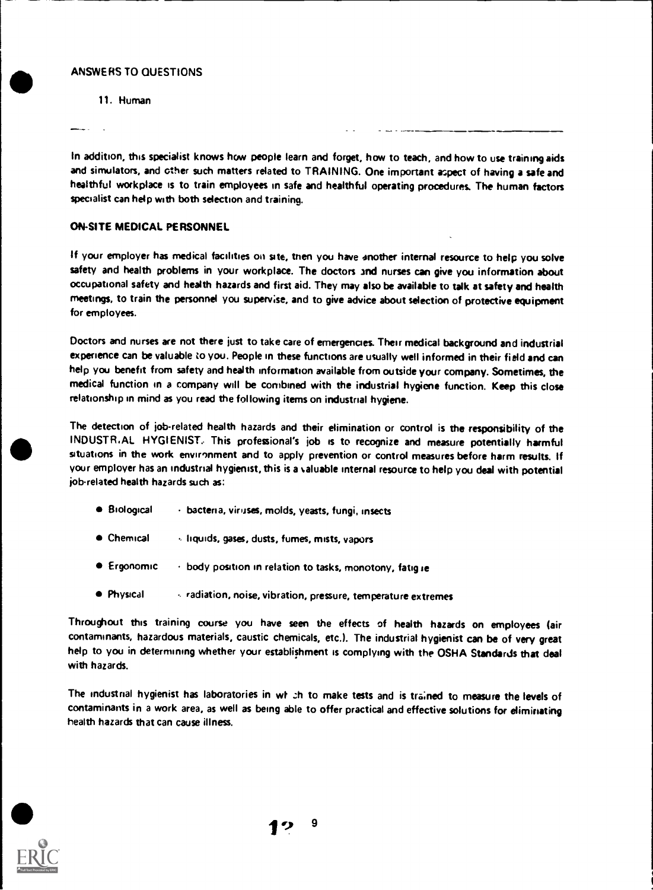ANSWERS TO QUESTIONS

11. Human

---

In addition, this specialist knows how people learn and forget, how to teach, and how to use training aids and simulators, and other such matters related to TRAINING. One important aspect of having a safe and healthful workplace is to train employees in safe and healthful operating procedures. The human factors specialist can help with both selection and training.

**ON-SITE MEDICAL PERSONNEL**

If your employer has medical facilities on site, then you have another internal resource to help you solve safety and health problems in your workplace. The doctors and nurses can give you information about occupational safety and health hazards and first aid. They may also be available to talk at safety and health meetings, to train the personnel you supervise, and to give advice about selection of protective equipment for employees.

Doctors and nurses are not there just to take care of emergencies. Their medical background and industrial experience can be valuable to you. People in these functions are usually well informed in their field and can help you benefit from safety and health information available from outside your company. Sometimes, the medical function in a company will be combined with the industrial hygiene function. Keep this close relationship in mind as you read the following items on industrial hygiene.

The detection of job-related health hazards and their elimination or control is the responsibility of the INDUSTRIAL HYGIENIST. This professional's job is to recognize and measure potentially harmful situations in the work environment and to apply prevention or control measures before harm results. If your employer has an industrial hygienist, this is a valuable internal resource to help you deal with potential job-related health hazards such as:

- Biological - bacteria, viruses, molds, yeasts, fungi, insects
- Chemical - liquids, gases, dusts, fumes, mists, vapors
- Ergonomic - body position in relation to tasks, monotony, fatigue
- Physical - radiation, noise, vibration, pressure, temperature extremes

Throughout this training course you have seen the effects of health hazards on employees (air contaminants, hazardous materials, caustic chemicals, etc.). The industrial hygienist can be of very great help to you in determining whether your establishment is complying with the OSHA Standards that deal with hazards.

The industrial hygienist has laboratories in which to make tests and is trained to measure the levels of contaminants in a work area, as well as being able to offer practical and effective solutions for eliminating health hazards that can cause illness.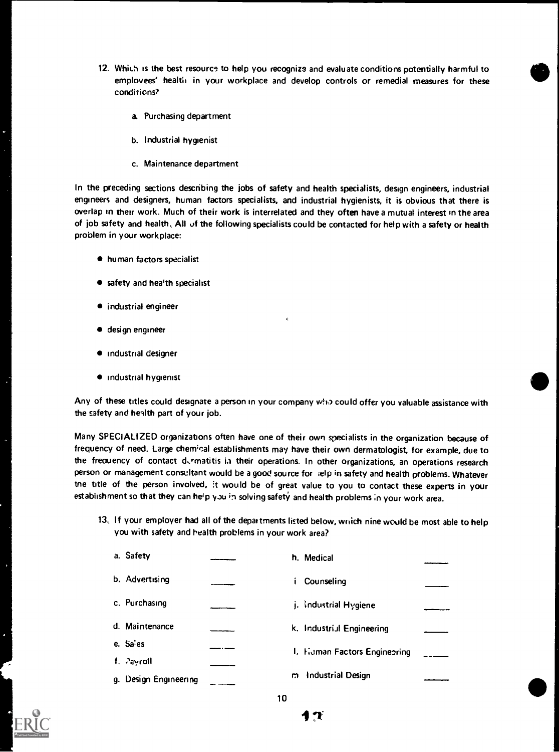12. Which is the best resource to help you recognize and evaluate conditions potentially harmful to employees' health in your workplace and develop controls or remedial measures for these conditions?

    a. Purchasing department

    b. Industrial hygienist

    c. Maintenance department

In the preceding sections describing the jobs of safety and health specialists, design engineers, industrial engineers and designers, human factors specialists, and industrial hygienists, it is obvious that there is overlap in their work. Much of their work is interrelated and they often have a mutual interest in the area of job safety and health. All of the following specialists could be contacted for help with a safety or health problem in your workplace:

- human factors specialist
- safety and health specialist
- industrial engineer
- design engineer
- industrial designer
- industrial hygienist

Any of these titles could designate a person in your company who could offer you valuable assistance with the safety and health part of your job.

Many SPECIALIZED organizations often have one of their own specialists in the organization because of frequency of need. Large chemical establishments may have their own dermatologist, for example, due to the frequency of contact dermatitis in their operations. In other organizations, an operations research person or management consultant would be a good source for help in safety and health problems. Whatever the title of the person involved, it would be of great value to you to contact these experts in your establishment so that they can help you in solving safety and health problems in your work area.

13. If your employer had all of the departments listed below, which nine would be most able to help you with safety and health problems in your work area?

| | | | |
|---|---|---|---|
| a. Safety | _____ | h. Medical | _____ |
| b. Advertising | _____ | i. Counseling | _____ |
| c. Purchasing | _____ | j. Industrial Hygiene | _____ |
| d. Maintenance | _____ | k. Industrial Engineering | _____ |
| e. Sales | _____ | l. Human Factors Engineering | _____ |
| f. Payroll | _____ | | |
| g. Design Engineering | _____ | m. Industrial Design | _____ |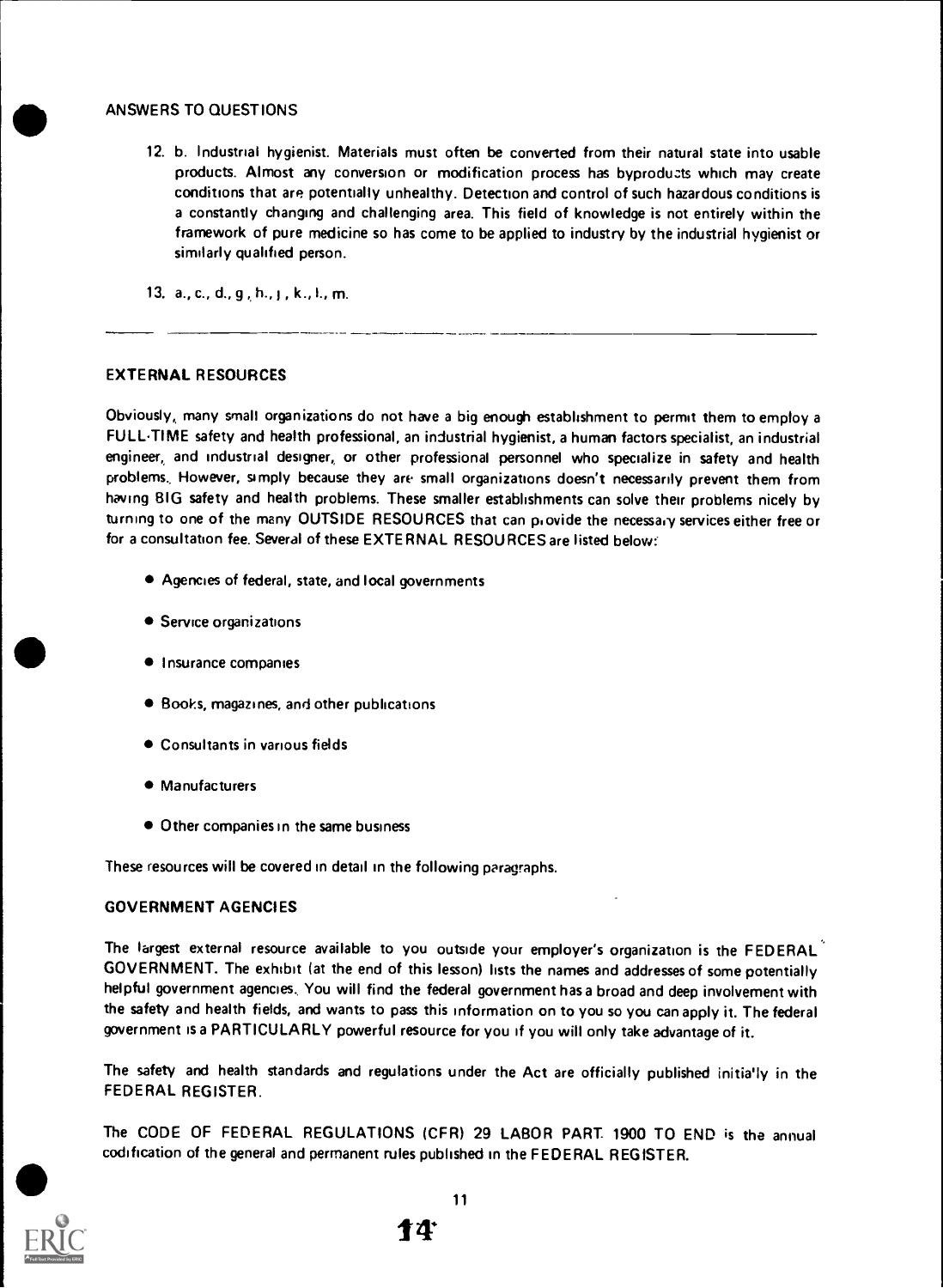## ANSWERS TO QUESTIONS

12. b. Industrial hygienist. Materials must often be converted from their natural state into usable products. Almost any conversion or modification process has byproducts which may create conditions that are potentially unhealthy. Detection and control of such hazardous conditions is a constantly changing and challenging area. This field of knowledge is not entirely within the framework of pure medicine so has come to be applied to industry by the industrial hygienist or similarly qualified person.

13. a., c., d., g., h., j., k., l., m.

---

## EXTERNAL RESOURCES

Obviously, many small organizations do not have a big enough establishment to permit them to employ a FULL-TIME safety and health professional, an industrial hygienist, a human factors specialist, an industrial engineer, and industrial designer, or other professional personnel who specialize in safety and health problems. However, simply because they are small organizations doesn't necessarily prevent them from having BIG safety and health problems. These smaller establishments can solve their problems nicely by turning to one of the many OUTSIDE RESOURCES that can provide the necessary services either free or for a consultation fee. Several of these EXTERNAL RESOURCES are listed below:

- Agencies of federal, state, and local governments
- Service organizations
- Insurance companies
- Books, magazines, and other publications
- Consultants in various fields
- Manufacturers
- Other companies in the same business

These resources will be covered in detail in the following paragraphs.

## GOVERNMENT AGENCIES

The largest external resource available to you outside your employer's organization is the FEDERAL GOVERNMENT. The exhibit (at the end of this lesson) lists the names and addresses of some potentially helpful government agencies. You will find the federal government has a broad and deep involvement with the safety and health fields, and wants to pass this information on to you so you can apply it. The federal government is a PARTICULARLY powerful resource for you if you will only take advantage of it.

The safety and health standards and regulations under the Act are officially published initially in the FEDERAL REGISTER.

The CODE OF FEDERAL REGULATIONS (CFR) 29 LABOR PART 1900 TO END is the annual codification of the general and permanent rules published in the FEDERAL REGISTER.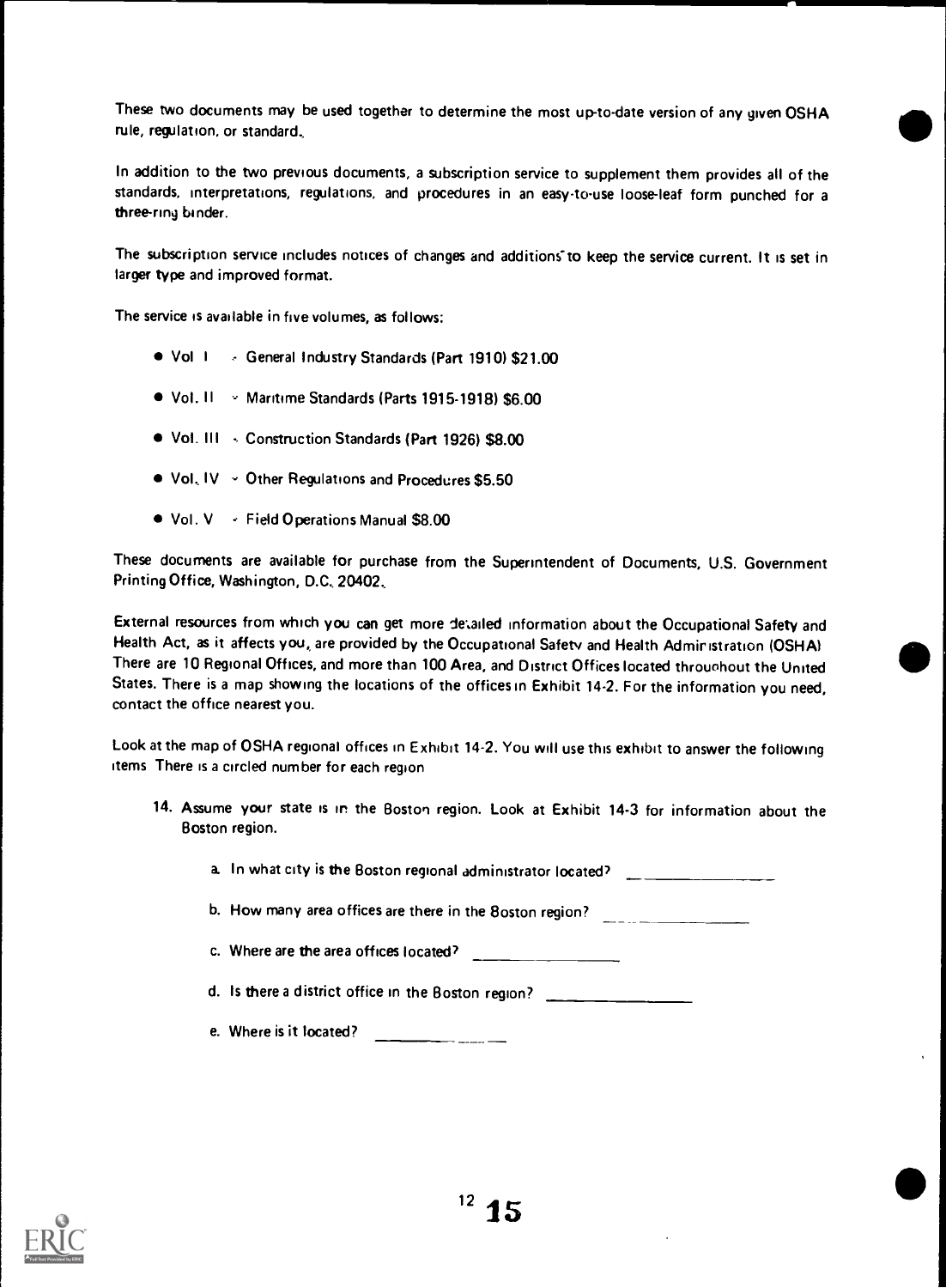These two documents may be used together to determine the most up-to-date version of any given OSHA rule, regulation, or standard.

In addition to the two previous documents, a subscription service to supplement them provides all of the standards, interpretations, regulations, and procedures in an easy-to-use loose-leaf form punched for a three-ring binder.

The subscription service includes notices of changes and additions to keep the service current. It is set in larger type and improved format.

The service is available in five volumes, as follows:

- Vol I - General Industry Standards (Part 1910) $21.00
- Vol. II - Maritime Standards (Parts 1915-1918) $6.00
- Vol. III - Construction Standards (Part 1926) $8.00
- Vol. IV - Other Regulations and Procedures $5.50
- Vol. V - Field Operations Manual $8.00

These documents are available for purchase from the Superintendent of Documents, U.S. Government Printing Office, Washington, D.C. 20402.

External resources from which you can get more detailed information about the Occupational Safety and Health Act, as it affects you, are provided by the Occupational Safety and Health Administration (OSHA) There are 10 Regional Offices, and more than 100 Area, and District Offices located throughout the United States. There is a map showing the locations of the offices in Exhibit 14-2. For the information you need, contact the office nearest you.

Look at the map of OSHA regional offices in Exhibit 14-2. You will use this exhibit to answer the following items There is a circled number for each region

14. Assume your state is in the Boston region. Look at Exhibit 14-3 for information about the Boston region.

    a. In what city is the Boston regional administrator located? ________________

    b. How many area offices are there in the Boston region? ________________

    c. Where are the area offices located? ________________

    d. Is there a district office in the Boston region? ________________

    e. Where is it located? ________________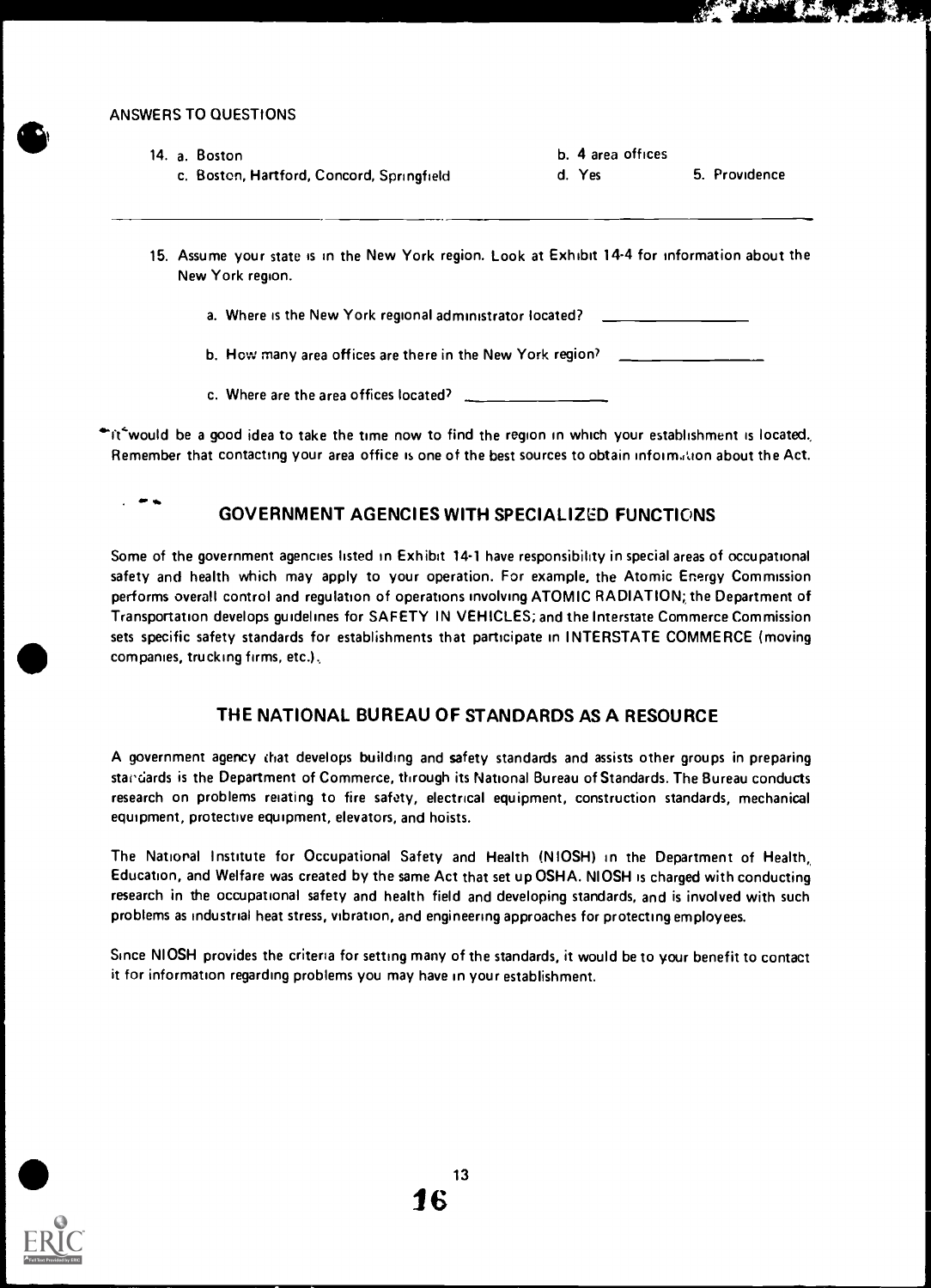ANSWERS TO QUESTIONS

14. a. Boston
    b. 4 area offices
    c. Boston, Hartford, Concord, Springfield
    d. Yes
    5. Providence

---

15. Assume your state is in the New York region. Look at Exhibit 14-4 for information about the New York region.

    a. Where is the New York regional administrator located? ________________

    b. How many area offices are there in the New York region? ________________

    c. Where are the area offices located? ________________

It would be a good idea to take the time now to find the region in which your establishment is located. Remember that contacting your area office is one of the best sources to obtain information about the Act.

## GOVERNMENT AGENCIES WITH SPECIALIZED FUNCTIONS

Some of the government agencies listed in Exhibit 14-1 have responsibility in special areas of occupational safety and health which may apply to your operation. For example, the Atomic Energy Commission performs overall control and regulation of operations involving ATOMIC RADIATION; the Department of Transportation develops guidelines for SAFETY IN VEHICLES; and the Interstate Commerce Commission sets specific safety standards for establishments that participate in INTERSTATE COMMERCE (moving companies, trucking firms, etc.).

## THE NATIONAL BUREAU OF STANDARDS AS A RESOURCE

A government agency that develops building and safety standards and assists other groups in preparing standards is the Department of Commerce, through its National Bureau of Standards. The Bureau conducts research on problems relating to fire safety, electrical equipment, construction standards, mechanical equipment, protective equipment, elevators, and hoists.

The National Institute for Occupational Safety and Health (NIOSH) in the Department of Health, Education, and Welfare was created by the same Act that set up OSHA. NIOSH is charged with conducting research in the occupational safety and health field and developing standards, and is involved with such problems as industrial heat stress, vibration, and engineering approaches for protecting employees.

Since NIOSH provides the criteria for setting many of the standards, it would be to your benefit to contact it for information regarding problems you may have in your establishment.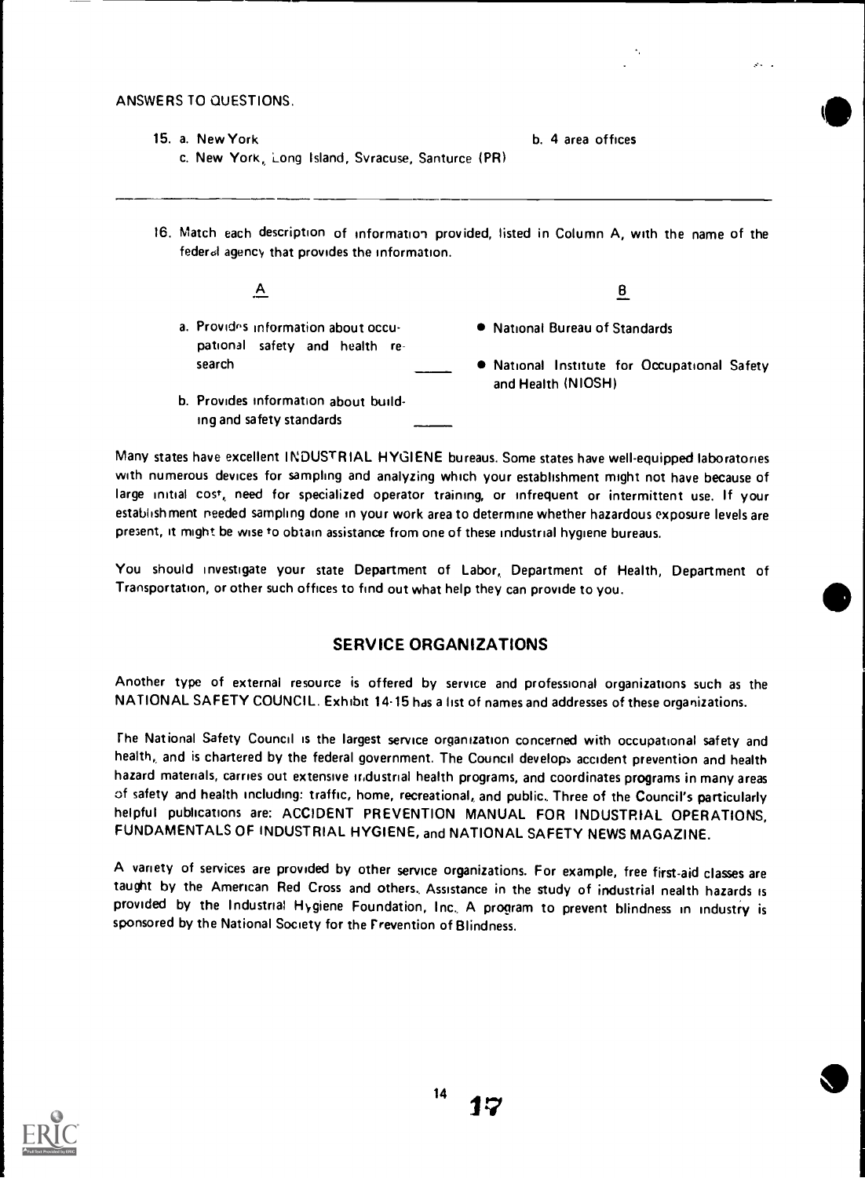ANSWERS TO QUESTIONS.

15. a. New York
    b. 4 area offices
    c. New York, Long Island, Syracuse, Santurce (PR)

---

16. Match each description of information provided, listed in Column A, with the name of the federal agency that provides the information.

| A | | B |
|---|---|---|
| a. Provides information about occupational safety and health research | ____ | • National Bureau of Standards |
| b. Provides information about building and safety standards | ____ | • National Institute for Occupational Safety and Health (NIOSH) |

Many states have excellent INDUSTRIAL HYGIENE bureaus. Some states have well-equipped laboratories with numerous devices for sampling and analyzing which your establishment might not have because of large initial cost, need for specialized operator training, or infrequent or intermittent use. If your establishment needed sampling done in your work area to determine whether hazardous exposure levels are present, it might be wise to obtain assistance from one of these industrial hygiene bureaus.

You should investigate your state Department of Labor, Department of Health, Department of Transportation, or other such offices to find out what help they can provide to you.

## SERVICE ORGANIZATIONS

Another type of external resource is offered by service and professional organizations such as the NATIONAL SAFETY COUNCIL. Exhibit 14-15 has a list of names and addresses of these organizations.

The National Safety Council is the largest service organization concerned with occupational safety and health, and is chartered by the federal government. The Council develops accident prevention and health hazard materials, carries out extensive industrial health programs, and coordinates programs in many areas of safety and health including: traffic, home, recreational, and public. Three of the Council's particularly helpful publications are: ACCIDENT PREVENTION MANUAL FOR INDUSTRIAL OPERATIONS, FUNDAMENTALS OF INDUSTRIAL HYGIENE, and NATIONAL SAFETY NEWS MAGAZINE.

A variety of services are provided by other service organizations. For example, free first-aid classes are taught by the American Red Cross and others. Assistance in the study of industrial health hazards is provided by the Industrial Hygiene Foundation, Inc. A program to prevent blindness in industry is sponsored by the National Society for the Prevention of Blindness.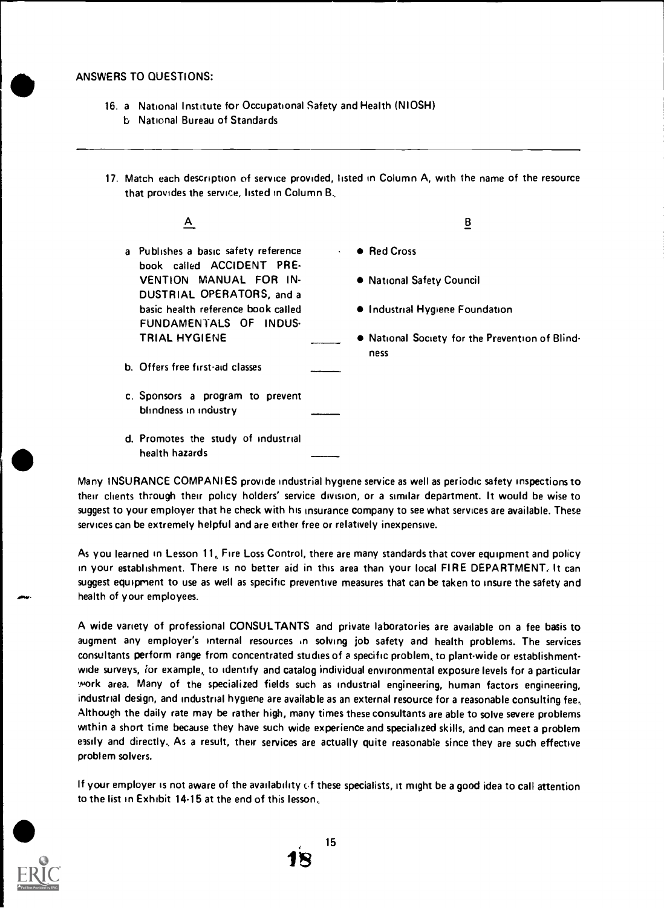ANSWERS TO QUESTIONS:

16. a National Institute for Occupational Safety and Health (NIOSH)
    b National Bureau of Standards

---

17. Match each description of service provided, listed in Column A, with the name of the resource that provides the service, listed in Column B.

| A | | B |
|---|---|---|
| a Publishes a basic safety reference book called ACCIDENT PREVENTION MANUAL FOR INDUSTRIAL OPERATORS, and a basic health reference book called FUNDAMENTALS OF INDUSTRIAL HYGIENE | _____ | • Red Cross |
| b. Offers free first-aid classes | _____ | • National Safety Council |
| c. Sponsors a program to prevent blindness in industry | _____ | • Industrial Hygiene Foundation |
| d. Promotes the study of industrial health hazards | _____ | • National Society for the Prevention of Blindness |

Many INSURANCE COMPANIES provide industrial hygiene service as well as periodic safety inspections to their clients through their policy holders' service division, or a similar department. It would be wise to suggest to your employer that he check with his insurance company to see what services are available. These services can be extremely helpful and are either free or relatively inexpensive.

As you learned in Lesson 11, Fire Loss Control, there are many standards that cover equipment and policy in your establishment. There is no better aid in this area than your local FIRE DEPARTMENT. It can suggest equipment to use as well as specific preventive measures that can be taken to insure the safety and health of your employees.

A wide variety of professional CONSULTANTS and private laboratories are available on a fee basis to augment any employer's internal resources in solving job safety and health problems. The services consultants perform range from concentrated studies of a specific problem, to plant-wide or establishment-wide surveys, for example, to identify and catalog individual environmental exposure levels for a particular work area. Many of the specialized fields such as industrial engineering, human factors engineering, industrial design, and industrial hygiene are available as an external resource for a reasonable consulting fee. Although the daily rate may be rather high, many times these consultants are able to solve severe problems within a short time because they have such wide experience and specialized skills, and can meet a problem easily and directly. As a result, their services are actually quite reasonable since they are such effective problem solvers.

If your employer is not aware of the availability of these specialists, it might be a good idea to call attention to the list in Exhibit 14-15 at the end of this lesson.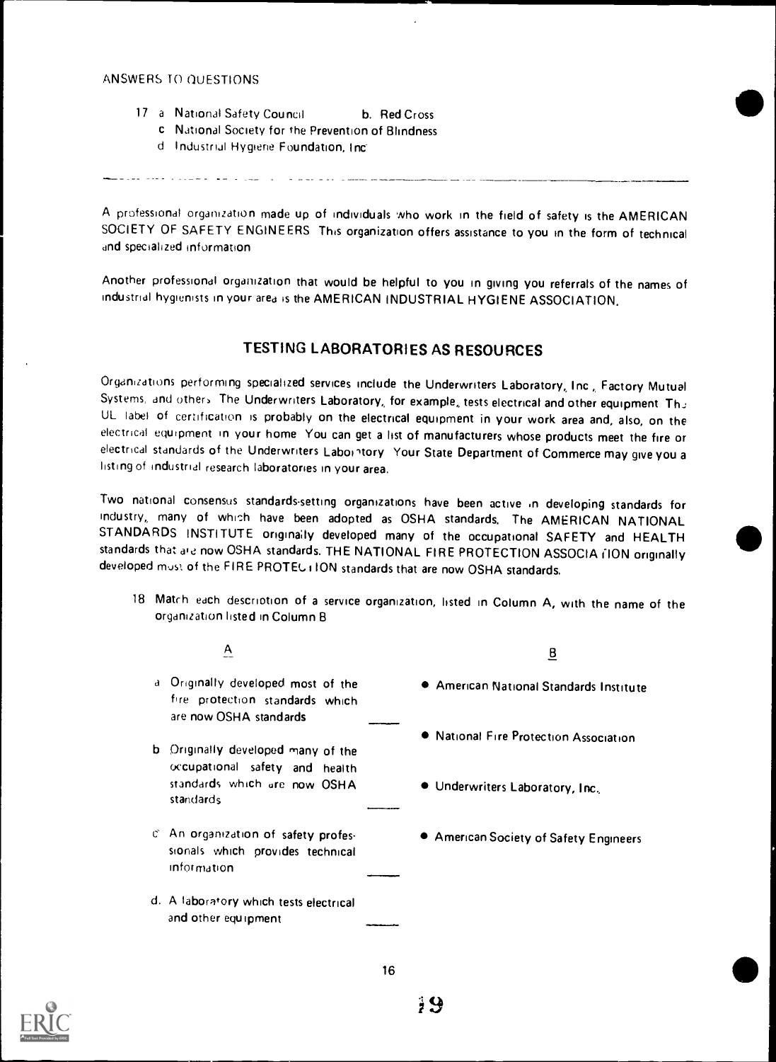ANSWERS TO QUESTIONS

17 a. National Safety Council  b. Red Cross
   c. National Society for the Prevention of Blindness
   d. Industrial Hygiene Foundation, Inc.

---

A professional organization made up of individuals who work in the field of safety is the AMERICAN SOCIETY OF SAFETY ENGINEERS. This organization offers assistance to you in the form of technical and specialized information.

Another professional organization that would be helpful to you in giving you referrals of the names of industrial hygienists in your area is the AMERICAN INDUSTRIAL HYGIENE ASSOCIATION.

## TESTING LABORATORIES AS RESOURCES

Organizations performing specialized services include the Underwriters Laboratory, Inc., Factory Mutual Systems, and others. The Underwriters Laboratory, for example, tests electrical and other equipment. The UL label of certification is probably on the electrical equipment in your work area and, also, on the electrical equipment in your home. You can get a list of manufacturers whose products meet the fire or electrical standards of the Underwriters Laboratory. Your State Department of Commerce may give you a listing of industrial research laboratories in your area.

Two national consensus standards-setting organizations have been active in developing standards for industry, many of which have been adopted as OSHA standards. The AMERICAN NATIONAL STANDARDS INSTITUTE originally developed many of the occupational SAFETY and HEALTH standards that are now OSHA standards. THE NATIONAL FIRE PROTECTION ASSOCIATION originally developed most of the FIRE PROTECTION standards that are now OSHA standards.

18 Match each description of a service organization, listed in Column A, with the name of the organization listed in Column B.

| A | | B |
|---|---|---|
| a. Originally developed most of the fire protection standards which are now OSHA standards | ____ | • American National Standards Institute |
| b. Originally developed many of the occupational safety and health standards which are now OSHA standards | ____ | • National Fire Protection Association |
| c. An organization of safety professionals which provides technical information | ____ | • Underwriters Laboratory, Inc. |
| d. A laboratory which tests electrical and other equipment | ____ | • American Society of Safety Engineers |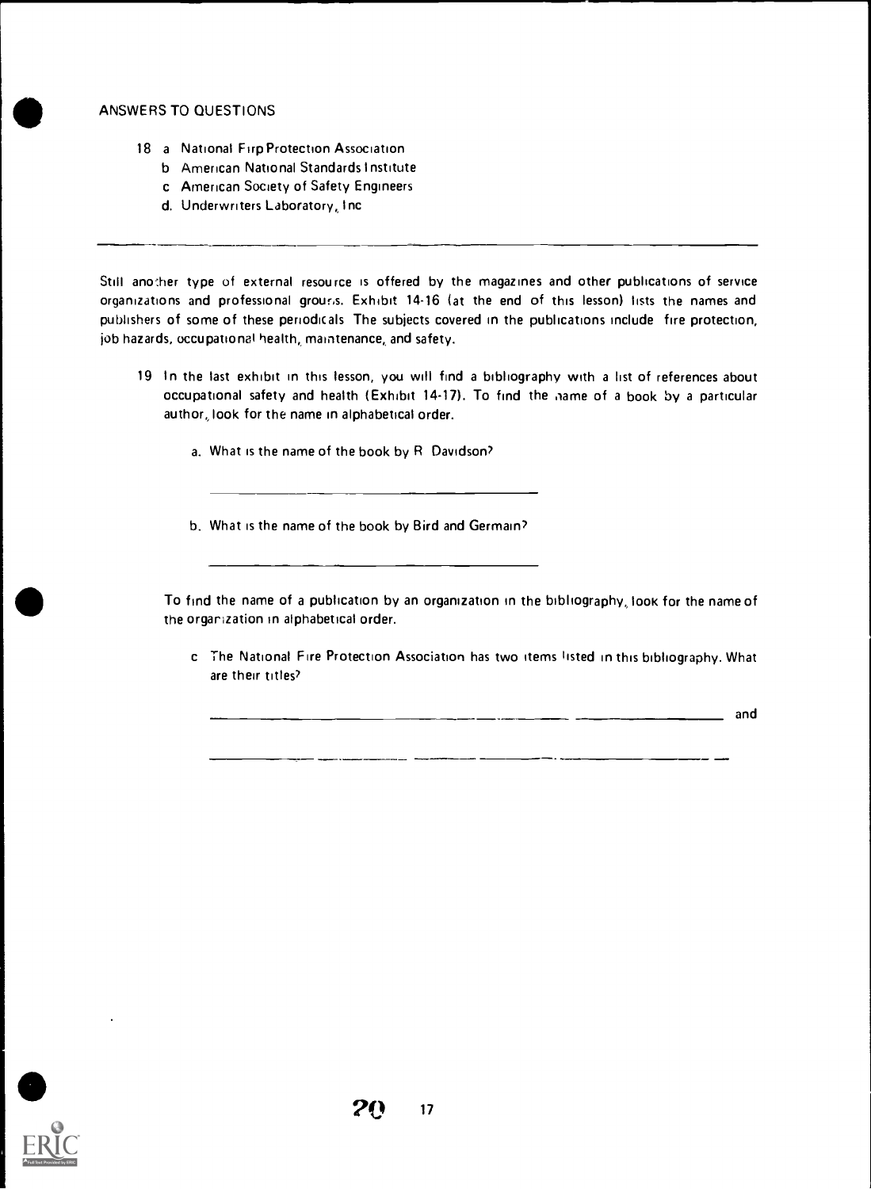ANSWERS TO QUESTIONS

18 a National Firp Protection Association
   b American National Standards Institute
   c American Society of Safety Engineers
   d. Underwriters Laboratory, Inc

---

Still another type of external resource is offered by the magazines and other publications of service organizations and professional groups. Exhibit 14-16 (at the end of this lesson) lists the names and publishers of some of these periodicals The subjects covered in the publications include fire protection, job hazards, occupational health, maintenance, and safety.

19 In the last exhibit in this lesson, you will find a bibliography with a list of references about occupational safety and health (Exhibit 14-17). To find the name of a book by a particular author, look for the name in alphabetical order.

a. What is the name of the book by R Davidson?

______________________________

b. What is the name of the book by Bird and Germain?

______________________________

To find the name of a publication by an organization in the bibliography, look for the name of the organization in alphabetical order.

c The National Fire Protection Association has two items listed in this bibliography. What are their titles?

______________________________ and

______________________________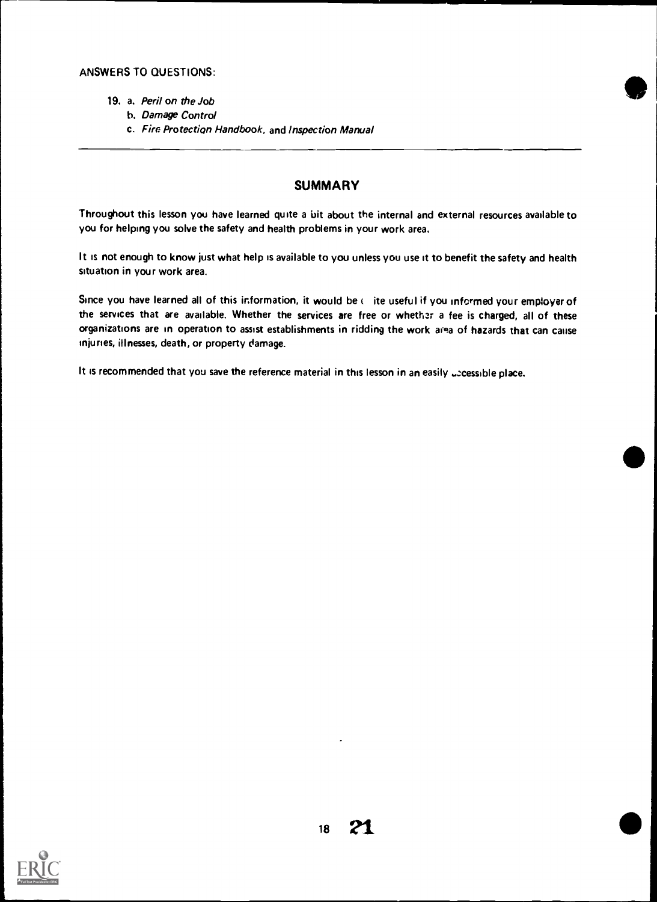ANSWERS TO QUESTIONS:

19. a. *Peril on the Job*
    b. *Damage Control*
    c. *Fire Protection Handbook*, and *Inspection Manual*

---

## SUMMARY

Throughout this lesson you have learned quite a bit about the internal and external resources available to you for helping you solve the safety and health problems in your work area.

It is not enough to know just what help is available to you unless you use it to benefit the safety and health situation in your work area.

Since you have learned all of this information, it would be quite useful if you informed your employer of the services that are available. Whether the services are free or whether a fee is charged, all of these organizations are in operation to assist establishments in ridding the work area of hazards that can cause injuries, illnesses, death, or property damage.

It is recommended that you save the reference material in this lesson in an easily accessible place.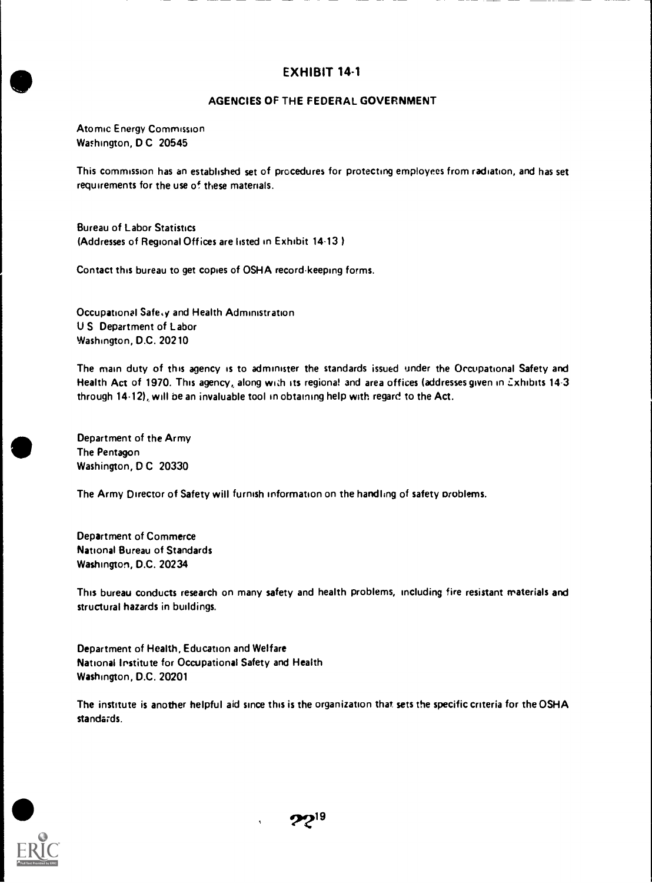# EXHIBIT 14-1

## AGENCIES OF THE FEDERAL GOVERNMENT

Atomic Energy Commission
Washington, D C 20545

This commission has an established set of procedures for protecting employees from radiation, and has set requirements for the use of these materials.

Bureau of Labor Statistics
(Addresses of Regional Offices are listed in Exhibit 14-13 )

Contact this bureau to get copies of OSHA record-keeping forms.

Occupational Safety and Health Administration
U S Department of Labor
Washington, D.C. 20210

The main duty of this agency is to administer the standards issued under the Occupational Safety and Health Act of 1970. This agency, along with its regional and area offices (addresses given in Exhibits 14-3 through 14-12), will be an invaluable tool in obtaining help with regard to the Act.

Department of the Army
The Pentagon
Washington, D C 20330

The Army Director of Safety will furnish information on the handling of safety problems.

Department of Commerce
National Bureau of Standards
Washington, D.C. 20234

This bureau conducts research on many safety and health problems, including fire resistant materials and structural hazards in buildings.

Department of Health, Education and Welfare
National Institute for Occupational Safety and Health
Washington, D.C. 20201

The institute is another helpful aid since this is the organization that sets the specific criteria for the OSHA standards.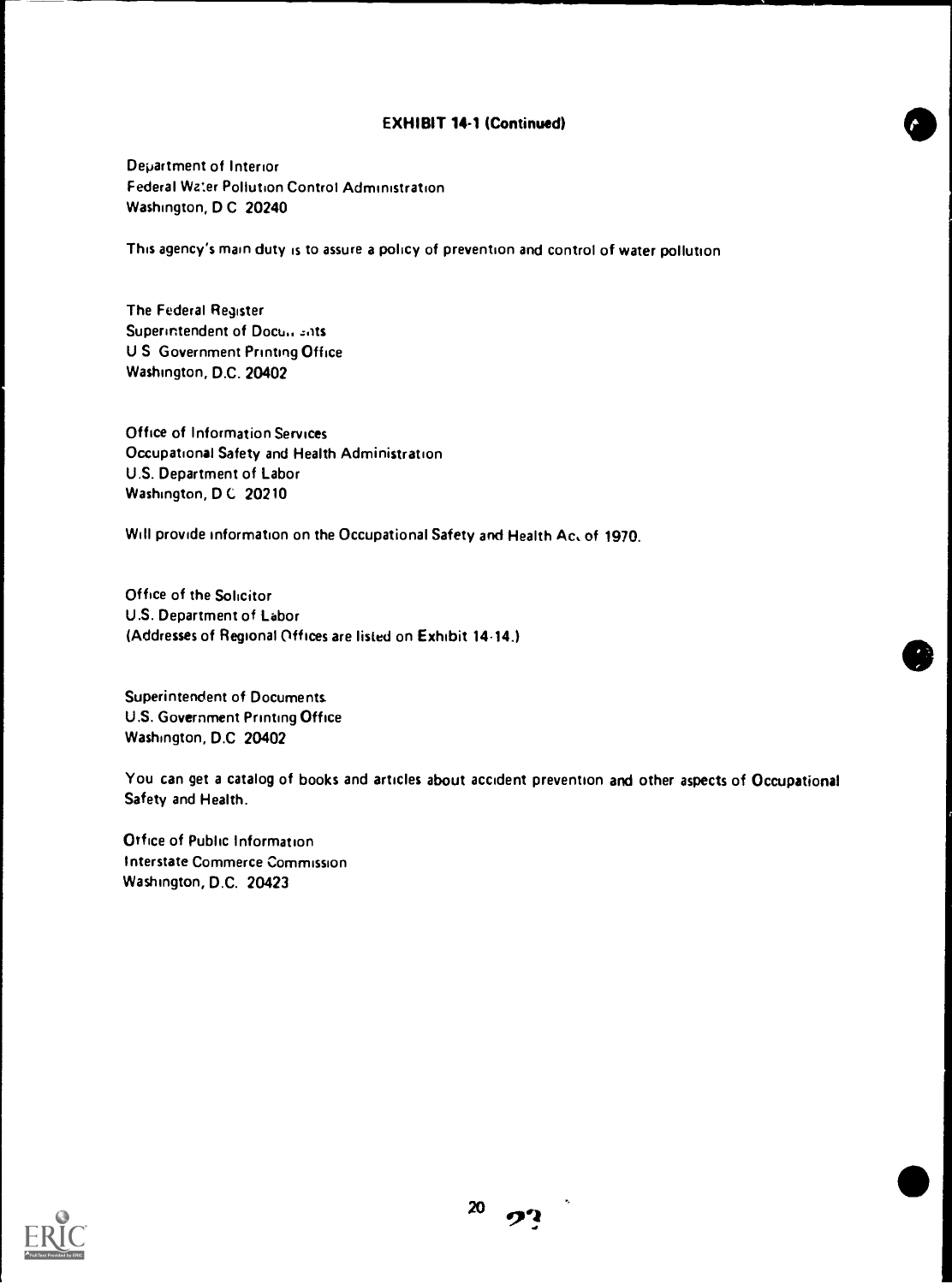**EXHIBIT 14-1 (Continued)**

Department of Interior
Federal Water Pollution Control Administration
Washington, D C 20240

This agency's main duty is to assure a policy of prevention and control of water pollution

The Federal Register
Superintendent of Documents
U S Government Printing Office
Washington, D.C. 20402

Office of Information Services
Occupational Safety and Health Administration
U.S. Department of Labor
Washington, D C 20210

Will provide information on the Occupational Safety and Health Act of 1970.

Office of the Solicitor
U.S. Department of Labor
(Addresses of Regional Offices are listed on Exhibit 14-14.)

Superintendent of Documents
U.S. Government Printing Office
Washington, D.C 20402

You can get a catalog of books and articles about accident prevention and other aspects of Occupational Safety and Health.

Office of Public Information
Interstate Commerce Commission
Washington, D.C. 20423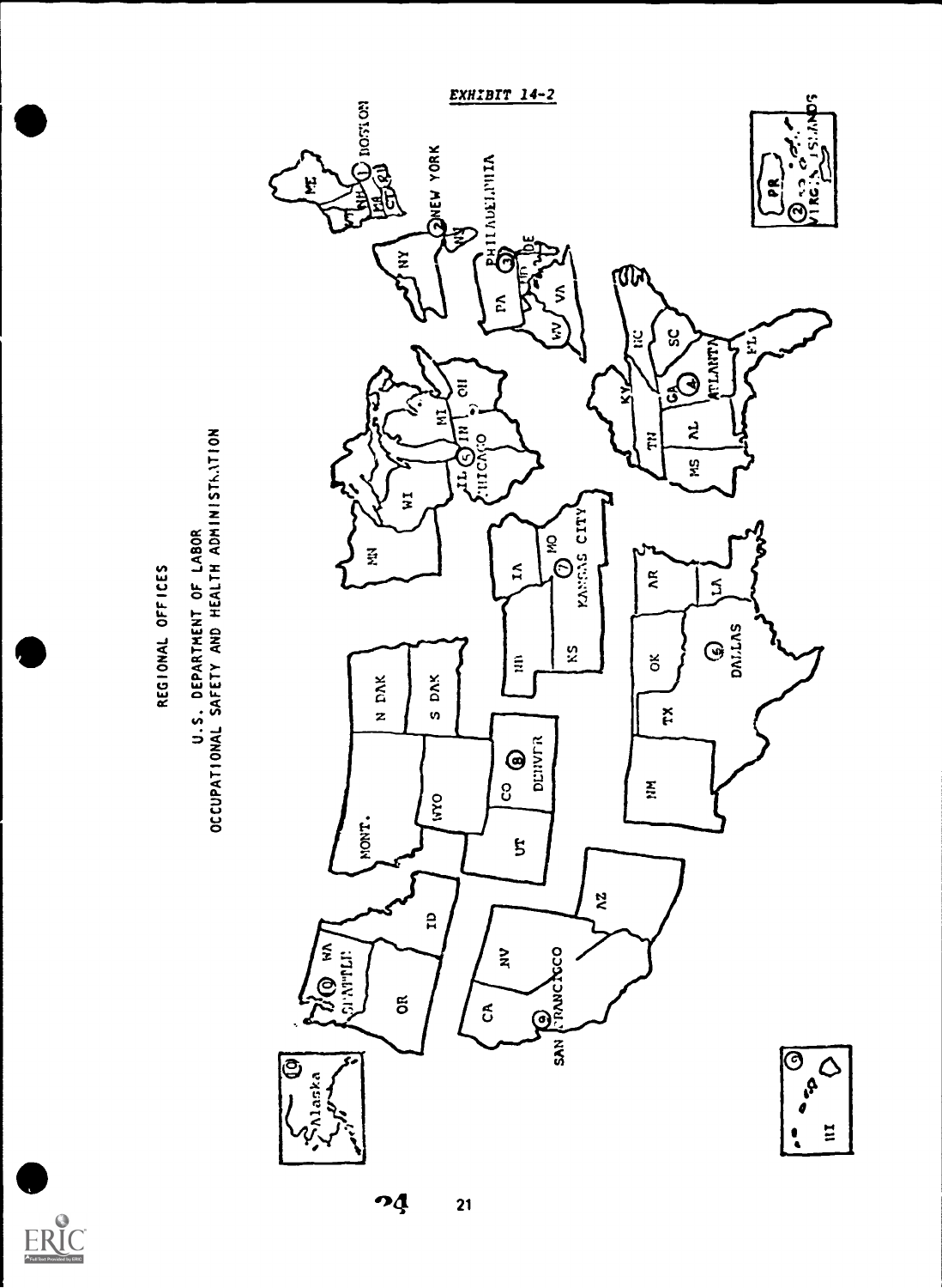*EXHIBIT 14-2*

# REGIONAL OFFICES

## U.S. DEPARTMENT OF LABOR
## OCCUPATIONAL SAFETY AND HEALTH ADMINISTRATION

1 BOSTON — ME, NH, VT, MA, CT, RI

2 NEW YORK — NY, NJ, PR, VIRGIN ISLANDS

3 PHILADELPHIA — PA, MD, DE, VA, WV

4 ATLANTA — KY, TN, NC, SC, GA, AL, MS, FL

5 CHICAGO — MN, WI, MI, IL, IN, OH

6 DALLAS — NM, TX, OK, AR, LA

7 KANSAS CITY — NE, IA, KS, MO

8 DENVER — MONT., N DAK, S DAK, WYO, UT, CO

9 SAN FRANCISCO — CA, NV, AZ, HI

10 SEATTLE — WA, OR, ID, Alaska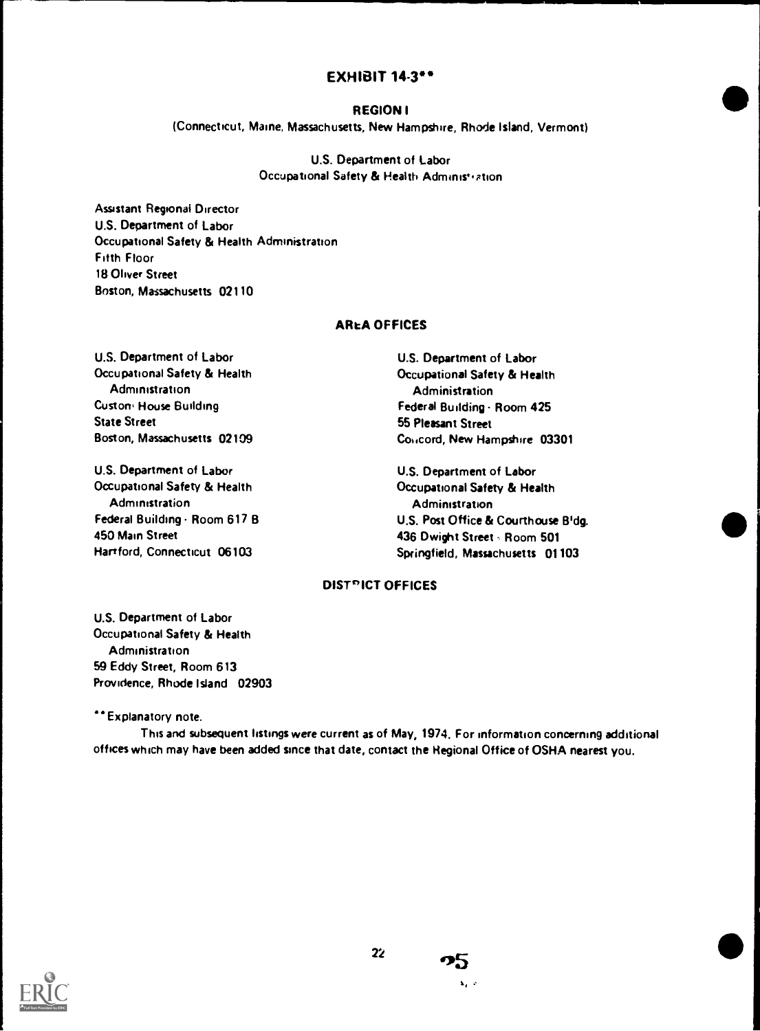# EXHIBIT 14-3**

## REGION I

(Connecticut, Maine, Massachusetts, New Hampshire, Rhode Island, Vermont)

U.S. Department of Labor
Occupational Safety & Health Administration

Assistant Regional Director
U.S. Department of Labor
Occupational Safety & Health Administration
Fifth Floor
18 Oliver Street
Boston, Massachusetts 02110

### AREA OFFICES

U.S. Department of Labor
Occupational Safety & Health Administration
Custom House Building
State Street
Boston, Massachusetts 02109

U.S. Department of Labor
Occupational Safety & Health Administration
Federal Building - Room 617 B
450 Main Street
Hartford, Connecticut 06103

U.S. Department of Labor
Occupational Safety & Health Administration
Federal Building - Room 425
55 Pleasant Street
Concord, New Hampshire 03301

U.S. Department of Labor
Occupational Safety & Health Administration
U.S. Post Office & Courthouse B'dg.
436 Dwight Street - Room 501
Springfield, Massachusetts 01103

### DISTRICT OFFICES

U.S. Department of Labor
Occupational Safety & Health Administration
59 Eddy Street, Room 613
Providence, Rhode Island 02903

**Explanatory note.

This and subsequent listings were current as of May, 1974. For information concerning additional offices which may have been added since that date, contact the Regional Office of OSHA nearest you.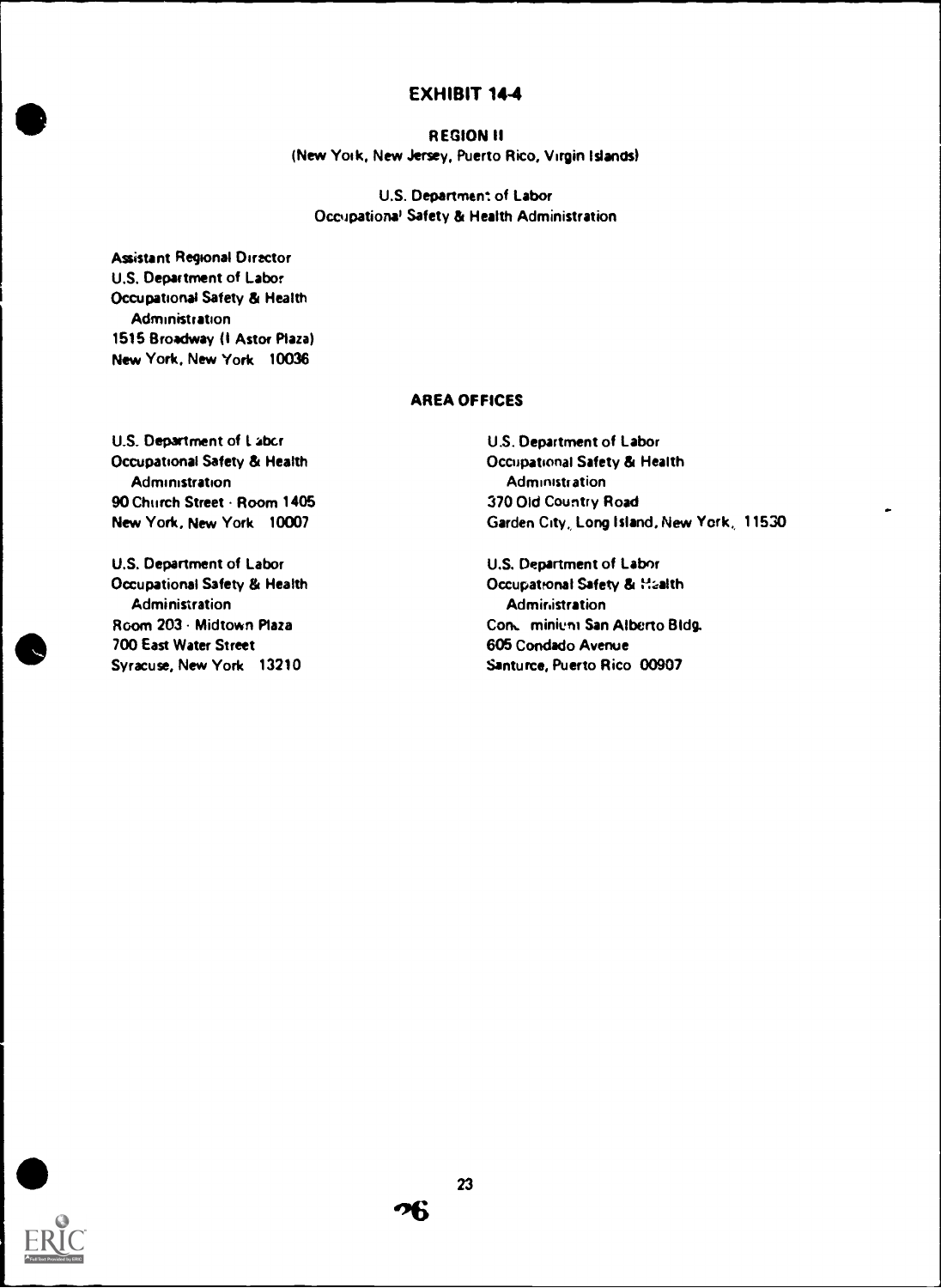## EXHIBIT 14-4

**REGION II**
(New York, New Jersey, Puerto Rico, Virgin Islands)

U.S. Department of Labor
Occupational Safety & Health Administration

Assistant Regional Director
U.S. Department of Labor
Occupational Safety & Health
Administration
1515 Broadway (1 Astor Plaza)
New York, New York 10036

### AREA OFFICES

U.S. Department of Labor
Occupational Safety & Health
Administration
90 Church Street - Room 1405
New York, New York 10007

U.S. Department of Labor
Occupational Safety & Health
Administration
Room 203 - Midtown Plaza
700 East Water Street
Syracuse, New York 13210

U.S. Department of Labor
Occupational Safety & Health
Administration
370 Old Country Road
Garden City, Long Island, New York 11530

U.S. Department of Labor
Occupational Safety & Health
Administration
Condominium San Alberto Bldg.
605 Condado Avenue
Santurce, Puerto Rico 00907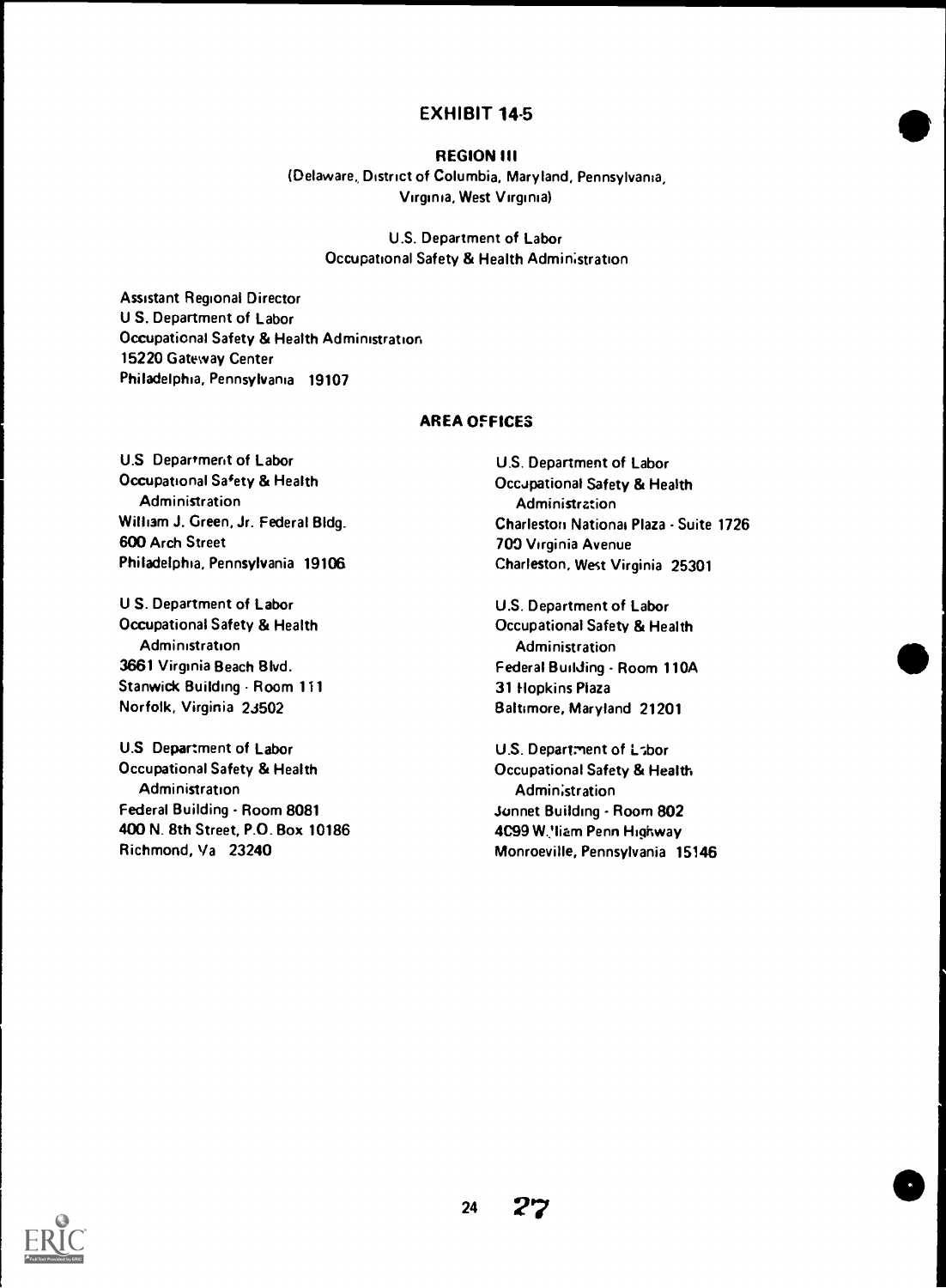## EXHIBIT 14-5

### REGION III

(Delaware, District of Columbia, Maryland, Pennsylvania, Virginia, West Virginia)

U.S. Department of Labor
Occupational Safety & Health Administration

Assistant Regional Director
U S. Department of Labor
Occupational Safety & Health Administration
15220 Gateway Center
Philadelphia, Pennsylvania 19107

### AREA OFFICES

U.S Department of Labor
Occupational Safety & Health Administration
William J. Green, Jr. Federal Bldg.
600 Arch Street
Philadelphia, Pennsylvania 19106

U S. Department of Labor
Occupational Safety & Health Administration
3661 Virginia Beach Blvd.
Stanwick Building - Room 111
Norfolk, Virginia 23502

U.S Department of Labor
Occupational Safety & Health Administration
Federal Building - Room 8081
400 N. 8th Street, P.O. Box 10186
Richmond, Va 23240

U.S. Department of Labor
Occupational Safety & Health Administration
Charleston National Plaza - Suite 1726
700 Virginia Avenue
Charleston, West Virginia 25301

U.S. Department of Labor
Occupational Safety & Health Administration
Federal Building - Room 110A
31 Hopkins Plaza
Baltimore, Maryland 21201

U.S. Department of Labor
Occupational Safety & Health Administration
Jonnet Building - Room 802
4C99 William Penn Highway
Monroeville, Pennsylvania 15146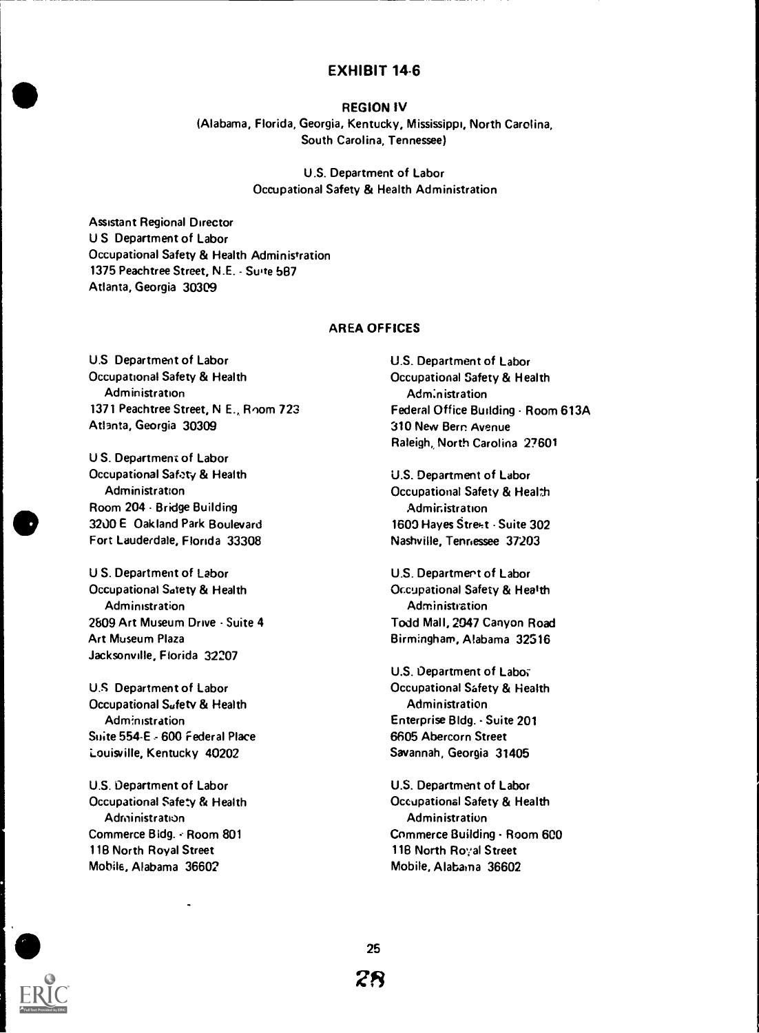## EXHIBIT 14-6

**REGION IV**

(Alabama, Florida, Georgia, Kentucky, Mississippi, North Carolina, South Carolina, Tennessee)

U.S. Department of Labor
Occupational Safety & Health Administration

Assistant Regional Director
U S Department of Labor
Occupational Safety & Health Administration
1375 Peachtree Street, N.E. - Suite 587
Atlanta, Georgia 30309

### AREA OFFICES

U.S Department of Labor
Occupational Safety & Health Administration
1371 Peachtree Street, N E., Room 723
Atlanta, Georgia 30309

U S. Department of Labor
Occupational Safety & Health Administration
Room 204 - Bridge Building
3200 E Oakland Park Boulevard
Fort Lauderdale, Florida 33308

U S. Department of Labor
Occupational Safety & Health Administration
2809 Art Museum Drive - Suite 4
Art Museum Plaza
Jacksonville, Florida 32207

U.S Department of Labor
Occupational Safety & Health Administration
Suite 554-E - 600 Federal Place
Louisville, Kentucky 40202

U.S. Department of Labor
Occupational Safety & Health Administration
Commerce Bldg. - Room 801
118 North Royal Street
Mobile, Alabama 36602

U.S. Department of Labor
Occupational Safety & Health Administration
Federal Office Building - Room 613A
310 New Bern Avenue
Raleigh, North Carolina 27601

U.S. Department of Labor
Occupational Safety & Health Administration
1600 Hayes Street - Suite 302
Nashville, Tennessee 37203

U.S. Department of Labor
Occupational Safety & Health Administration
Todd Mall, 2047 Canyon Road
Birmingham, Alabama 32516

U.S. Department of Labor
Occupational Safety & Health Administration
Enterprise Bldg. - Suite 201
6605 Abercorn Street
Savannah, Georgia 31405

U.S. Department of Labor
Occupational Safety & Health Administration
Commerce Building - Room 600
118 North Royal Street
Mobile, Alabama 36602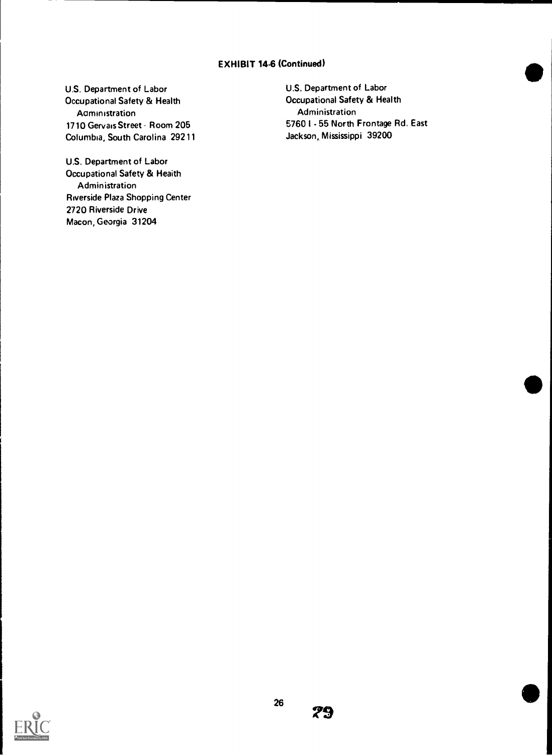**EXHIBIT 14-6 (Continued)**

U.S. Department of Labor
Occupational Safety & Health
Administration
1710 Gervais Street - Room 205
Columbia, South Carolina 29211

U.S. Department of Labor
Occupational Safety & Health
Administration
Riverside Plaza Shopping Center
2720 Riverside Drive
Macon, Georgia 31204

U.S. Department of Labor
Occupational Safety & Health
Administration
5760 I - 55 North Frontage Rd. East
Jackson, Mississippi 39200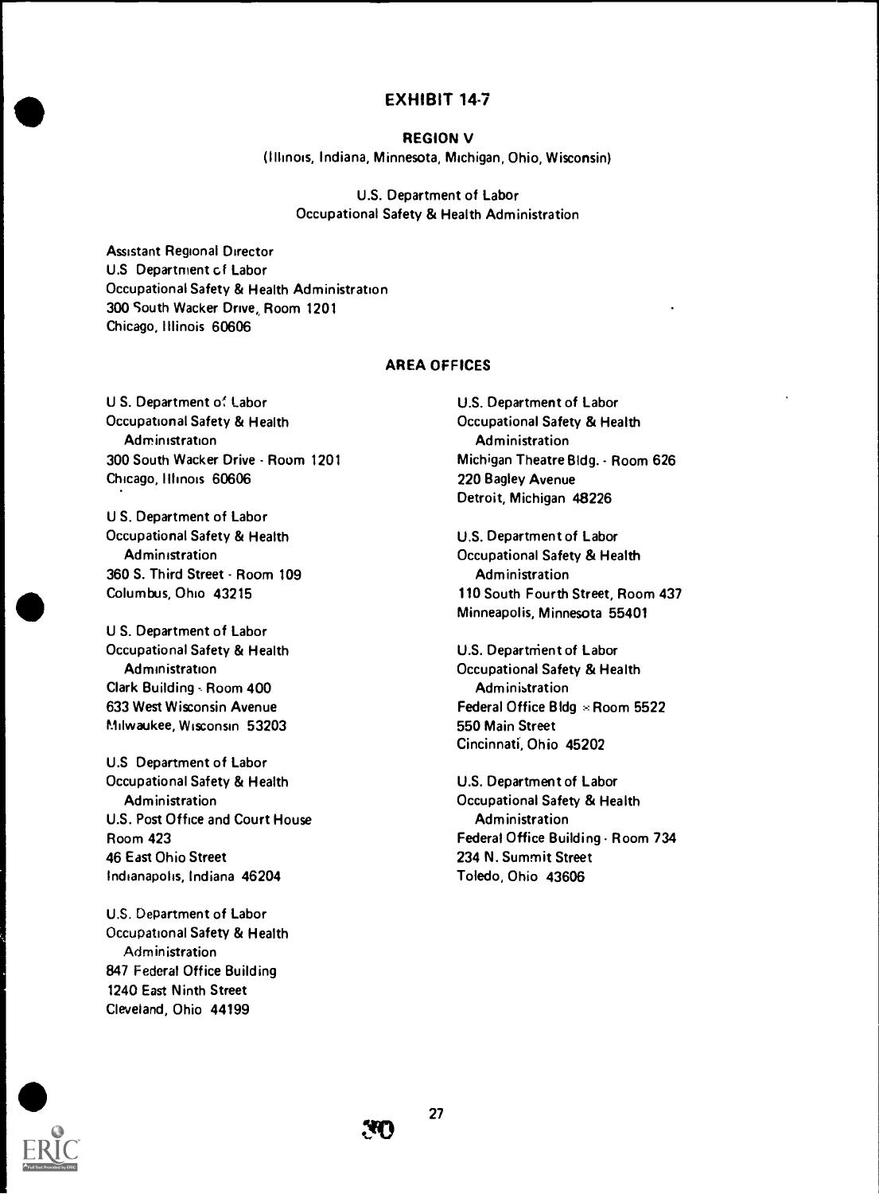# EXHIBIT 14-7

## REGION V

(Illinois, Indiana, Minnesota, Michigan, Ohio, Wisconsin)

U.S. Department of Labor
Occupational Safety & Health Administration

Assistant Regional Director
U.S Department of Labor
Occupational Safety & Health Administration
300 South Wacker Drive, Room 1201
Chicago, Illinois 60606

### AREA OFFICES

U S. Department of Labor
Occupational Safety & Health
Administration
300 South Wacker Drive - Room 1201
Chicago, Illinois 60606

U S. Department of Labor
Occupational Safety & Health
Administration
360 S. Third Street - Room 109
Columbus, Ohio 43215

U S. Department of Labor
Occupational Safety & Health
Administration
Clark Building - Room 400
633 West Wisconsin Avenue
Milwaukee, Wisconsin 53203

U.S Department of Labor
Occupational Safety & Health
Administration
U.S. Post Office and Court House
Room 423
46 East Ohio Street
Indianapolis, Indiana 46204

U.S. Department of Labor
Occupational Safety & Health
Administration
847 Federal Office Building
1240 East Ninth Street
Cleveland, Ohio 44199

U.S. Department of Labor
Occupational Safety & Health
Administration
Michigan Theatre Bldg. - Room 626
220 Bagley Avenue
Detroit, Michigan 48226

U.S. Department of Labor
Occupational Safety & Health
Administration
110 South Fourth Street, Room 437
Minneapolis, Minnesota 55401

U.S. Department of Labor
Occupational Safety & Health
Administration
Federal Office Bldg - Room 5522
550 Main Street
Cincinnati, Ohio 45202

U.S. Department of Labor
Occupational Safety & Health
Administration
Federal Office Building - Room 734
234 N. Summit Street
Toledo, Ohio 43606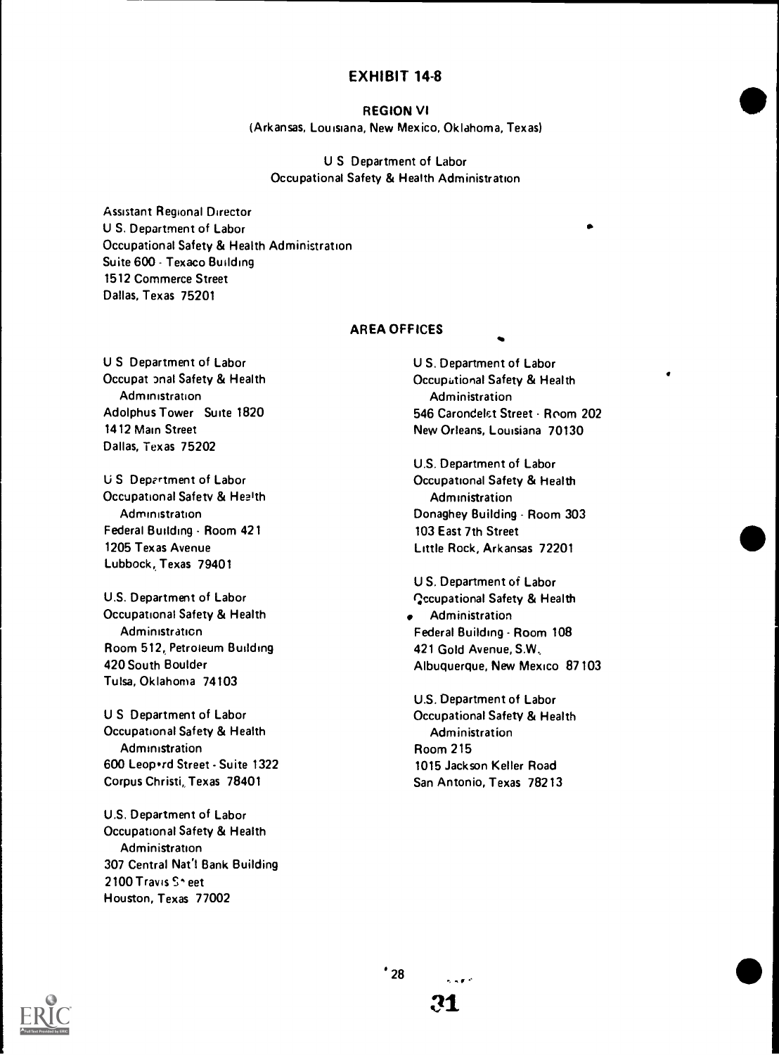# EXHIBIT 14-8

## REGION VI

(Arkansas, Louisiana, New Mexico, Oklahoma, Texas)

U S Department of Labor
Occupational Safety & Health Administration

Assistant Regional Director
U S. Department of Labor
Occupational Safety & Health Administration
Suite 600 - Texaco Building
1512 Commerce Street
Dallas, Texas 75201

### AREA OFFICES

U S Department of Labor
Occupational Safety & Health
Administration
Adolphus Tower Suite 1820
1412 Main Street
Dallas, Texas 75202

U S Department of Labor
Occupational Safety & Health
Administration
Federal Building - Room 421
1205 Texas Avenue
Lubbock, Texas 79401

U.S. Department of Labor
Occupational Safety & Health
Administration
Room 512, Petroleum Building
420 South Boulder
Tulsa, Oklahoma 74103

U S Department of Labor
Occupational Safety & Health
Administration
600 Leopard Street - Suite 1322
Corpus Christi, Texas 78401

U.S. Department of Labor
Occupational Safety & Health
Administration
307 Central Nat'l Bank Building
2100 Travis Street
Houston, Texas 77002

U S. Department of Labor
Occupational Safety & Health
Administration
546 Carondelet Street - Room 202
New Orleans, Louisiana 70130

U.S. Department of Labor
Occupational Safety & Health
Administration
Donaghey Building - Room 303
103 East 7th Street
Little Rock, Arkansas 72201

U S. Department of Labor
Occupational Safety & Health
Administration
Federal Building - Room 108
421 Gold Avenue, S.W.
Albuquerque, New Mexico 87103

U.S. Department of Labor
Occupational Safety & Health
Administration
Room 215
1015 Jackson Keller Road
San Antonio, Texas 78213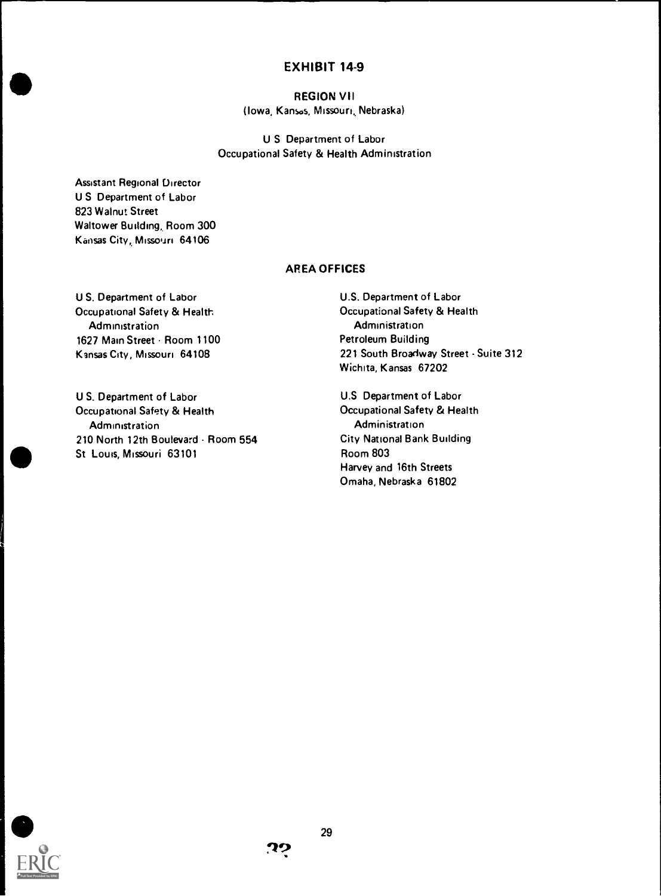# EXHIBIT 14-9

## REGION VII

(Iowa, Kansas, Missouri, Nebraska)

U S Department of Labor
Occupational Safety & Health Administration

Assistant Regional Director
U S Department of Labor
823 Walnut Street
Waltower Building, Room 300
Kansas City, Missouri 64106

### AREA OFFICES

U S. Department of Labor
Occupational Safety & Health
Administration
1627 Main Street - Room 1100
Kansas City, Missouri 64108

U S. Department of Labor
Occupational Safety & Health
Administration
210 North 12th Boulevard - Room 554
St Louis, Missouri 63101

U.S. Department of Labor
Occupational Safety & Health
Administration
Petroleum Building
221 South Broadway Street - Suite 312
Wichita, Kansas 67202

U.S Department of Labor
Occupational Safety & Health
Administration
City National Bank Building
Room 803
Harvey and 16th Streets
Omaha, Nebraska 61802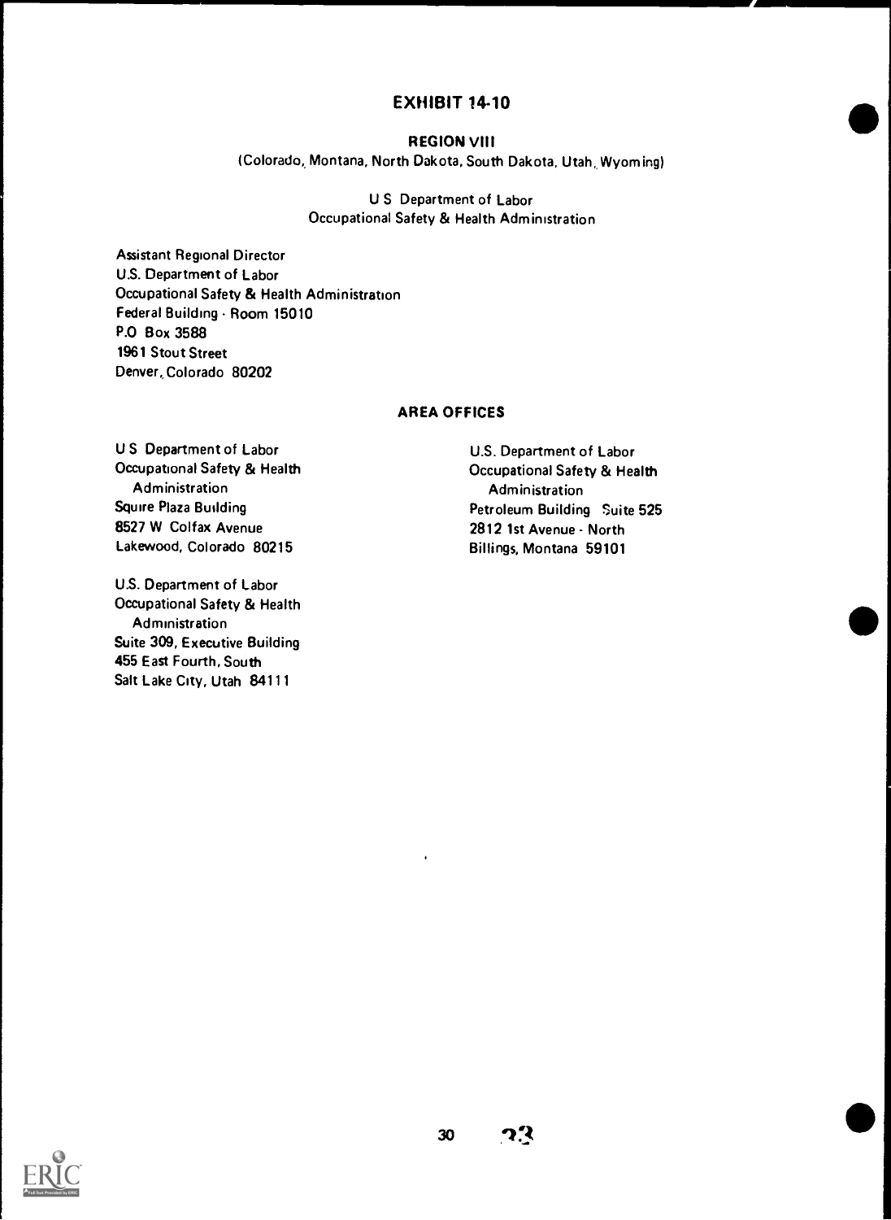## EXHIBIT 14-10

### REGION VIII

(Colorado, Montana, North Dakota, South Dakota, Utah, Wyoming)

U S Department of Labor
Occupational Safety & Health Administration

Assistant Regional Director
U.S. Department of Labor
Occupational Safety & Health Administration
Federal Building - Room 15010
P.O Box 3588
1961 Stout Street
Denver, Colorado 80202

### AREA OFFICES

U S Department of Labor
Occupational Safety & Health
Administration
Squire Plaza Building
8527 W Colfax Avenue
Lakewood, Colorado 80215

U.S. Department of Labor
Occupational Safety & Health
Administration
Suite 309, Executive Building
455 East Fourth, South
Salt Lake City, Utah 84111

U.S. Department of Labor
Occupational Safety & Health
Administration
Petroleum Building Suite 525
2812 1st Avenue - North
Billings, Montana 59101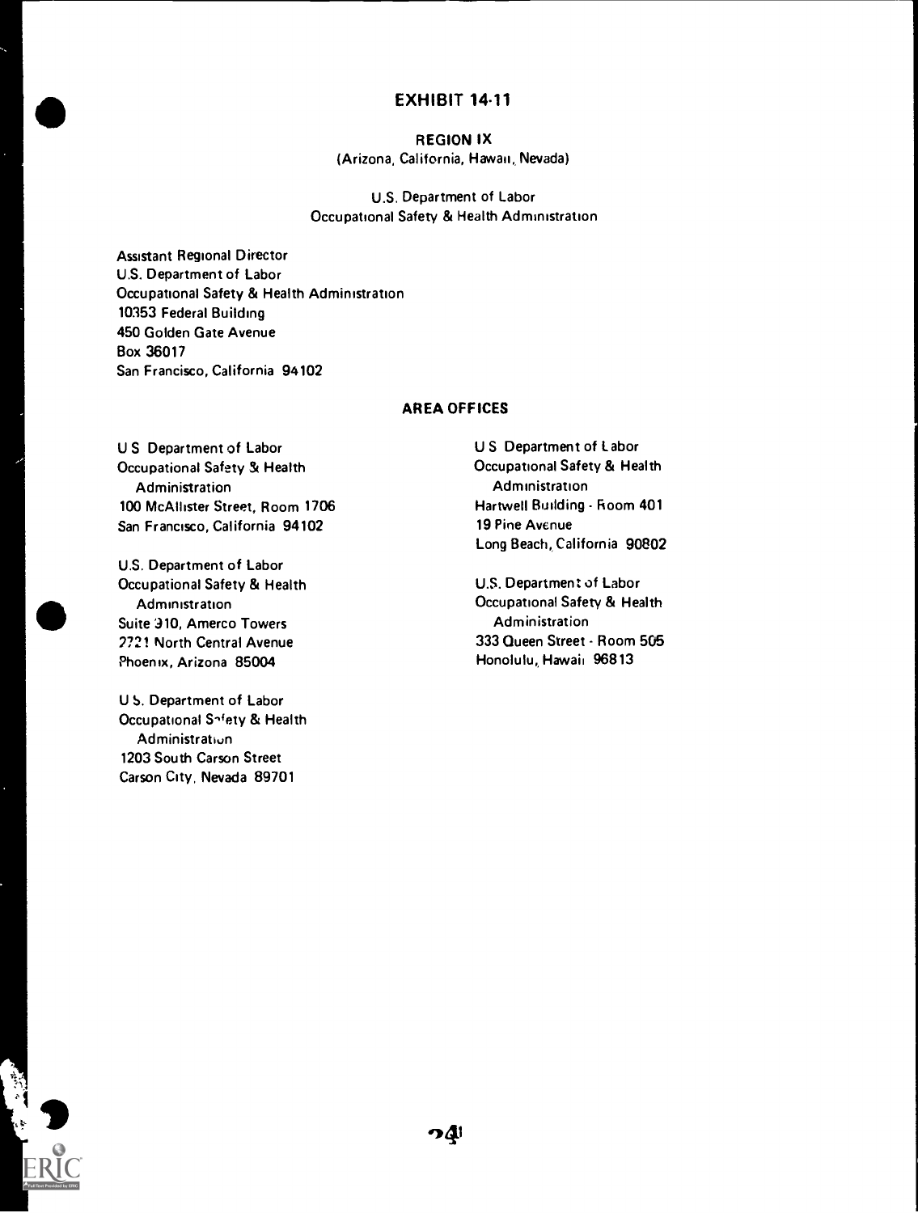# EXHIBIT 14-11

## REGION IX
(Arizona, California, Hawaii, Nevada)

U.S. Department of Labor
Occupational Safety & Health Administration

Assistant Regional Director
U.S. Department of Labor
Occupational Safety & Health Administration
10353 Federal Building
450 Golden Gate Avenue
Box 36017
San Francisco, California 94102

### AREA OFFICES

U S Department of Labor
Occupational Safety & Health
Administration
100 McAllister Street, Room 1706
San Francisco, California 94102

U.S. Department of Labor
Occupational Safety & Health
Administration
Suite 310, Amerco Towers
2721 North Central Avenue
Phoenix, Arizona 85004

U S. Department of Labor
Occupational Safety & Health
Administration
1203 South Carson Street
Carson City, Nevada 89701

U S Department of Labor
Occupational Safety & Health
Administration
Hartwell Building - Room 401
19 Pine Avenue
Long Beach, California 90802

U.S. Department of Labor
Occupational Safety & Health
Administration
333 Queen Street - Room 505
Honolulu, Hawaii 96813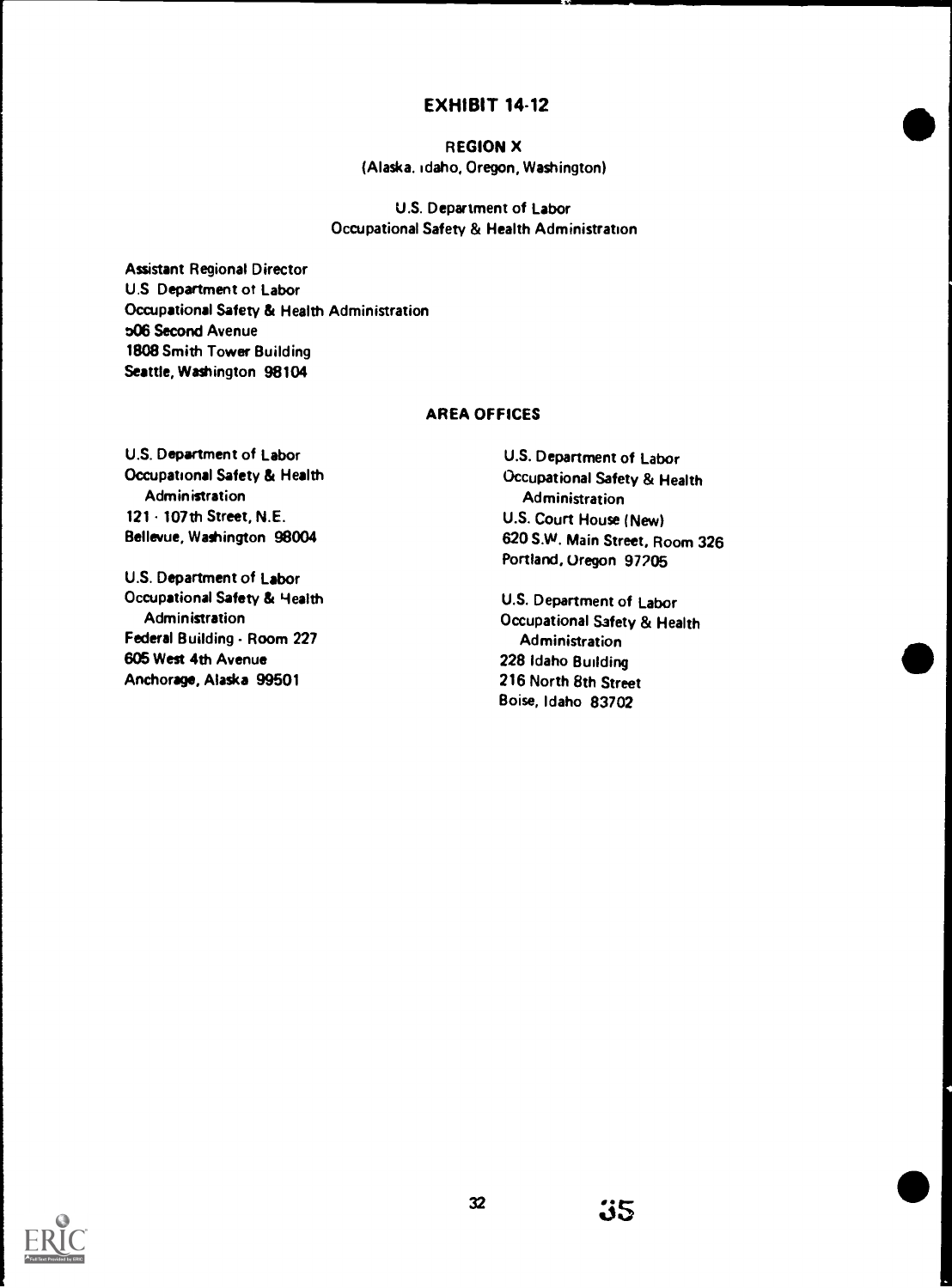# EXHIBIT 14-12

## REGION X

(Alaska, Idaho, Oregon, Washington)

U.S. Department of Labor
Occupational Safety & Health Administration

Assistant Regional Director
U.S Department of Labor
Occupational Safety & Health Administration
506 Second Avenue
1808 Smith Tower Building
Seattle, Washington 98104

### AREA OFFICES

U.S. Department of Labor
Occupational Safety & Health
Administration
121 - 107th Street, N.E.
Bellevue, Washington 98004

U.S. Department of Labor
Occupational Safety & Health
Administration
Federal Building - Room 227
605 West 4th Avenue
Anchorage, Alaska 99501

U.S. Department of Labor
Occupational Safety & Health
Administration
U.S. Court House (New)
620 S.W. Main Street, Room 326
Portland, Oregon 97205

U.S. Department of Labor
Occupational Safety & Health
Administration
228 Idaho Building
216 North 8th Street
Boise, Idaho 83702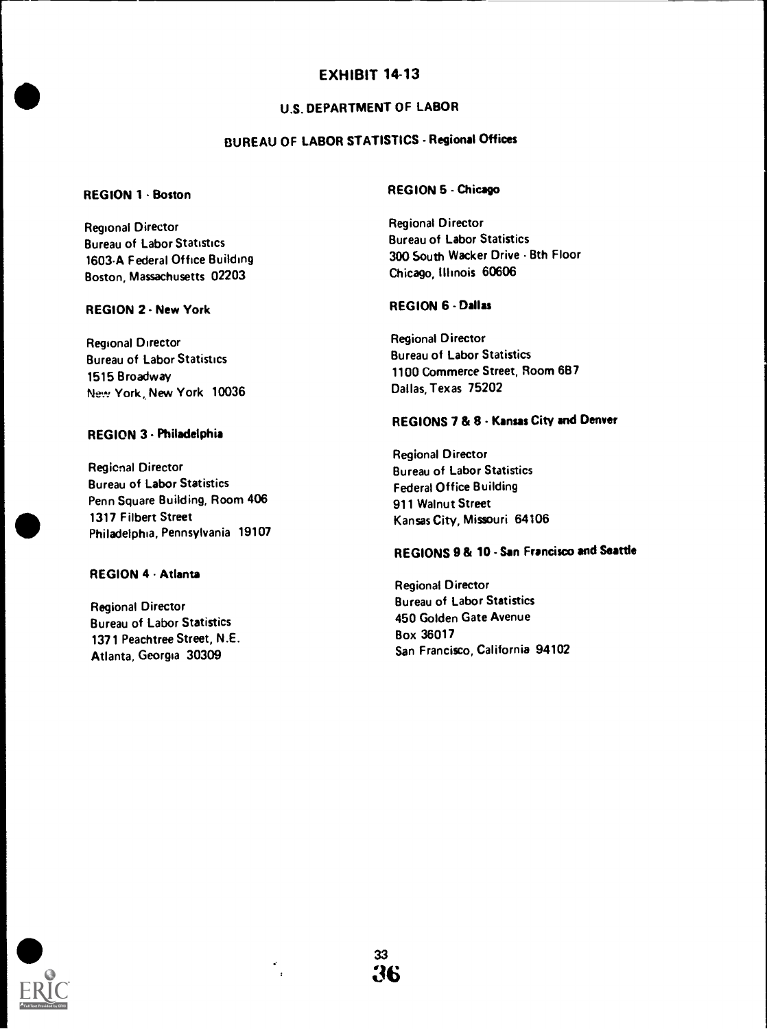# EXHIBIT 14-13

## U.S. DEPARTMENT OF LABOR

## BUREAU OF LABOR STATISTICS - Regional Offices

**REGION 1 - Boston**

Regional Director
Bureau of Labor Statistics
1603-A Federal Office Building
Boston, Massachusetts 02203

**REGION 2 - New York**

Regional Director
Bureau of Labor Statistics
1515 Broadway
New York, New York 10036

**REGION 3 - Philadelphia**

Regional Director
Bureau of Labor Statistics
Penn Square Building, Room 406
1317 Filbert Street
Philadelphia, Pennsylvania 19107

**REGION 4 - Atlanta**

Regional Director
Bureau of Labor Statistics
1371 Peachtree Street, N.E.
Atlanta, Georgia 30309

**REGION 5 - Chicago**

Regional Director
Bureau of Labor Statistics
300 South Wacker Drive - 8th Floor
Chicago, Illinois 60606

**REGION 6 - Dallas**

Regional Director
Bureau of Labor Statistics
1100 Commerce Street, Room 6B7
Dallas, Texas 75202

**REGIONS 7 & 8 - Kansas City and Denver**

Regional Director
Bureau of Labor Statistics
Federal Office Building
911 Walnut Street
Kansas City, Missouri 64106

**REGIONS 9 & 10 - San Francisco and Seattle**

Regional Director
Bureau of Labor Statistics
450 Golden Gate Avenue
Box 36017
San Francisco, California 94102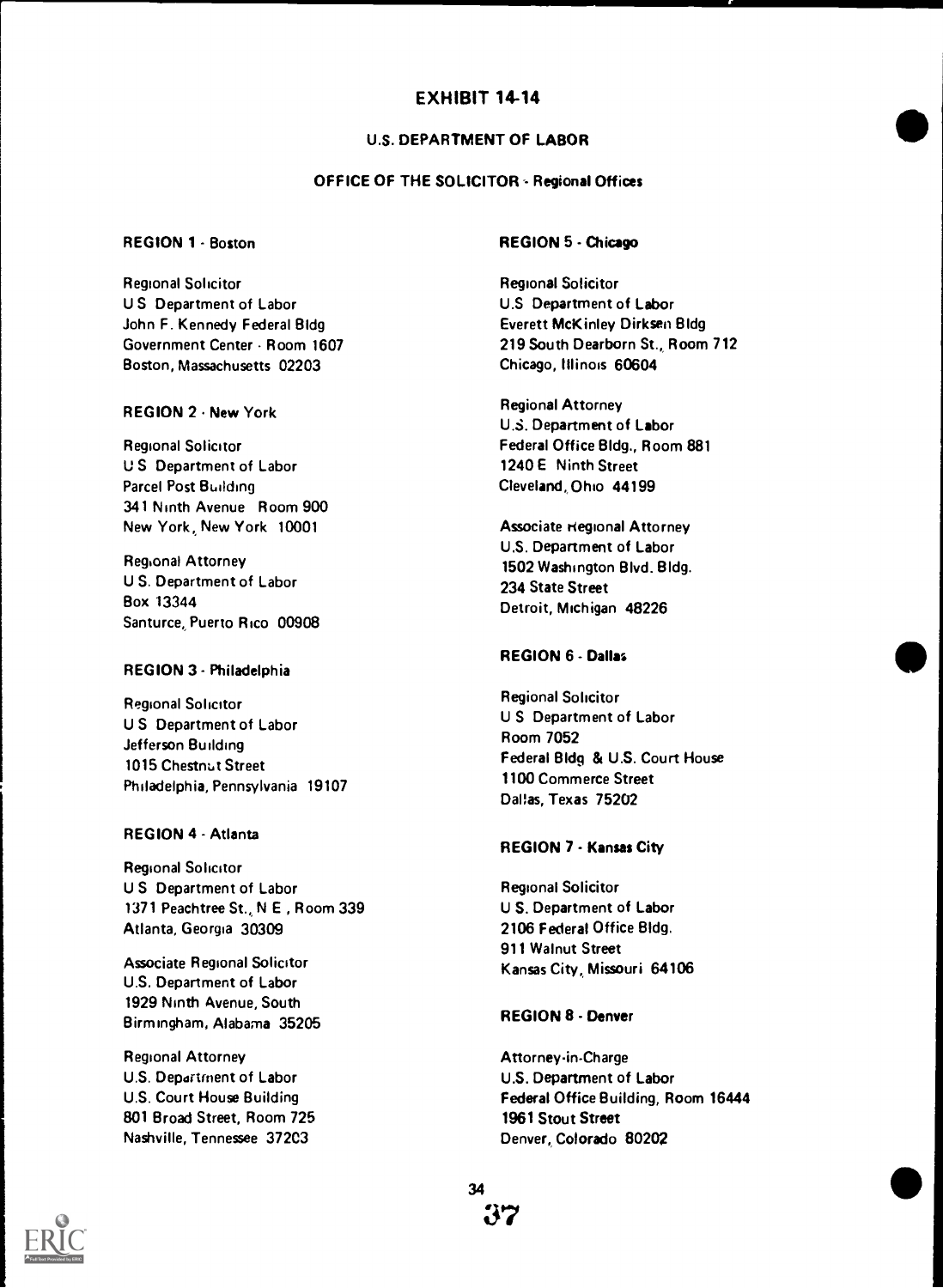# EXHIBIT 14-14

## U.S. DEPARTMENT OF LABOR

### OFFICE OF THE SOLICITOR - Regional Offices

#### REGION 1 - Boston

Regional Solicitor
U S Department of Labor
John F. Kennedy Federal Bldg
Government Center - Room 1607
Boston, Massachusetts 02203

#### REGION 2 - New York

Regional Solicitor
U S Department of Labor
Parcel Post Building
341 Ninth Avenue Room 900
New York, New York 10001

Regional Attorney
U S. Department of Labor
Box 13344
Santurce, Puerto Rico 00908

#### REGION 3 - Philadelphia

Regional Solicitor
U S Department of Labor
Jefferson Building
1015 Chestnut Street
Philadelphia, Pennsylvania 19107

#### REGION 4 - Atlanta

Regional Solicitor
U S Department of Labor
1371 Peachtree St., N E , Room 339
Atlanta, Georgia 30309

Associate Regional Solicitor
U.S. Department of Labor
1929 Ninth Avenue, South
Birmingham, Alabama 35205

Regional Attorney
U.S. Department of Labor
U.S. Court House Building
801 Broad Street, Room 725
Nashville, Tennessee 37203

#### REGION 5 - Chicago

Regional Solicitor
U.S Department of Labor
Everett McKinley Dirksen Bldg
219 South Dearborn St., Room 712
Chicago, Illinois 60604

Regional Attorney
U.S. Department of Labor
Federal Office Bldg., Room 881
1240 E Ninth Street
Cleveland, Ohio 44199

Associate Regional Attorney
U.S. Department of Labor
1502 Washington Blvd. Bldg.
234 State Street
Detroit, Michigan 48226

#### REGION 6 - Dallas

Regional Solicitor
U S Department of Labor
Room 7052
Federal Bldg & U.S. Court House
1100 Commerce Street
Dallas, Texas 75202

#### REGION 7 - Kansas City

Regional Solicitor
U S. Department of Labor
2106 Federal Office Bldg.
911 Walnut Street
Kansas City, Missouri 64106

#### REGION 8 - Denver

Attorney-in-Charge
U.S. Department of Labor
Federal Office Building, Room 16444
1961 Stout Street
Denver, Colorado 80202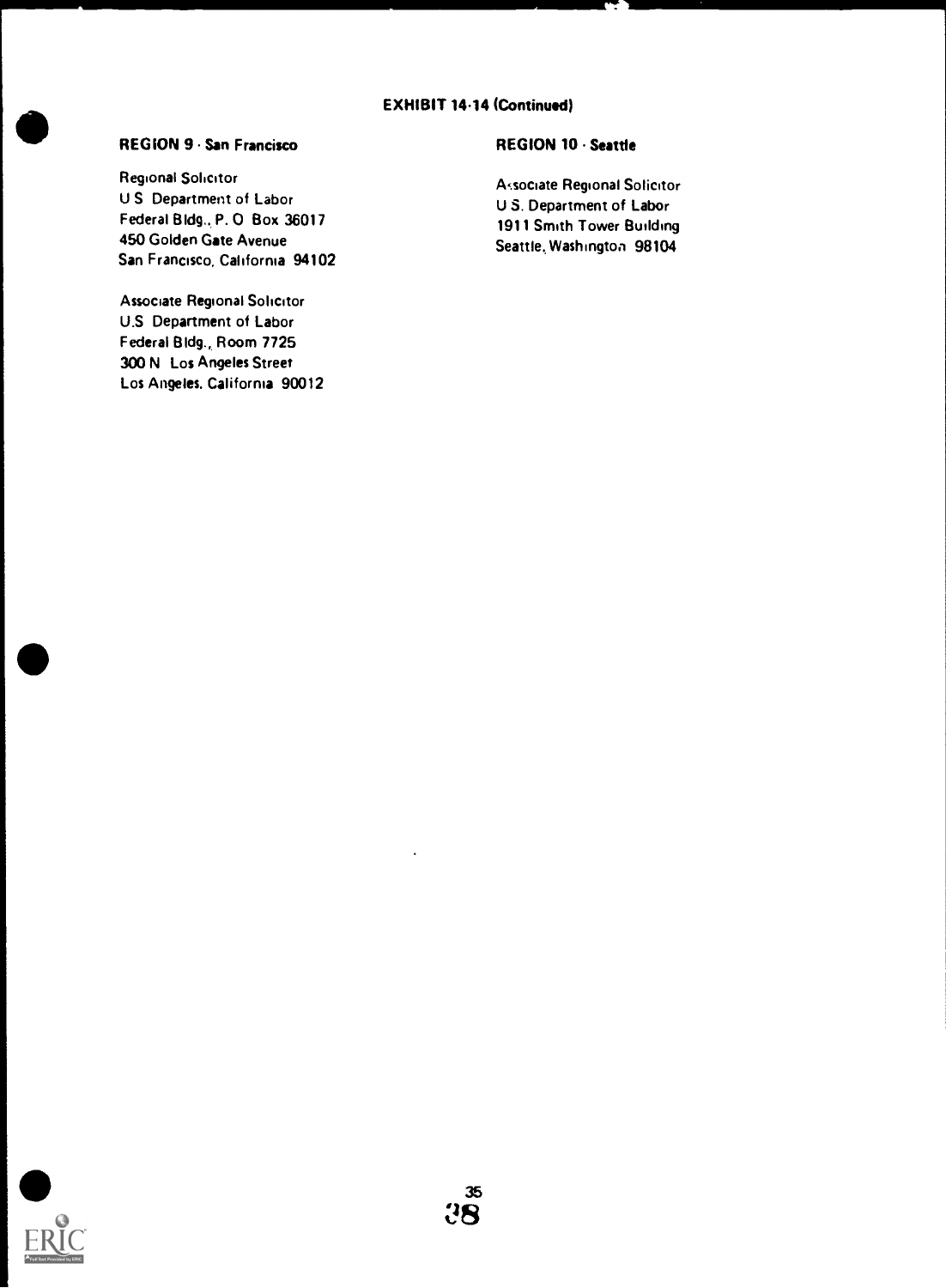**EXHIBIT 14-14 (Continued)**

**REGION 9 · San Francisco**

Regional Solicitor
U S Department of Labor
Federal Bldg., P. O Box 36017
450 Golden Gate Avenue
San Francisco, California 94102

Associate Regional Solicitor
U.S Department of Labor
Federal Bldg., Room 7725
300 N Los Angeles Street
Los Angeles, California 90012

**REGION 10 · Seattle**

Associate Regional Solicitor
U S. Department of Labor
1911 Smith Tower Building
Seattle, Washington 98104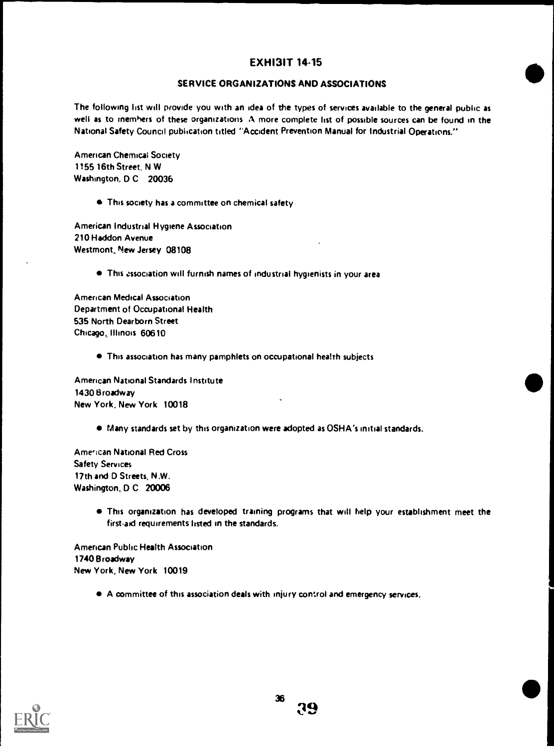## EXHIBIT 14-15

### SERVICE ORGANIZATIONS AND ASSOCIATIONS

The following list will provide you with an idea of the types of services available to the general public as well as to members of these organizations. A more complete list of possible sources can be found in the National Safety Council publication titled "Accident Prevention Manual for Industrial Operations."

American Chemical Society
1155 16th Street, N W
Washington, D C 20036

- This society has a committee on chemical safety

American Industrial Hygiene Association
210 Haddon Avenue
Westmont, New Jersey 08108

- This association will furnish names of industrial hygienists in your area

American Medical Association
Department of Occupational Health
535 North Dearborn Street
Chicago, Illinois 60610

- This association has many pamphlets on occupational health subjects

American National Standards Institute
1430 Broadway
New York, New York 10018

- Many standards set by this organization were adopted as OSHA's initial standards.

American National Red Cross
Safety Services
17th and D Streets, N.W.
Washington, D C 20006

- This organization has developed training programs that will help your establishment meet the first-aid requirements listed in the standards.

American Public Health Association
1740 Broadway
New York, New York 10019

- A committee of this association deals with injury control and emergency services.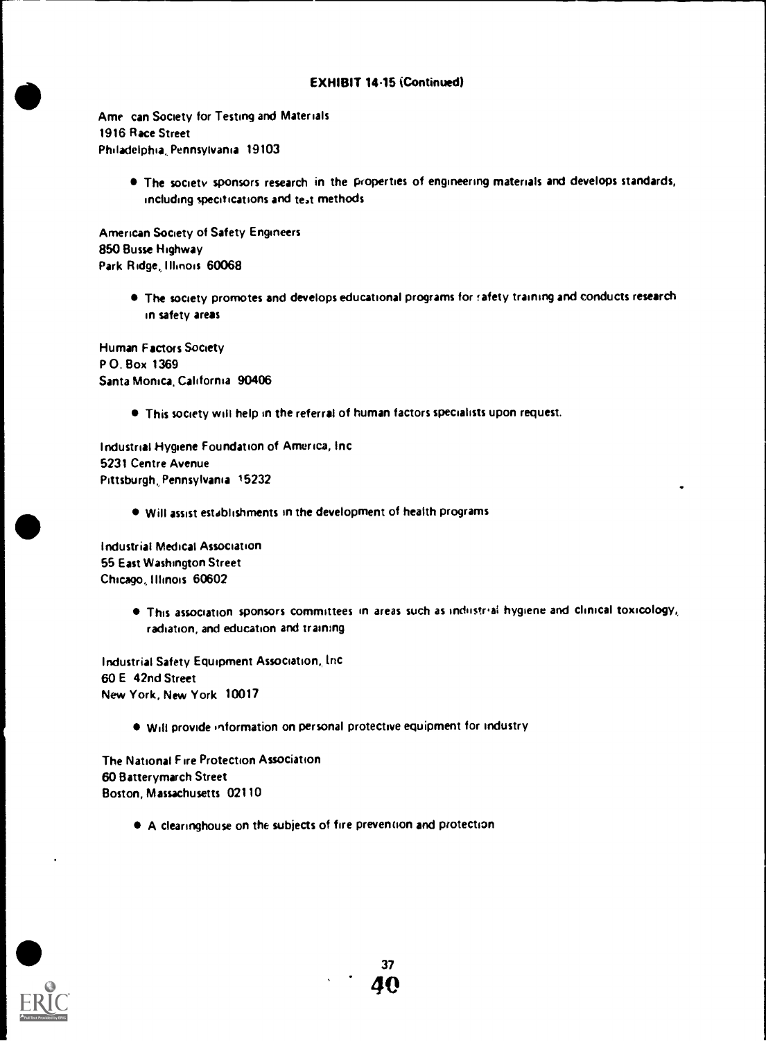**EXHIBIT 14-15 (Continued)**

American Society for Testing and Materials
1916 Race Street
Philadelphia, Pennsylvania 19103

- The society sponsors research in the properties of engineering materials and develops standards, including specifications and test methods

American Society of Safety Engineers
850 Busse Highway
Park Ridge, Illinois 60068

- The society promotes and develops educational programs for safety training and conducts research in safety areas

Human Factors Society
P.O. Box 1369
Santa Monica, California 90406

- This society will help in the referral of human factors specialists upon request.

Industrial Hygiene Foundation of America, Inc
5231 Centre Avenue
Pittsburgh, Pennsylvania 15232

- Will assist establishments in the development of health programs

Industrial Medical Association
55 East Washington Street
Chicago, Illinois 60602

- This association sponsors committees in areas such as industrial hygiene and clinical toxicology, radiation, and education and training

Industrial Safety Equipment Association, Inc
60 E 42nd Street
New York, New York 10017

- Will provide information on personal protective equipment for industry

The National Fire Protection Association
60 Batterymarch Street
Boston, Massachusetts 02110

- A clearinghouse on the subjects of fire prevention and protection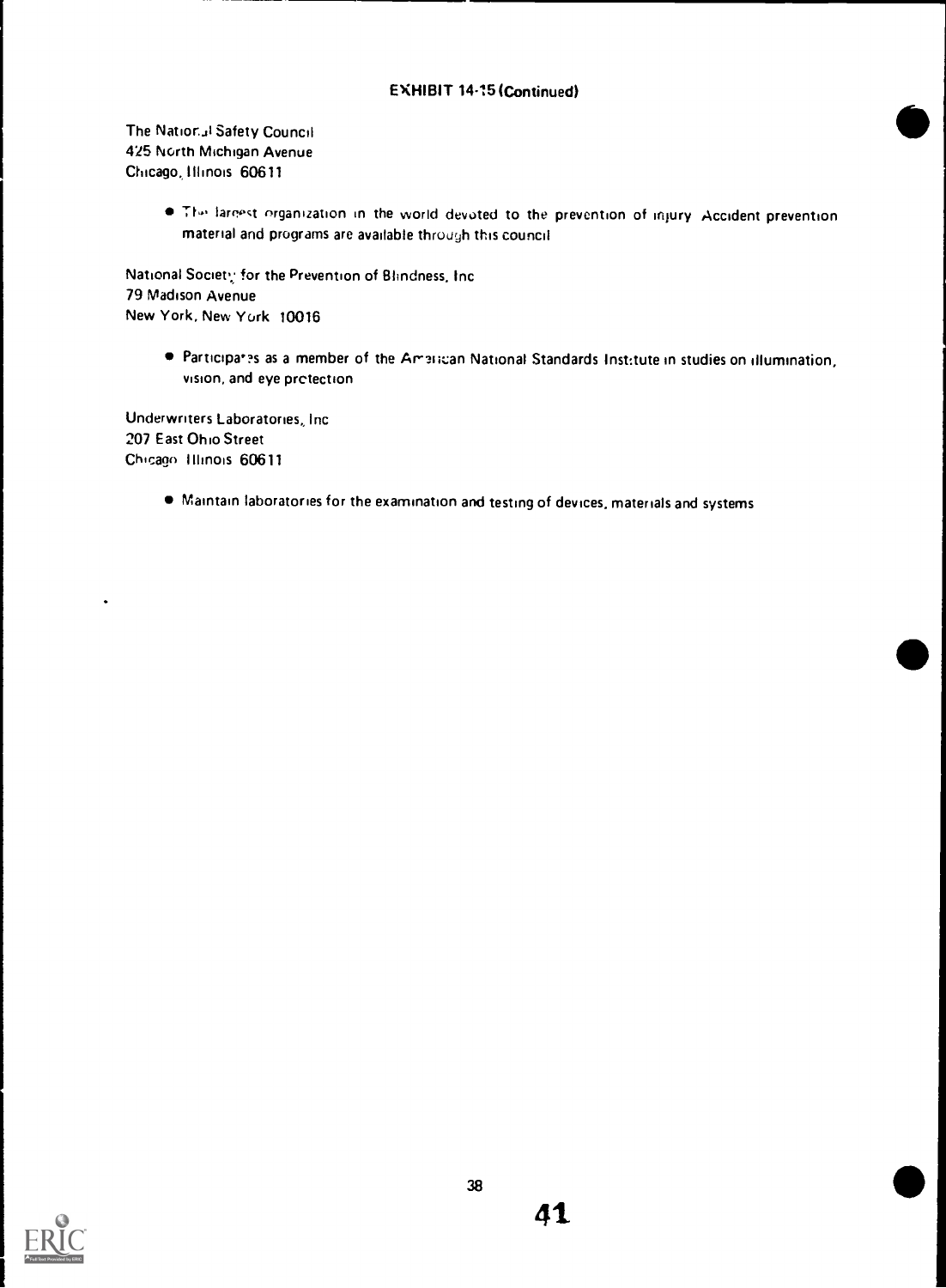EXHIBIT 14-15 (Continued)

The National Safety Council
425 North Michigan Avenue
Chicago, Illinois 60611

- The largest organization in the world devoted to the prevention of injury Accident prevention material and programs are available through this council

National Society for the Prevention of Blindness, Inc
79 Madison Avenue
New York, New York 10016

- Participates as a member of the American National Standards Institute in studies on illumination, vision, and eye protection

Underwriters Laboratories, Inc
207 East Ohio Street
Chicago Illinois 60611

- Maintain laboratories for the examination and testing of devices, materials and systems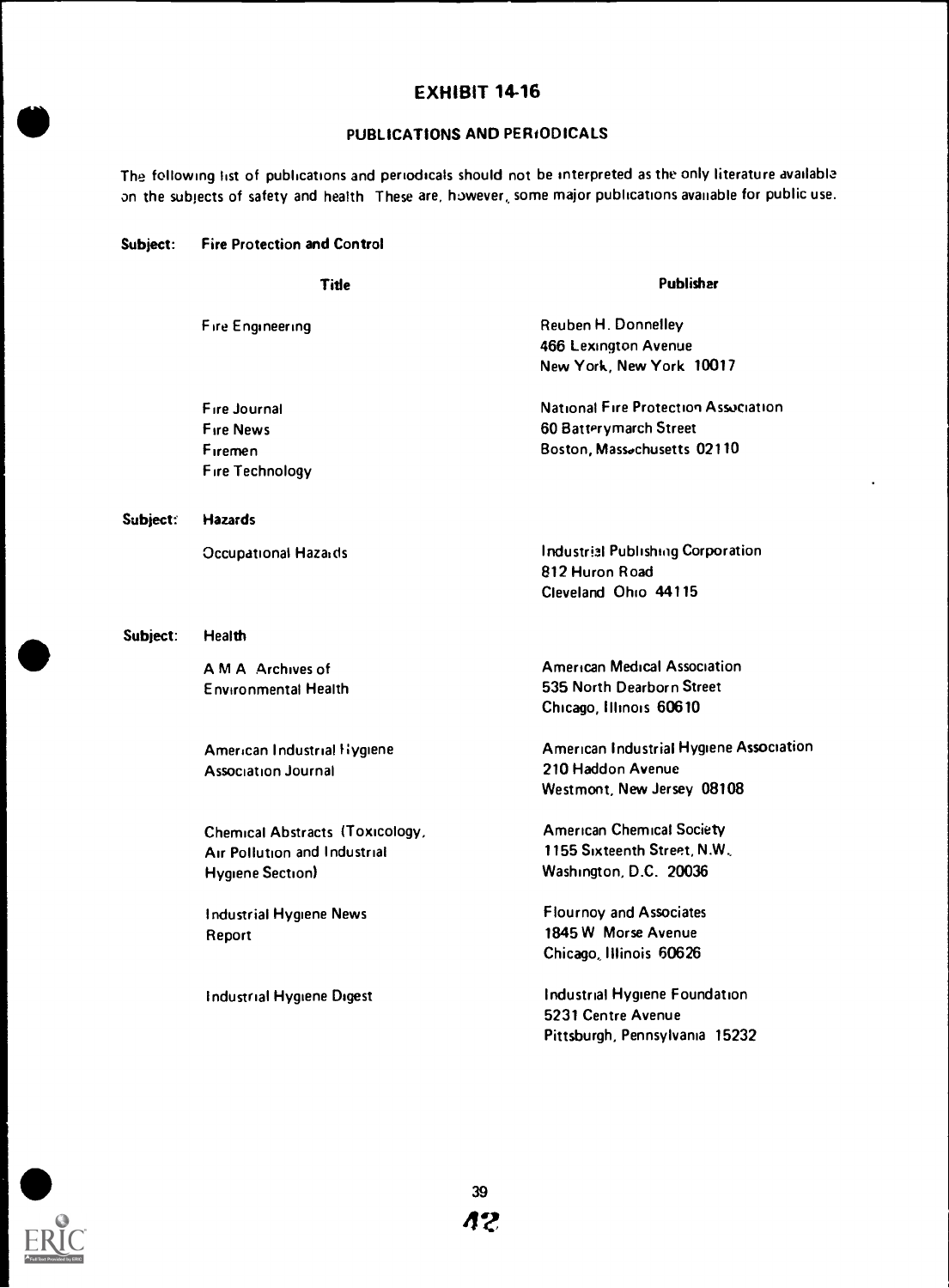# EXHIBIT 14-16

## PUBLICATIONS AND PERIODICALS

The following list of publications and periodicals should not be interpreted as the only literature available on the subjects of safety and health These are, however, some major publications available for public use.

**Subject: Fire Protection and Control**

| Title | Publisher |
|---|---|
| Fire Engineering | Reuben H. Donnelley<br>466 Lexington Avenue<br>New York, New York 10017 |
| Fire Journal<br>Fire News<br>Firemen<br>Fire Technology | National Fire Protection Association<br>60 Batterymarch Street<br>Boston, Massachusetts 02110 |

**Subject: Hazards**

| Title | Publisher |
|---|---|
| Occupational Hazards | Industrial Publishing Corporation<br>812 Huron Road<br>Cleveland Ohio 44115 |

**Subject: Health**

| Title | Publisher |
|---|---|
| A M A Archives of Environmental Health | American Medical Association<br>535 North Dearborn Street<br>Chicago, Illinois 60610 |
| American Industrial Hygiene Association Journal | American Industrial Hygiene Association<br>210 Haddon Avenue<br>Westmont, New Jersey 08108 |
| Chemical Abstracts (Toxicology, Air Pollution and Industrial Hygiene Section) | American Chemical Society<br>1155 Sixteenth Street, N.W.<br>Washington, D.C. 20036 |
| Industrial Hygiene News Report | Flournoy and Associates<br>1845 W Morse Avenue<br>Chicago, Illinois 60626 |
| Industrial Hygiene Digest | Industrial Hygiene Foundation<br>5231 Centre Avenue<br>Pittsburgh, Pennsylvania 15232 |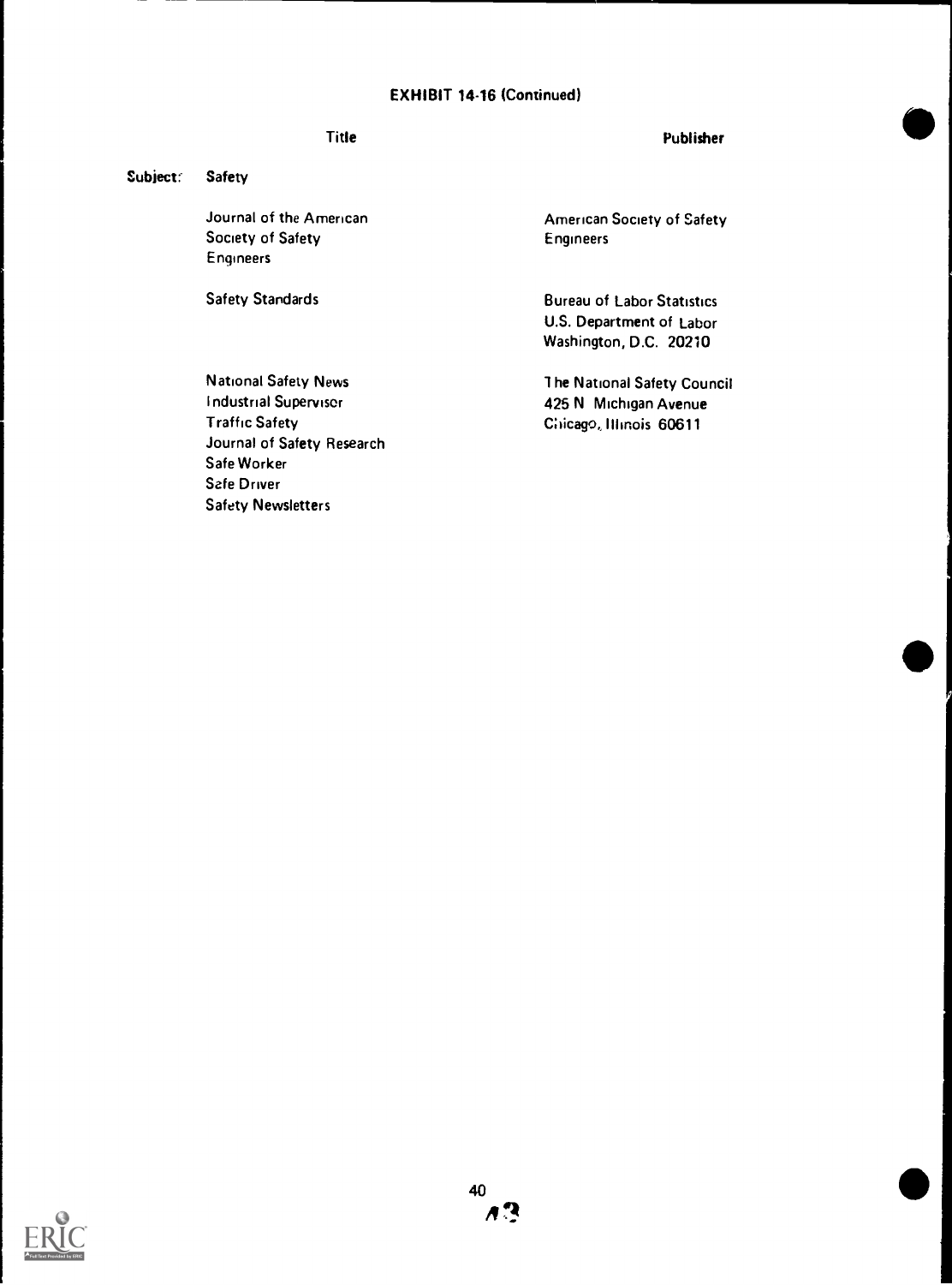**EXHIBIT 14-16 (Continued)**

| | Title | Publisher |
|---|---|---|
| **Subject:** | **Safety** | |
| | Journal of the American Society of Safety Engineers | American Society of Safety Engineers |
| | Safety Standards | Bureau of Labor Statistics<br>U.S. Department of Labor<br>Washington, D.C. 20210 |
| | National Safety News<br>Industrial Supervisor<br>Traffic Safety<br>Journal of Safety Research<br>Safe Worker<br>Safe Driver<br>Safety Newsletters | The National Safety Council<br>425 N Michigan Avenue<br>Chicago, Illinois 60611 |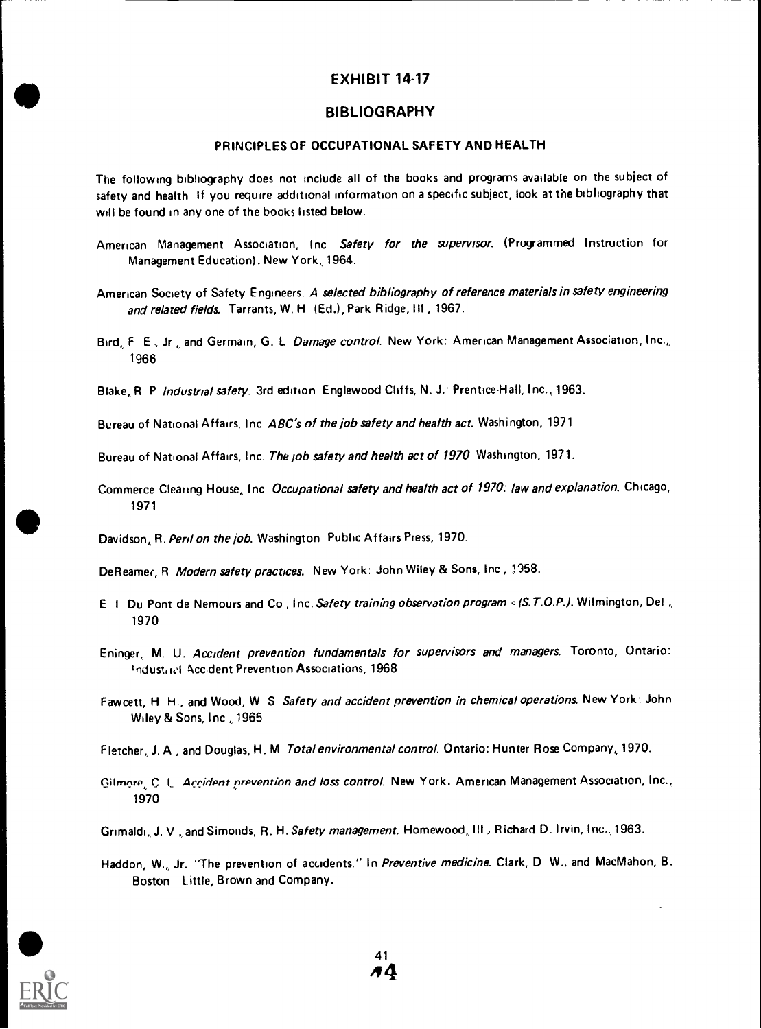# EXHIBIT 14-17

## BIBLIOGRAPHY

### PRINCIPLES OF OCCUPATIONAL SAFETY AND HEALTH

The following bibliography does not include all of the books and programs available on the subject of safety and health. If you require additional information on a specific subject, look at the bibliography that will be found in any one of the books listed below.

American Management Association, Inc. *Safety for the supervisor.* (Programmed Instruction for Management Education). New York, 1964.

American Society of Safety Engineers. *A selected bibliography of reference materials in safety engineering and related fields.* Tarrants, W. H. (Ed.), Park Ridge, Ill., 1967.

Bird, F. E., Jr., and Germain, G. L. *Damage control.* New York: American Management Association, Inc., 1966

Blake, R. P. *Industrial safety.* 3rd edition. Englewood Cliffs, N. J.: Prentice-Hall, Inc., 1963.

Bureau of National Affairs, Inc. *ABC's of the job safety and health act.* Washington, 1971

Bureau of National Affairs, Inc. *The job safety and health act of 1970.* Washington, 1971.

Commerce Clearing House, Inc. *Occupational safety and health act of 1970: law and explanation.* Chicago, 1971

Davidson, R. *Peril on the job.* Washington: Public Affairs Press, 1970.

DeReamer, R. *Modern safety practices.* New York: John Wiley & Sons, Inc., 1958.

E. I. Du Pont de Nemours and Co., Inc. *Safety training observation program - (S.T.O.P.).* Wilmington, Del., 1970

Eninger, M. U. *Accident prevention fundamentals for supervisors and managers.* Toronto, Ontario: Industrial Accident Prevention Associations, 1968

Fawcett, H. H., and Wood, W. S. *Safety and accident prevention in chemical operations.* New York: John Wiley & Sons, Inc., 1965

Fletcher, J. A., and Douglas, H. M. *Total environmental control.* Ontario: Hunter Rose Company, 1970.

Gilmore, C. L. *Accident prevention and loss control.* New York. American Management Association, Inc., 1970

Grimaldi, J. V., and Simonds, R. H. *Safety management.* Homewood, Ill.: Richard D. Irvin, Inc., 1963.

Haddon, W., Jr. "The prevention of accidents." In *Preventive medicine.* Clark, D. W., and MacMahon, B. Boston: Little, Brown and Company.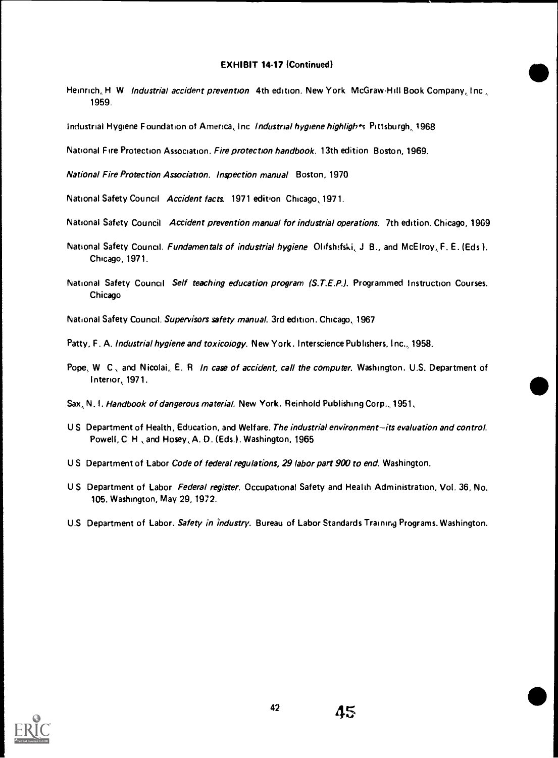**EXHIBIT 14-17 (Continued)**

Heinrich, H W *Industrial accident prevention* 4th edition. New York McGraw-Hill Book Company, Inc , 1959.

Industrial Hygiene Foundation of America, Inc *Industrial hygiene highlights* Pittsburgh, 1968

National Fire Protection Association. *Fire protection handbook*. 13th edition Boston, 1969.

*National Fire Protection Association. Inspection manual* Boston, 1970

National Safety Council *Accident facts*. 1971 edition Chicago, 1971.

National Safety Council *Accident prevention manual for industrial operations*. 7th edition. Chicago, 1969

National Safety Council. *Fundamentals of industrial hygiene* Olifshifski, J B., and McElroy, F. E. (Eds ). Chicago, 1971.

National Safety Council *Self teaching education program (S.T.E.P.)*. Programmed Instruction Courses. Chicago

National Safety Council. *Supervisors safety manual*. 3rd edition. Chicago, 1967

Patty, F. A. *Industrial hygiene and toxicology*. New York. Interscience Publishers, Inc., 1958.

Pope, W C., and Nicolai, E. R *In case of accident, call the computer*. Washington. U.S. Department of Interior, 1971.

Sax, N. I. *Handbook of dangerous material*. New York. Reinhold Publishing Corp., 1951.

U S Department of Health, Education, and Welfare. *The industrial environment—its evaluation and control*. Powell, C H., and Hosey, A. D. (Eds.). Washington, 1965

U S Department of Labor *Code of federal regulations, 29 labor part 900 to end*. Washington.

U S Department of Labor *Federal register*. Occupational Safety and Health Administration, Vol. 36, No. 105. Washington, May 29, 1972.

U.S Department of Labor. *Safety in industry*. Bureau of Labor Standards Training Programs. Washington.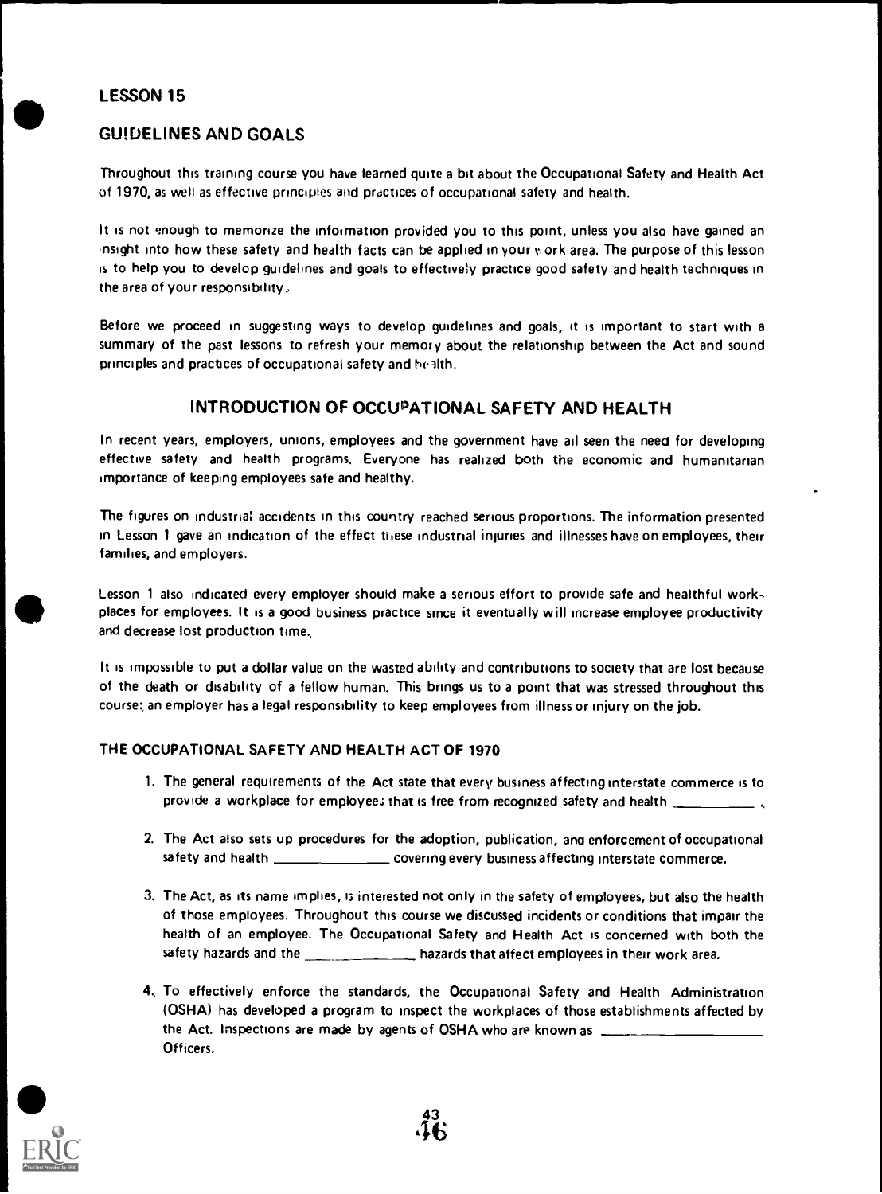## LESSON 15

## GUIDELINES AND GOALS

Throughout this training course you have learned quite a bit about the Occupational Safety and Health Act of 1970, as well as effective principles and practices of occupational safety and health.

It is not enough to memorize the information provided you to this point, unless you also have gained an insight into how these safety and health facts can be applied in your work area. The purpose of this lesson is to help you to develop guidelines and goals to effectively practice good safety and health techniques in the area of your responsibility.

Before we proceed in suggesting ways to develop guidelines and goals, it is important to start with a summary of the past lessons to refresh your memory about the relationship between the Act and sound principles and practices of occupational safety and health.

### INTRODUCTION OF OCCUPATIONAL SAFETY AND HEALTH

In recent years, employers, unions, employees and the government have all seen the need for developing effective safety and health programs. Everyone has realized both the economic and humanitarian importance of keeping employees safe and healthy.

The figures on industrial accidents in this country reached serious proportions. The information presented in Lesson 1 gave an indication of the effect these industrial injuries and illnesses have on employees, their families, and employers.

Lesson 1 also indicated every employer should make a serious effort to provide safe and healthful workplaces for employees. It is a good business practice since it eventually will increase employee productivity and decrease lost production time.

It is impossible to put a dollar value on the wasted ability and contributions to society that are lost because of the death or disability of a fellow human. This brings us to a point that was stressed throughout this course: an employer has a legal responsibility to keep employees from illness or injury on the job.

#### THE OCCUPATIONAL SAFETY AND HEALTH ACT OF 1970

1. The general requirements of the Act state that every business affecting interstate commerce is to provide a workplace for employees that is free from recognized safety and health ___________.

2. The Act also sets up procedures for the adoption, publication, and enforcement of occupational safety and health _______________ covering every business affecting interstate commerce.

3. The Act, as its name implies, is interested not only in the safety of employees, but also the health of those employees. Throughout this course we discussed incidents or conditions that impair the health of an employee. The Occupational Safety and Health Act is concerned with both the safety hazards and the _______________ hazards that affect employees in their work area.

4. To effectively enforce the standards, the Occupational Safety and Health Administration (OSHA) has developed a program to inspect the workplaces of those establishments affected by the Act. Inspections are made by agents of OSHA who are known as ______________________ Officers.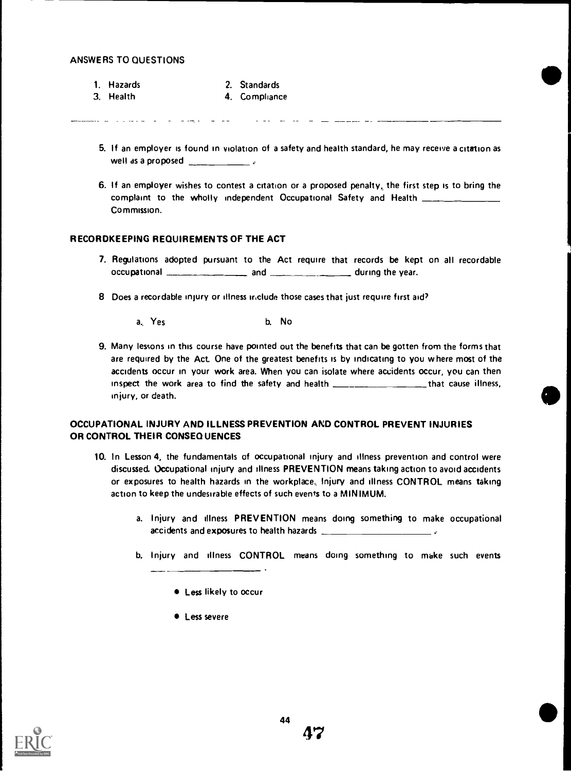ANSWERS TO QUESTIONS

1. Hazards
2. Standards
3. Health
4. Compliance

---

5. If an employer is found in violation of a safety and health standard, he may receive a citation as well as a proposed ____________ .

6. If an employer wishes to contest a citation or a proposed penalty, the first step is to bring the complaint to the wholly independent Occupational Safety and Health ______________ Commission.

## RECORDKEEPING REQUIREMENTS OF THE ACT

7. Regulations adopted pursuant to the Act require that records be kept on all recordable occupational ________________ and ________________ during the year.

8. Does a recordable injury or illness include those cases that just require first aid?

   a. Yes
   
   b. No

9. Many lessons in this course have pointed out the benefits that can be gotten from the forms that are required by the Act. One of the greatest benefits is by indicating to you where most of the accidents occur in your work area. When you can isolate where accidents occur, you can then inspect the work area to find the safety and health __________________ that cause illness, injury, or death.

## OCCUPATIONAL INJURY AND ILLNESS PREVENTION AND CONTROL PREVENT INJURIES OR CONTROL THEIR CONSEQUENCES

10. In Lesson 4, the fundamentals of occupational injury and illness prevention and control were discussed. Occupational injury and illness PREVENTION means taking action to avoid accidents or exposures to health hazards in the workplace. Injury and illness CONTROL means taking action to keep the undesirable effects of such events to a MINIMUM.

    a. Injury and illness PREVENTION means doing something to make occupational accidents and exposures to health hazards ______________________ .

    b. Injury and illness CONTROL means doing something to make such events ______________________ .

    - Less likely to occur
    - Less severe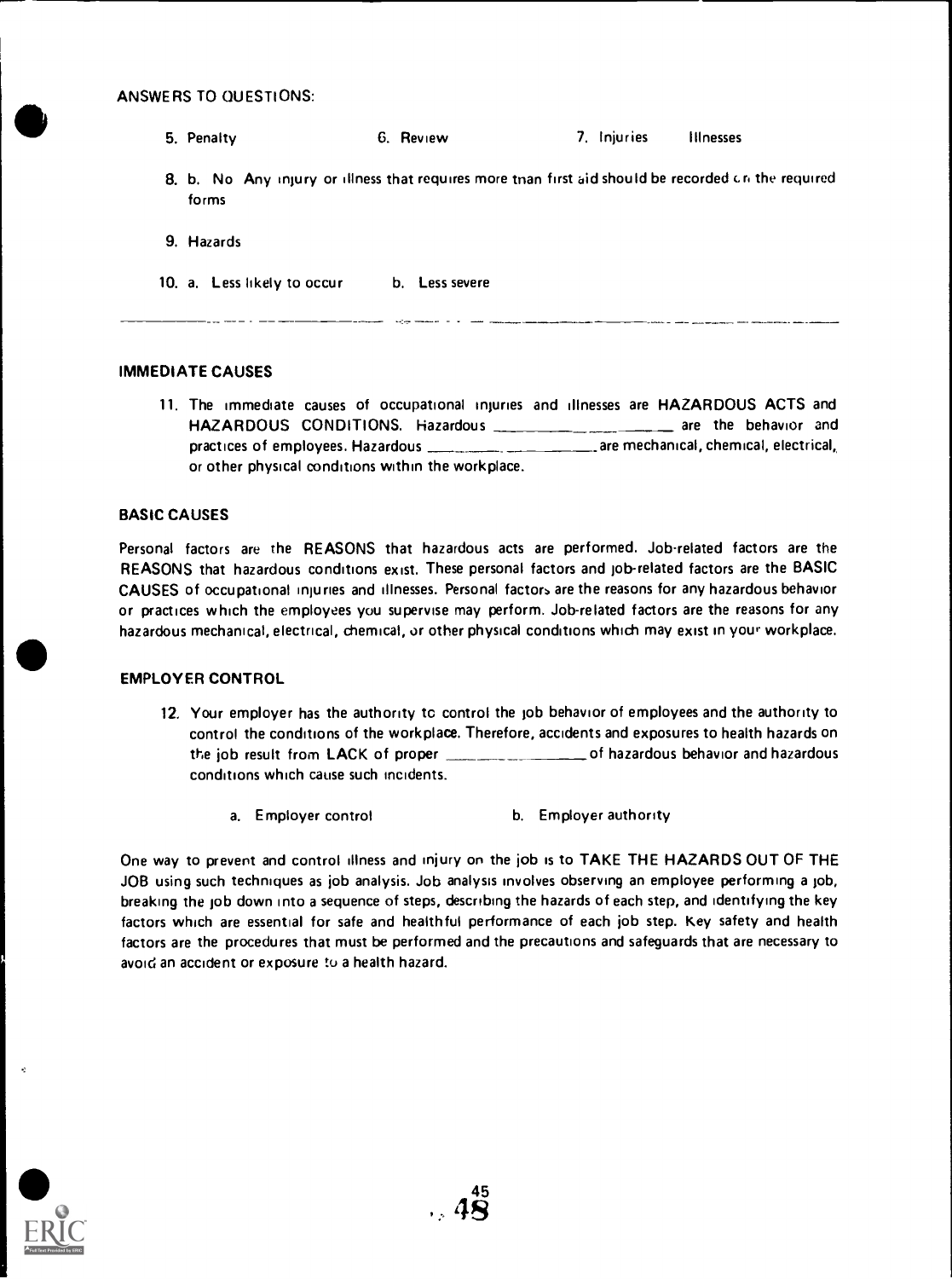ANSWERS TO QUESTIONS:

5. Penalty 6. Review 7. Injuries Illnesses

8. b. No Any injury or illness that requires more than first aid should be recorded on the required forms

9. Hazards

10. a. Less likely to occur b. Less severe

---

## IMMEDIATE CAUSES

11. The immediate causes of occupational injuries and illnesses are HAZARDOUS ACTS and HAZARDOUS CONDITIONS. Hazardous ______________ are the behavior and practices of employees. Hazardous ______________ are mechanical, chemical, electrical, or other physical conditions within the workplace.

## BASIC CAUSES

Personal factors are the REASONS that hazardous acts are performed. Job-related factors are the REASONS that hazardous conditions exist. These personal factors and job-related factors are the BASIC CAUSES of occupational injuries and illnesses. Personal factors are the reasons for any hazardous behavior or practices which the employees you supervise may perform. Job-related factors are the reasons for any hazardous mechanical, electrical, chemical, or other physical conditions which may exist in your workplace.

## EMPLOYER CONTROL

12. Your employer has the authority to control the job behavior of employees and the authority to control the conditions of the workplace. Therefore, accidents and exposures to health hazards on the job result from LACK of proper ______________ of hazardous behavior and hazardous conditions which cause such incidents.

    a. Employer control b. Employer authority

One way to prevent and control illness and injury on the job is to TAKE THE HAZARDS OUT OF THE JOB using such techniques as job analysis. Job analysis involves observing an employee performing a job, breaking the job down into a sequence of steps, describing the hazards of each step, and identifying the key factors which are essential for safe and healthful performance of each job step. Key safety and health factors are the procedures that must be performed and the precautions and safeguards that are necessary to avoid an accident or exposure to a health hazard.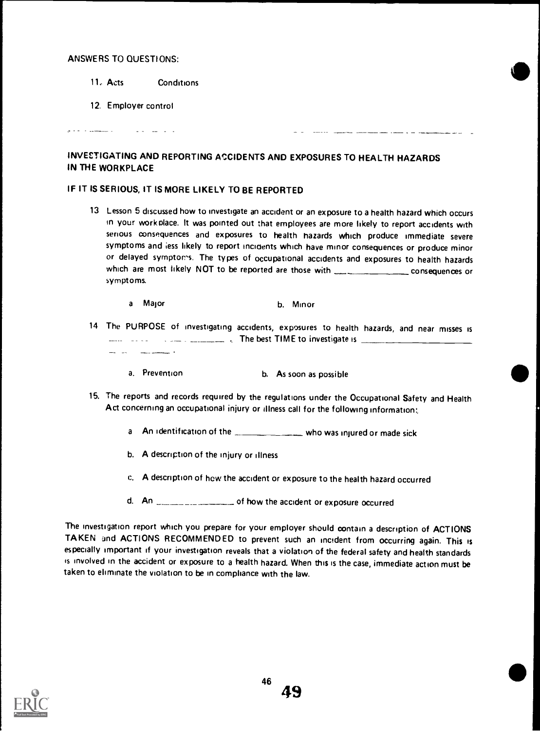ANSWERS TO QUESTIONS:

11. Acts Conditions

12. Employer control

---

## INVESTIGATING AND REPORTING ACCIDENTS AND EXPOSURES TO HEALTH HAZARDS IN THE WORKPLACE

### IF IT IS SERIOUS, IT IS MORE LIKELY TO BE REPORTED

13. Lesson 5 discussed how to investigate an accident or an exposure to a health hazard which occurs in your workplace. It was pointed out that employees are more likely to report accidents with serious consequences and exposures to health hazards which produce immediate severe symptoms and less likely to report incidents which have minor consequences or produce minor or delayed symptoms. The types of occupational accidents and exposures to health hazards which are most likely NOT to be reported are those with ______________ consequences or symptoms.

    a. Major b. Minor

14. The PURPOSE of investigating accidents, exposures to health hazards, and near misses is ______________. The best TIME to investigate is ______________.

    a. Prevention b. As soon as possible

15. The reports and records required by the regulations under the Occupational Safety and Health Act concerning an occupational injury or illness call for the following information:

    a. An identification of the ______________ who was injured or made sick

    b. A description of the injury or illness

    c. A description of how the accident or exposure to the health hazard occurred

    d. An ______________ of how the accident or exposure occurred

The investigation report which you prepare for your employer should contain a description of ACTIONS TAKEN and ACTIONS RECOMMENDED to prevent such an incident from occurring again. This is especially important if your investigation reveals that a violation of the federal safety and health standards is involved in the accident or exposure to a health hazard. When this is the case, immediate action must be taken to eliminate the violation to be in compliance with the law.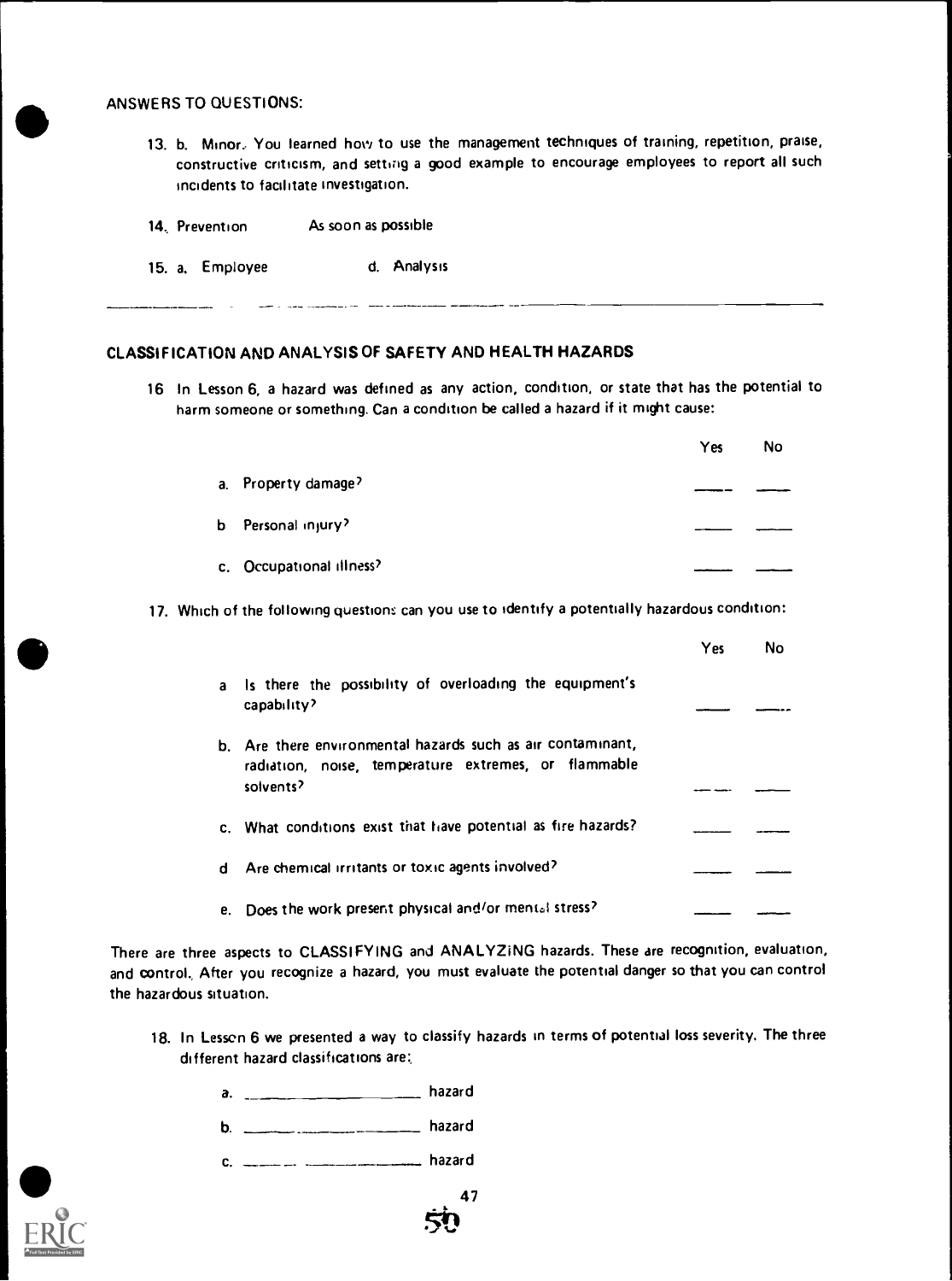ANSWERS TO QUESTIONS:

13. b. Minor. You learned how to use the management techniques of training, repetition, praise, constructive criticism, and setting a good example to encourage employees to report all such incidents to facilitate investigation.

14. Prevention     As soon as possible

15. a. Employee     d. Analysis

---

## CLASSIFICATION AND ANALYSIS OF SAFETY AND HEALTH HAZARDS

16. In Lesson 6, a hazard was defined as any action, condition, or state that has the potential to harm someone or something. Can a condition be called a hazard if it might cause:

| | Yes | No |
|---|---|---|
| a. Property damage? | ____ | ____ |
| b. Personal injury? | ____ | ____ |
| c. Occupational illness? | ____ | ____ |

17. Which of the following questions can you use to identify a potentially hazardous condition:

| | Yes | No |
|---|---|---|
| a. Is there the possibility of overloading the equipment's capability? | ____ | ____ |
| b. Are there environmental hazards such as air contaminant, radiation, noise, temperature extremes, or flammable solvents? | ____ | ____ |
| c. What conditions exist that have potential as fire hazards? | ____ | ____ |
| d. Are chemical irritants or toxic agents involved? | ____ | ____ |
| e. Does the work present physical and/or mental stress? | ____ | ____ |

There are three aspects to CLASSIFYING and ANALYZING hazards. These are recognition, evaluation, and control. After you recognize a hazard, you must evaluate the potential danger so that you can control the hazardous situation.

18. In Lesson 6 we presented a way to classify hazards in terms of potential loss severity. The three different hazard classifications are:

    a. ______________________ hazard

    b. ______________________ hazard

    c. ______________________ hazard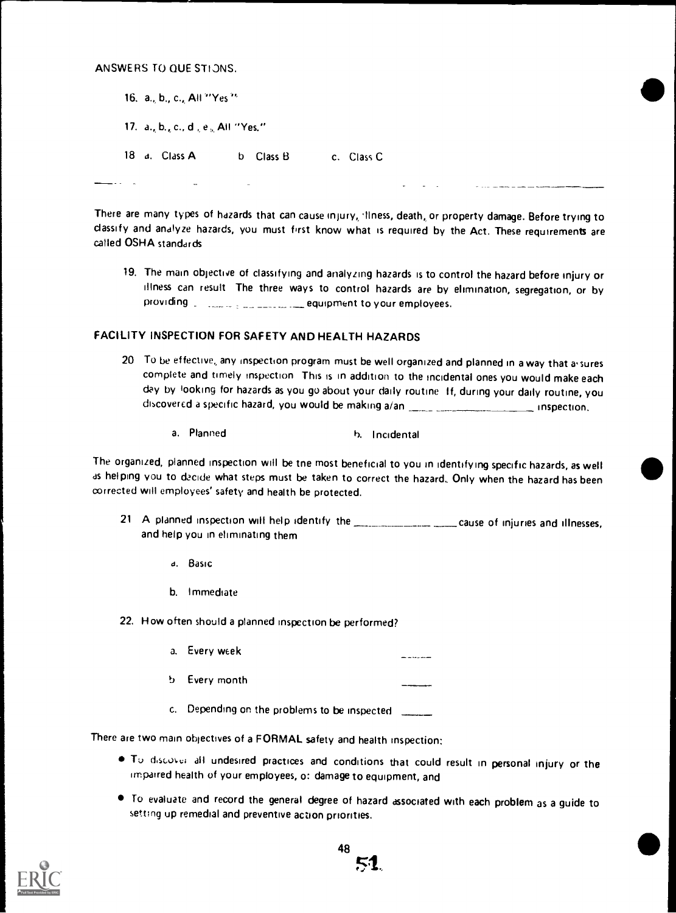ANSWERS TO QUESTIONS.

16. a., b., c., All "Yes"

17. a., b., c., d., e., All "Yes."

18 a. Class A b Class B c. Class C

---

There are many types of hazards that can cause injury, illness, death, or property damage. Before trying to classify and analyze hazards, you must first know what is required by the Act. These requirements are called OSHA standards

19. The main objective of classifying and analyzing hazards is to control the hazard before injury or illness can result The three ways to control hazards are by elimination, segregation, or by providing _______________ equipment to your employees.

## FACILITY INSPECTION FOR SAFETY AND HEALTH HAZARDS

20 To be effective, any inspection program must be well organized and planned in a way that assures complete and timely inspection This is in addition to the incidental ones you would make each day by looking for hazards as you go about your daily routine If, during your daily routine, you discovered a specific hazard, you would be making a/an _______________ inspection.

  a. Planned  b. Incidental

The organized, planned inspection will be the most beneficial to you in identifying specific hazards, as well as helping you to decide what steps must be taken to correct the hazard. Only when the hazard has been corrected will employees' safety and health be protected.

21 A planned inspection will help identify the _______________ cause of injuries and illnesses, and help you in eliminating them

  a. Basic

  b. Immediate

22. How often should a planned inspection be performed?

  a. Every week ______

  b Every month ______

  c. Depending on the problems to be inspected ______

There are two main objectives of a FORMAL safety and health inspection:

- To discover all undesired practices and conditions that could result in personal injury or the impaired health of your employees, or damage to equipment, and
- To evaluate and record the general degree of hazard associated with each problem as a guide to setting up remedial and preventive action priorities.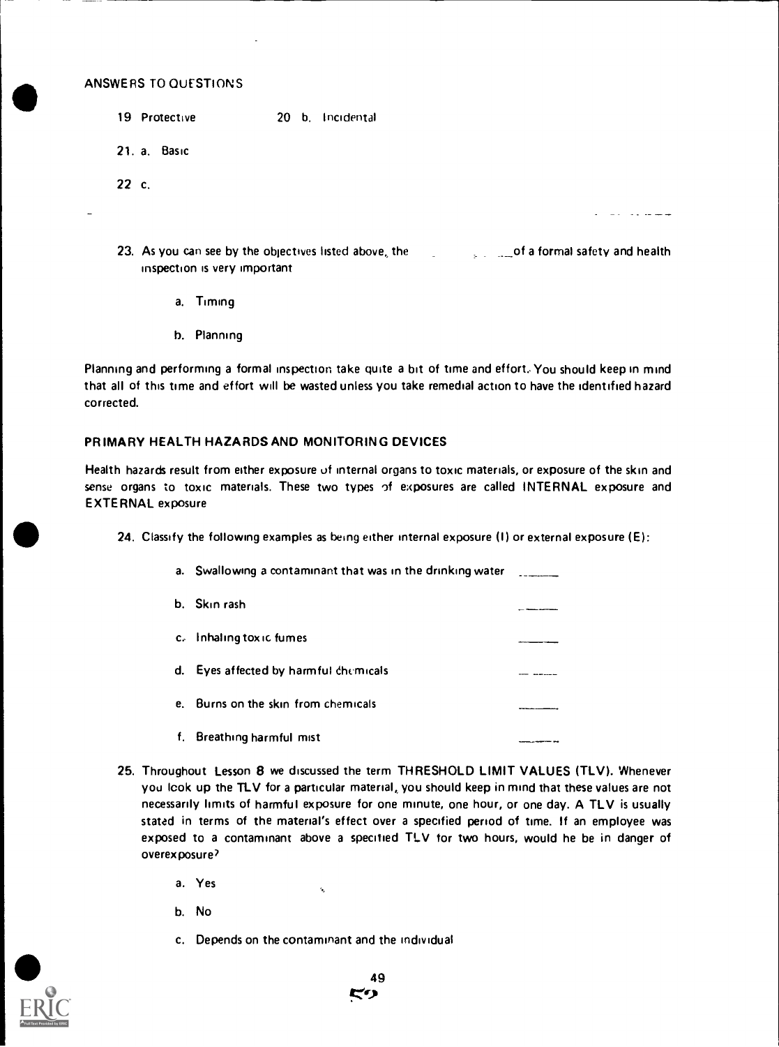ANSWERS TO QUESTIONS

19 Protective　　　　20 b. Incidental

21. a. Basic

22 c.

---

23. As you can see by the objectives listed above, the ________ of a formal safety and health inspection is very important

 a. Timing

 b. Planning

Planning and performing a formal inspection take quite a bit of time and effort. You should keep in mind that all of this time and effort will be wasted unless you take remedial action to have the identified hazard corrected.

## PRIMARY HEALTH HAZARDS AND MONITORING DEVICES

Health hazards result from either exposure of internal organs to toxic materials, or exposure of the skin and sense organs to toxic materials. These two types of exposures are called INTERNAL exposure and EXTERNAL exposure

24. Classify the following examples as being either internal exposure (I) or external exposure (E):

 a. Swallowing a contaminant that was in the drinking water ______

 b. Skin rash ______

 c. Inhaling toxic fumes ______

 d. Eyes affected by harmful chemicals ______

 e. Burns on the skin from chemicals ______

 f. Breathing harmful mist ______

25. Throughout Lesson 8 we discussed the term THRESHOLD LIMIT VALUES (TLV). Whenever you look up the TLV for a particular material, you should keep in mind that these values are not necessarily limits of harmful exposure for one minute, one hour, or one day. A TLV is usually stated in terms of the material's effect over a specified period of time. If an employee was exposed to a contaminant above a specified TLV for two hours, would he be in danger of overexposure?

 a. Yes

 b. No

 c. Depends on the contaminant and the individual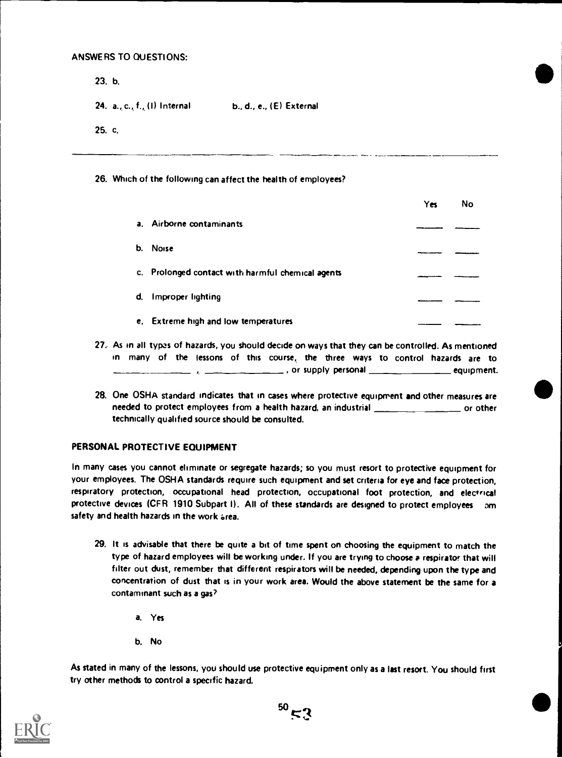ANSWERS TO QUESTIONS:

23. b.

24. a., c., f., (I) Internal b., d., e., (E) External

25. c.

---

26. Which of the following can affect the health of employees?

| | Yes | No |
|---|---|---|
| a. Airborne contaminants | ____ | ____ |
| b. Noise | ____ | ____ |
| c. Prolonged contact with harmful chemical agents | ____ | ____ |
| d. Improper lighting | ____ | ____ |
| e. Extreme high and low temperatures | ____ | ____ |

27. As in all types of hazards, you should decide on ways that they can be controlled. As mentioned in many of the lessons of this course, the three ways to control hazards are to ______________ , ______________ , or supply personal ______________ equipment.

28. One OSHA standard indicates that in cases where protective equipment and other measures are needed to protect employees from a health hazard, an industrial ______________ or other technically qualified source should be consulted.

## PERSONAL PROTECTIVE EQUIPMENT

In many cases you cannot eliminate or segregate hazards; so you must resort to protective equipment for your employees. The OSHA standards require such equipment and set criteria for eye and face protection, respiratory protection, occupational head protection, occupational foot protection, and electrical protective devices (CFR 1910 Subpart I). All of these standards are designed to protect employees from safety and health hazards in the work area.

29. It is advisable that there be quite a bit of time spent on choosing the equipment to match the type of hazard employees will be working under. If you are trying to choose a respirator that will filter out dust, remember that different respirators will be needed, depending upon the type and concentration of dust that is in your work area. Would the above statement be the same for a contaminant such as a gas?

    a. Yes

    b. No

As stated in many of the lessons, you should use protective equipment only as a last resort. You should first try other methods to control a specific hazard.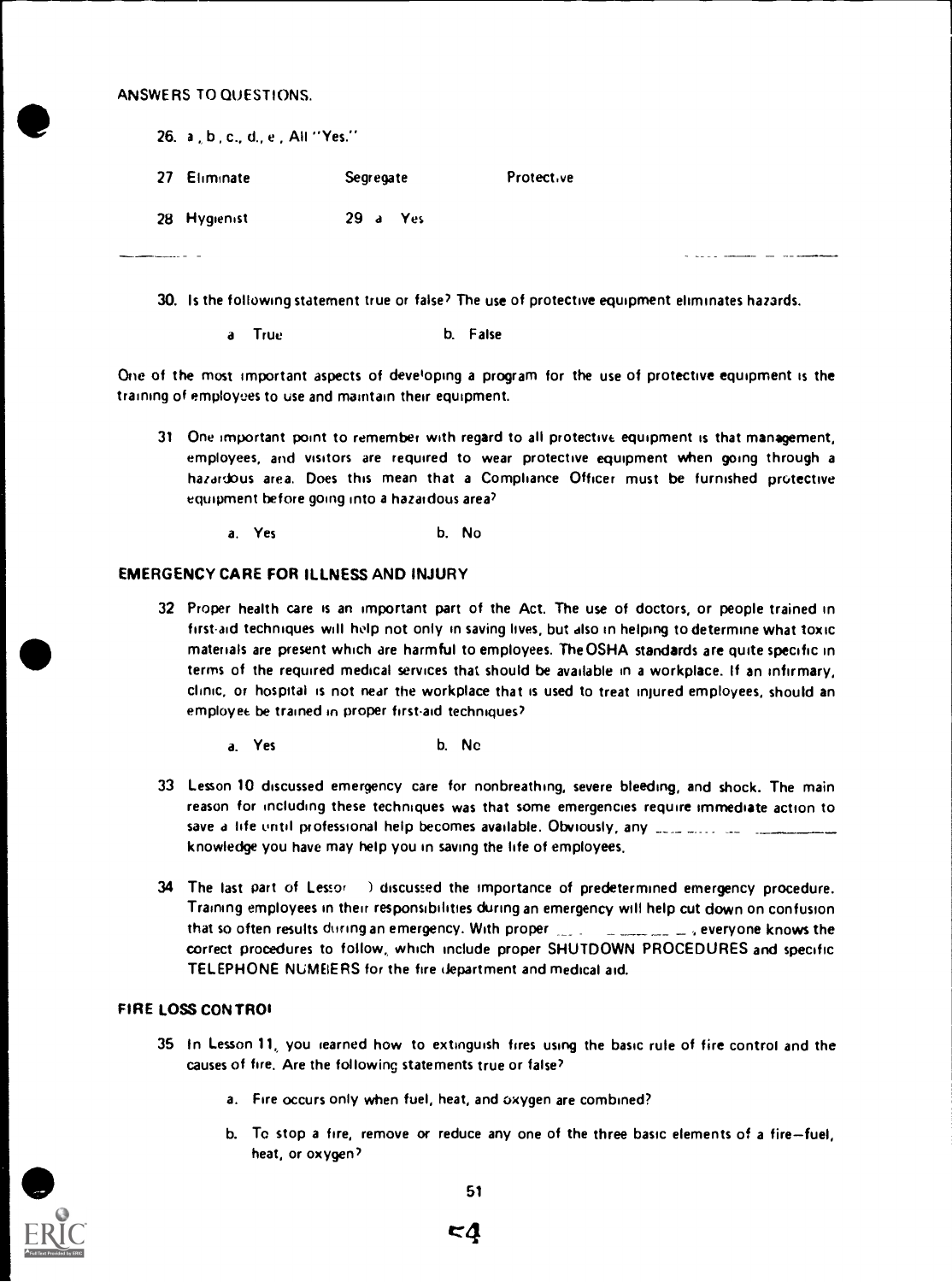ANSWERS TO QUESTIONS.

26. a , b , c., d., e , All "Yes."

27 Eliminate Segregate Protective

28 Hygienist 29 a Yes

30. Is the following statement true or false? The use of protective equipment eliminates hazards.

a True b. False

One of the most important aspects of developing a program for the use of protective equipment is the training of employees to use and maintain their equipment.

31 One important point to remember with regard to all protective equipment is that management, employees, and visitors are required to wear protective equipment when going through a hazardous area. Does this mean that a Compliance Officer must be furnished protective equipment before going into a hazardous area?

a. Yes b. No

## EMERGENCY CARE FOR ILLNESS AND INJURY

32 Proper health care is an important part of the Act. The use of doctors, or people trained in first-aid techniques will help not only in saving lives, but also in helping to determine what toxic materials are present which are harmful to employees. The OSHA standards are quite specific in terms of the required medical services that should be available in a workplace. If an infirmary, clinic, or hospital is not near the workplace that is used to treat injured employees, should an employee be trained in proper first-aid techniques?

a. Yes b. No

33 Lesson 10 discussed emergency care for nonbreathing, severe bleeding, and shock. The main reason for including these techniques was that some emergencies require immediate action to save a life until professional help becomes available. Obviously, any \_\_\_\_\_\_\_\_\_\_ knowledge you have may help you in saving the life of employees.

34 The last part of Lesson ) discussed the importance of predetermined emergency procedure. Training employees in their responsibilities during an emergency will help cut down on confusion that so often results during an emergency. With proper \_\_\_\_\_\_\_\_\_\_, everyone knows the correct procedures to follow, which include proper SHUTDOWN PROCEDURES and specific TELEPHONE NUMBERS for the fire department and medical aid.

## FIRE LOSS CONTROL

35 In Lesson 11, you learned how to extinguish fires using the basic rule of fire control and the causes of fire. Are the following statements true or false?

a. Fire occurs only when fuel, heat, and oxygen are combined?

b. To stop a fire, remove or reduce any one of the three basic elements of a fire—fuel, heat, or oxygen?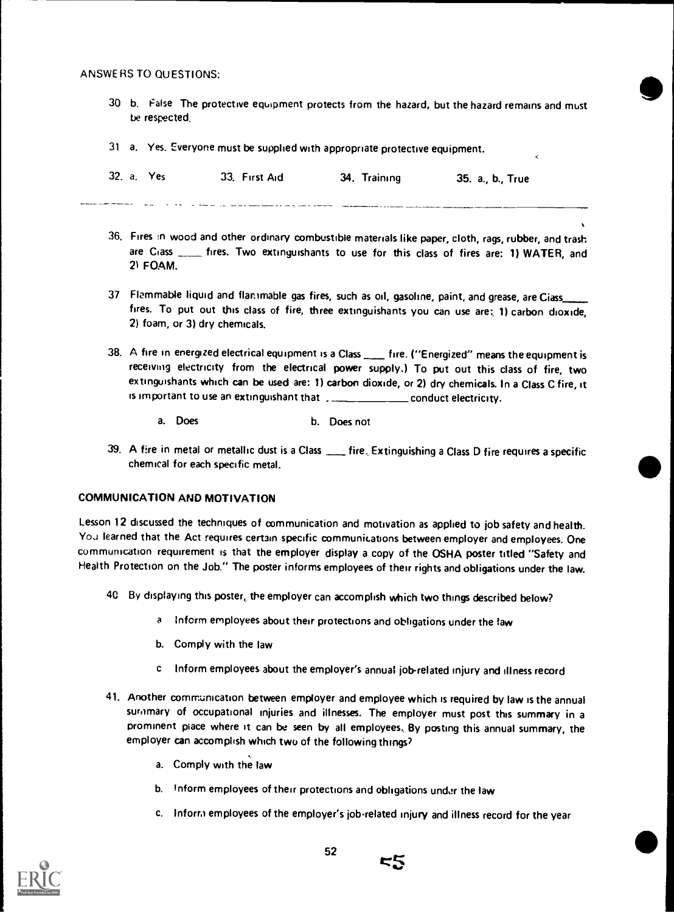ANSWERS TO QUESTIONS:

30 b. False The protective equipment protects from the hazard, but the hazard remains and must be respected.

31 a. Yes. Everyone must be supplied with appropriate protective equipment.

32. a. Yes 33. First Aid 34. Training 35. a., b., True

---

36. Fires in wood and other ordinary combustible materials like paper, cloth, rags, rubber, and trash are Class ____ fires. Two extinguishants to use for this class of fires are: 1) WATER, and 2) FOAM.

37 Flammable liquid and flammable gas fires, such as oil, gasoline, paint, and grease, are Class____ fires. To put out this class of fire, three extinguishants you can use are: 1) carbon dioxide, 2) foam, or 3) dry chemicals.

38. A fire in energized electrical equipment is a Class ____ fire. ("Energized" means the equipment is receiving electricity from the electrical power supply.) To put out this class of fire, two extinguishants which can be used are: 1) carbon dioxide, or 2) dry chemicals. In a Class C fire, it is important to use an extinguishant that ____________ conduct electricity.

    a. Does    b. Does not

39. A fire in metal or metallic dust is a Class ____ fire. Extinguishing a Class D fire requires a specific chemical for each specific metal.

## COMMUNICATION AND MOTIVATION

Lesson 12 discussed the techniques of communication and motivation as applied to job safety and health. You learned that the Act requires certain specific communications between employer and employees. One communication requirement is that the employer display a copy of the OSHA poster titled "Safety and Health Protection on the Job." The poster informs employees of their rights and obligations under the law.

40 By displaying this poster, the employer can accomplish which two things described below?

    a Inform employees about their protections and obligations under the law

    b. Comply with the law

    c Inform employees about the employer's annual job-related injury and illness record

41. Another communication between employer and employee which is required by law is the annual summary of occupational injuries and illnesses. The employer must post this summary in a prominent place where it can be seen by all employees. By posting this annual summary, the employer can accomplish which two of the following things?

    a. Comply with the law

    b. Inform employees of their protections and obligations under the law

    c. Inform employees of the employer's job-related injury and illness record for the year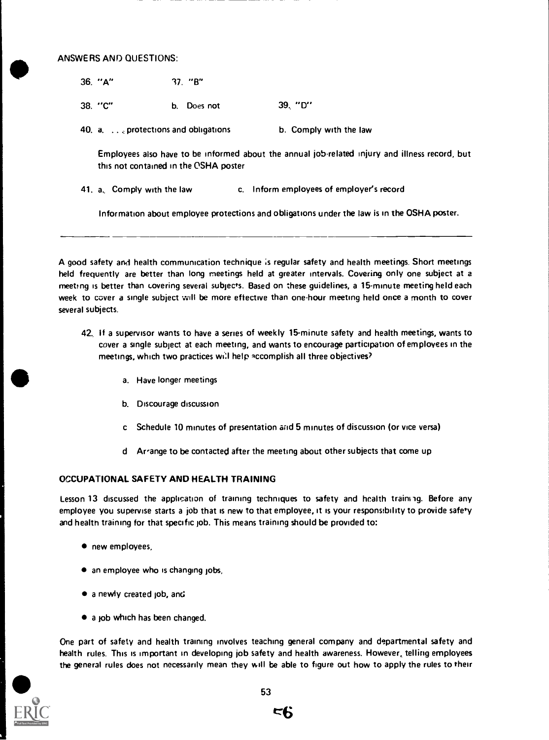ANSWERS AND QUESTIONS:

36. "A" 37. "B"

38. "C" b. Does not 39. "D"

40. a. . . . protections and obligations b. Comply with the law

Employees also have to be informed about the annual job-related injury and illness record, but this not contained in the OSHA poster

41. a. Comply with the law c. Inform employees of employer's record

Information about employee protections and obligations under the law is in the OSHA poster.

---

A good safety and health communication technique is regular safety and health meetings. Short meetings held frequently are better than long meetings held at greater intervals. Covering only one subject at a meeting is better than covering several subjects. Based on these guidelines, a 15-minute meeting held each week to cover a single subject will be more effective than one-hour meeting held once a month to cover several subjects.

42. If a supervisor wants to have a series of weekly 15-minute safety and health meetings, wants to cover a single subject at each meeting, and wants to encourage participation of employees in the meetings, which two practices will help accomplish all three objectives?

   a. Have longer meetings

   b. Discourage discussion

   c. Schedule 10 minutes of presentation and 5 minutes of discussion (or vice versa)

   d. Arrange to be contacted after the meeting about other subjects that come up

## OCCUPATIONAL SAFETY AND HEALTH TRAINING

Lesson 13 discussed the application of training techniques to safety and health training. Before any employee you supervise starts a job that is new to that employee, it is your responsibility to provide safety and health training for that specific job. This means training should be provided to:

- new employees,
- an employee who is changing jobs,
- a newly created job, and
- a job which has been changed.

One part of safety and health training involves teaching general company and departmental safety and health rules. This is important in developing job safety and health awareness. However, telling employees the general rules does not necessarily mean they will be able to figure out how to apply the rules to their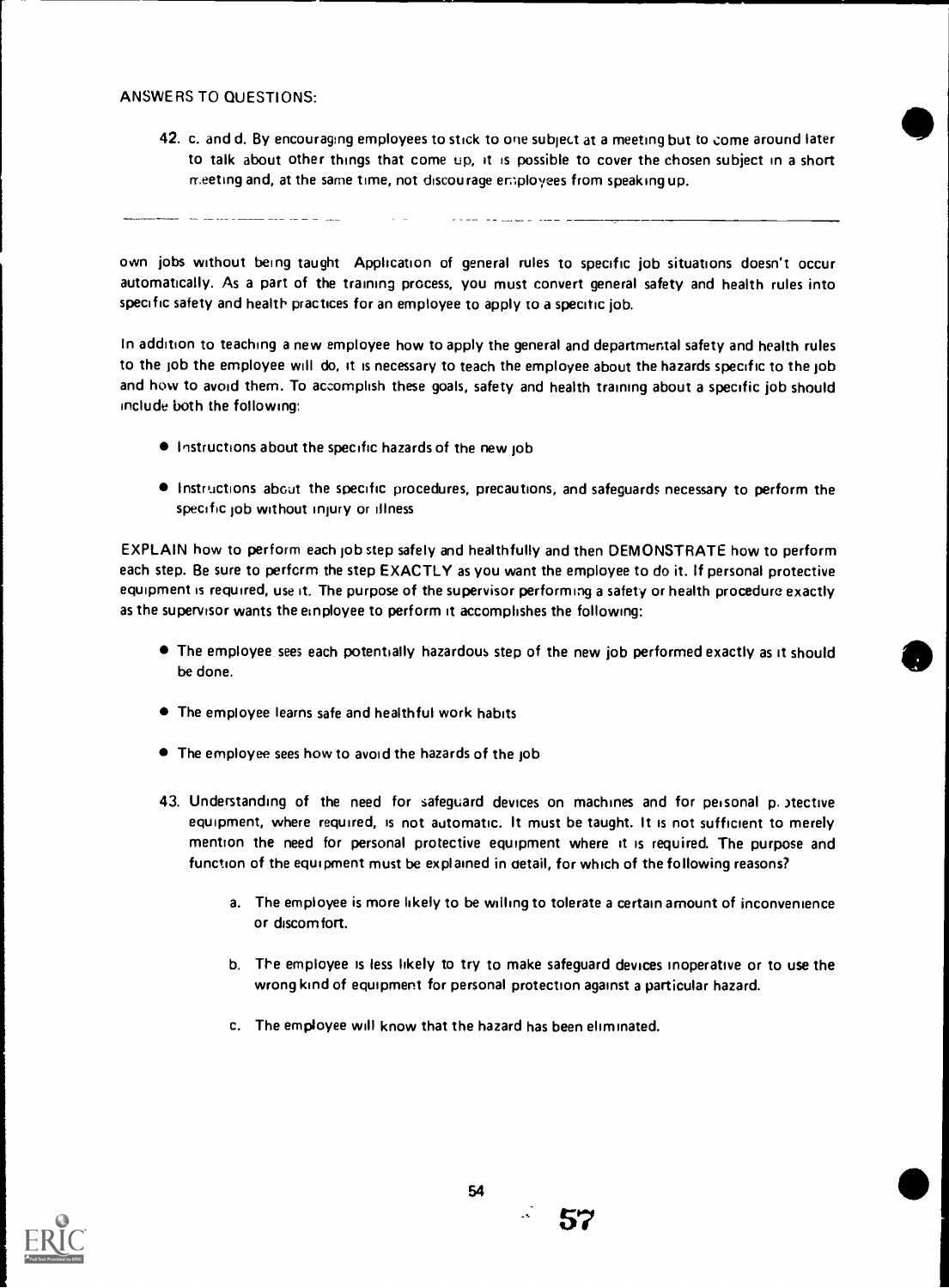ANSWERS TO QUESTIONS:

42. c. and d. By encouraging employees to stick to one subject at a meeting but to come around later to talk about other things that come up, it is possible to cover the chosen subject in a short meeting and, at the same time, not discourage employees from speaking up.

---

own jobs without being taught Application of general rules to specific job situations doesn't occur automatically. As a part of the training process, you must convert general safety and health rules into specific safety and health practices for an employee to apply to a specific job.

In addition to teaching a new employee how to apply the general and departmental safety and health rules to the job the employee will do, it is necessary to teach the employee about the hazards specific to the job and how to avoid them. To accomplish these goals, safety and health training about a specific job should include both the following:

- Instructions about the specific hazards of the new job
- Instructions about the specific procedures, precautions, and safeguards necessary to perform the specific job without injury or illness

EXPLAIN how to perform each job step safely and healthfully and then DEMONSTRATE how to perform each step. Be sure to perform the step EXACTLY as you want the employee to do it. If personal protective equipment is required, use it. The purpose of the supervisor performing a safety or health procedure exactly as the supervisor wants the employee to perform it accomplishes the following:

- The employee sees each potentially hazardous step of the new job performed exactly as it should be done.
- The employee learns safe and healthful work habits
- The employee sees how to avoid the hazards of the job

43. Understanding of the need for safeguard devices on machines and for personal protective equipment, where required, is not automatic. It must be taught. It is not sufficient to merely mention the need for personal protective equipment where it is required. The purpose and function of the equipment must be explained in detail, for which of the following reasons?

    a. The employee is more likely to be willing to tolerate a certain amount of inconvenience or discomfort.

    b. The employee is less likely to try to make safeguard devices inoperative or to use the wrong kind of equipment for personal protection against a particular hazard.

    c. The employee will know that the hazard has been eliminated.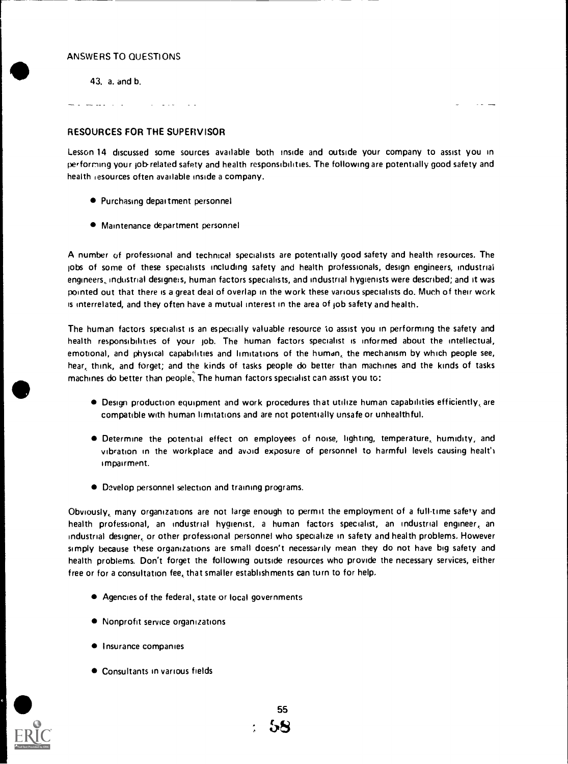ANSWERS TO QUESTIONS

43. a. and b.

## RESOURCES FOR THE SUPERVISOR

Lesson 14 discussed some sources available both inside and outside your company to assist you in performing your job-related safety and health responsibilities. The following are potentially good safety and health resources often available inside a company.

- Purchasing department personnel
- Maintenance department personnel

A number of professional and technical specialists are potentially good safety and health resources. The jobs of some of these specialists including safety and health professionals, design engineers, industrial engineers, industrial designers, human factors specialists, and industrial hygienists were described; and it was pointed out that there is a great deal of overlap in the work these various specialists do. Much of their work is interrelated, and they often have a mutual interest in the area of job safety and health.

The human factors specialist is an especially valuable resource to assist you in performing the safety and health responsibilities of your job. The human factors specialist is informed about the intellectual, emotional, and physical capabilities and limitations of the human, the mechanism by which people see, hear, think, and forget; and the kinds of tasks people do better than machines and the kinds of tasks machines do better than people. The human factors specialist can assist you to:

- Design production equipment and work procedures that utilize human capabilities efficiently, are compatible with human limitations and are not potentially unsafe or unhealthful.
- Determine the potential effect on employees of noise, lighting, temperature, humidity, and vibration in the workplace and avoid exposure of personnel to harmful levels causing health impairment.
- Develop personnel selection and training programs.

Obviously, many organizations are not large enough to permit the employment of a full-time safety and health professional, an industrial hygienist, a human factors specialist, an industrial engineer, an industrial designer, or other professional personnel who specialize in safety and health problems. However simply because these organizations are small doesn't necessarily mean they do not have big safety and health problems. Don't forget the following outside resources who provide the necessary services, either free or for a consultation fee, that smaller establishments can turn to for help.

- Agencies of the federal, state or local governments
- Nonprofit service organizations
- Insurance companies
- Consultants in various fields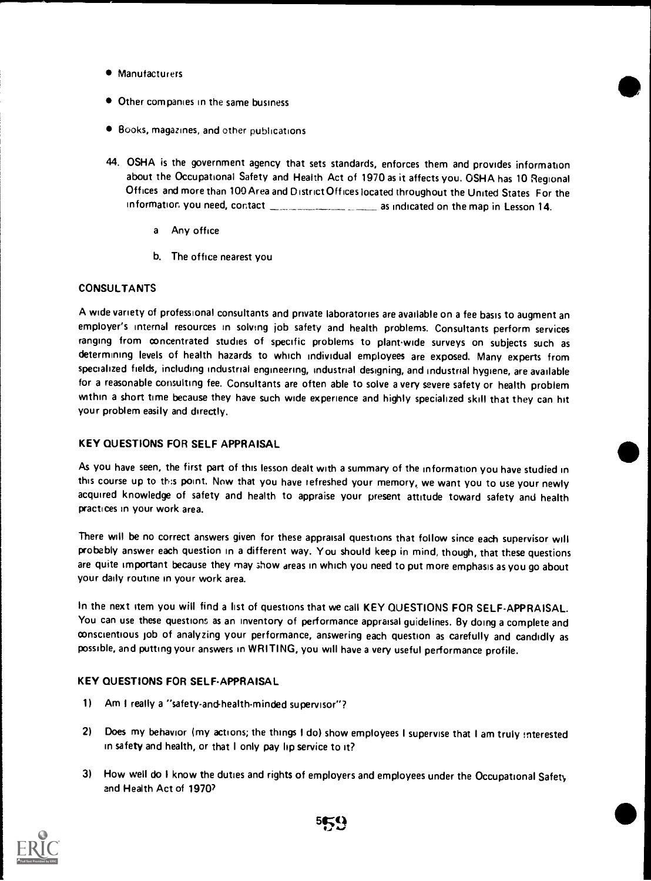- Manufacturers
- Other companies in the same business
- Books, magazines, and other publications

44. OSHA is the government agency that sets standards, enforces them and provides information about the Occupational Safety and Health Act of 1970 as it affects you. OSHA has 10 Regional Offices and more than 100 Area and District Offices located throughout the United States. For the information you need, contact ________________ as indicated on the map in Lesson 14.

    a. Any office

    b. The office nearest you

## CONSULTANTS

A wide variety of professional consultants and private laboratories are available on a fee basis to augment an employer's internal resources in solving job safety and health problems. Consultants perform services ranging from concentrated studies of specific problems to plant-wide surveys on subjects such as determining levels of health hazards to which individual employees are exposed. Many experts from specialized fields, including industrial engineering, industrial designing, and industrial hygiene, are available for a reasonable consulting fee. Consultants are often able to solve a very severe safety or health problem within a short time because they have such wide experience and highly specialized skill that they can hit your problem easily and directly.

## KEY QUESTIONS FOR SELF APPRAISAL

As you have seen, the first part of this lesson dealt with a summary of the information you have studied in this course up to this point. Now that you have refreshed your memory, we want you to use your newly acquired knowledge of safety and health to appraise your present attitude toward safety and health practices in your work area.

There will be no correct answers given for these appraisal questions that follow since each supervisor will probably answer each question in a different way. You should keep in mind, though, that these questions are quite important because they may show areas in which you need to put more emphasis as you go about your daily routine in your work area.

In the next item you will find a list of questions that we call KEY QUESTIONS FOR SELF-APPRAISAL. You can use these questions as an inventory of performance appraisal guidelines. By doing a complete and conscientious job of analyzing your performance, answering each question as carefully and candidly as possible, and putting your answers in WRITING, you will have a very useful performance profile.

## KEY QUESTIONS FOR SELF-APPRAISAL

1) Am I really a "safety-and-health-minded supervisor"?

2) Does my behavior (my actions; the things I do) show employees I supervise that I am truly interested in safety and health, or that I only pay lip service to it?

3) How well do I know the duties and rights of employers and employees under the Occupational Safety and Health Act of 1970?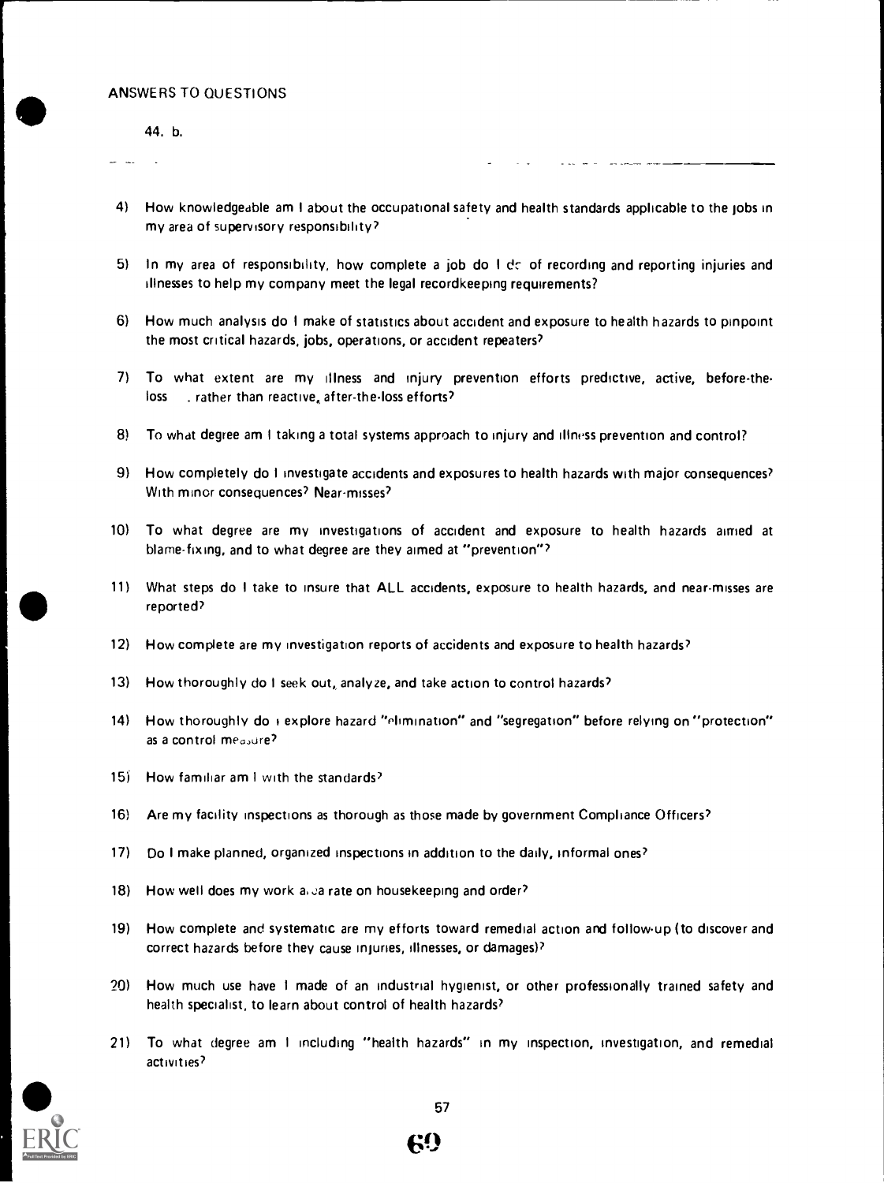ANSWERS TO QUESTIONS

44. b.

4) How knowledgeable am I about the occupational safety and health standards applicable to the jobs in my area of supervisory responsibility?

5) In my area of responsibility, how complete a job do I do of recording and reporting injuries and illnesses to help my company meet the legal recordkeeping requirements?

6) How much analysis do I make of statistics about accident and exposure to health hazards to pinpoint the most critical hazards, jobs, operations, or accident repeaters?

7) To what extent are my illness and injury prevention efforts predictive, active, before-the-loss . rather than reactive, after-the-loss efforts?

8) To what degree am I taking a total systems approach to injury and illness prevention and control?

9) How completely do I investigate accidents and exposures to health hazards with major consequences? With minor consequences? Near-misses?

10) To what degree are my investigations of accident and exposure to health hazards aimed at blame-fixing, and to what degree are they aimed at "prevention"?

11) What steps do I take to insure that ALL accidents, exposure to health hazards, and near-misses are reported?

12) How complete are my investigation reports of accidents and exposure to health hazards?

13) How thoroughly do I seek out, analyze, and take action to control hazards?

14) How thoroughly do I explore hazard "elimination" and "segregation" before relying on "protection" as a control measure?

15) How familiar am I with the standards?

16) Are my facility inspections as thorough as those made by government Compliance Officers?

17) Do I make planned, organized inspections in addition to the daily, informal ones?

18) How well does my work area rate on housekeeping and order?

19) How complete and systematic are my efforts toward remedial action and follow-up (to discover and correct hazards before they cause injuries, illnesses, or damages)?

20) How much use have I made of an industrial hygienist, or other professionally trained safety and health specialist, to learn about control of health hazards?

21) To what degree am I including "health hazards" in my inspection, investigation, and remedial activities?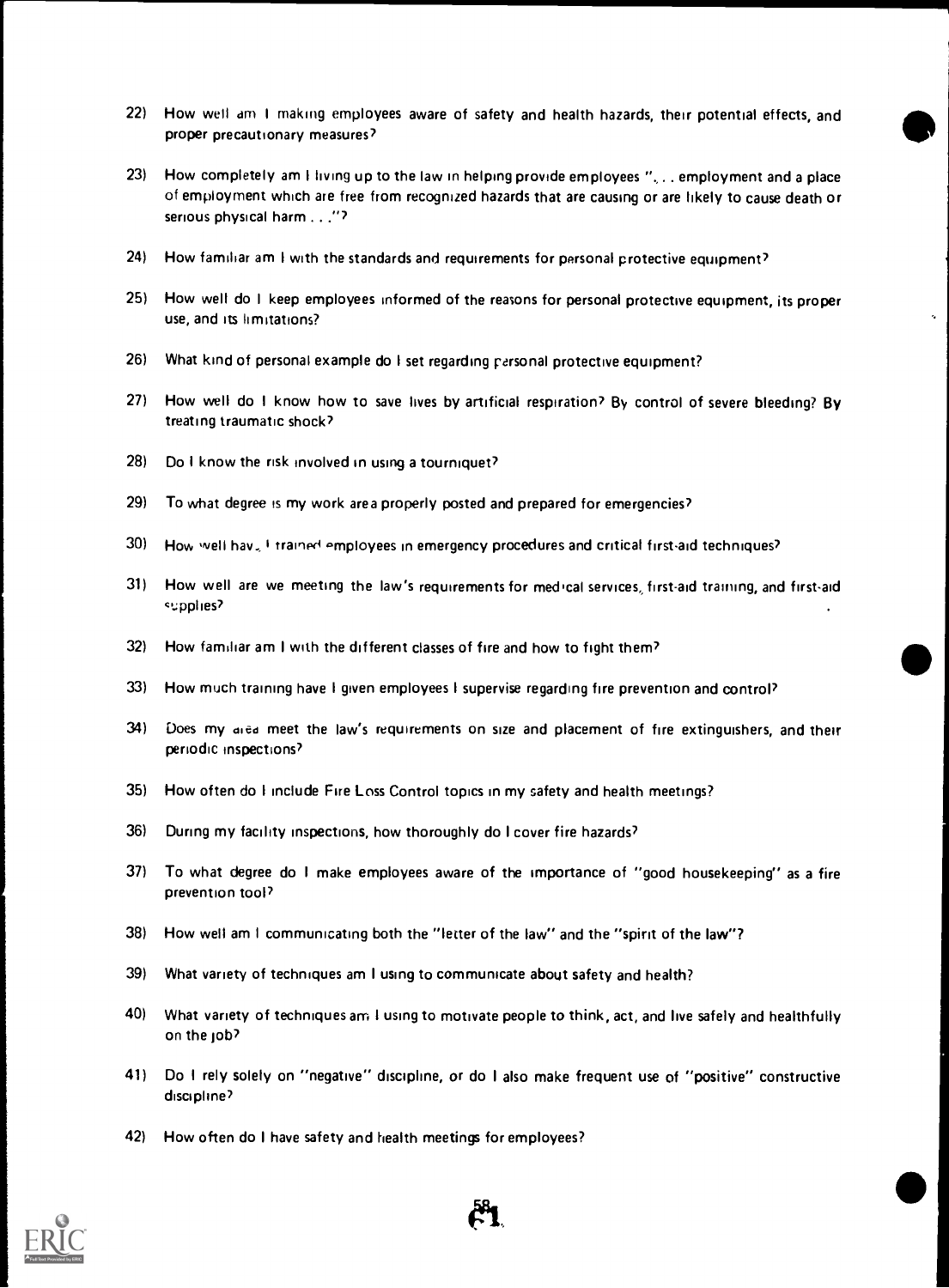22) How well am I making employees aware of safety and health hazards, their potential effects, and proper precautionary measures?

23) How completely am I living up to the law in helping provide employees ". . . employment and a place of employment which are free from recognized hazards that are causing or are likely to cause death or serious physical harm . . ."?

24) How familiar am I with the standards and requirements for personal protective equipment?

25) How well do I keep employees informed of the reasons for personal protective equipment, its proper use, and its limitations?

26) What kind of personal example do I set regarding personal protective equipment?

27) How well do I know how to save lives by artificial respiration? By control of severe bleeding? By treating traumatic shock?

28) Do I know the risk involved in using a tourniquet?

29) To what degree is my work area properly posted and prepared for emergencies?

30) How well have I trained employees in emergency procedures and critical first-aid techniques?

31) How well are we meeting the law's requirements for medical services, first-aid training, and first-aid supplies?

32) How familiar am I with the different classes of fire and how to fight them?

33) How much training have I given employees I supervise regarding fire prevention and control?

34) Does my area meet the law's requirements on size and placement of fire extinguishers, and their periodic inspections?

35) How often do I include Fire Loss Control topics in my safety and health meetings?

36) During my facility inspections, how thoroughly do I cover fire hazards?

37) To what degree do I make employees aware of the importance of "good housekeeping" as a fire prevention tool?

38) How well am I communicating both the "letter of the law" and the "spirit of the law"?

39) What variety of techniques am I using to communicate about safety and health?

40) What variety of techniques am I using to motivate people to think, act, and live safely and healthfully on the job?

41) Do I rely solely on "negative" discipline, or do I also make frequent use of "positive" constructive discipline?

42) How often do I have safety and health meetings for employees?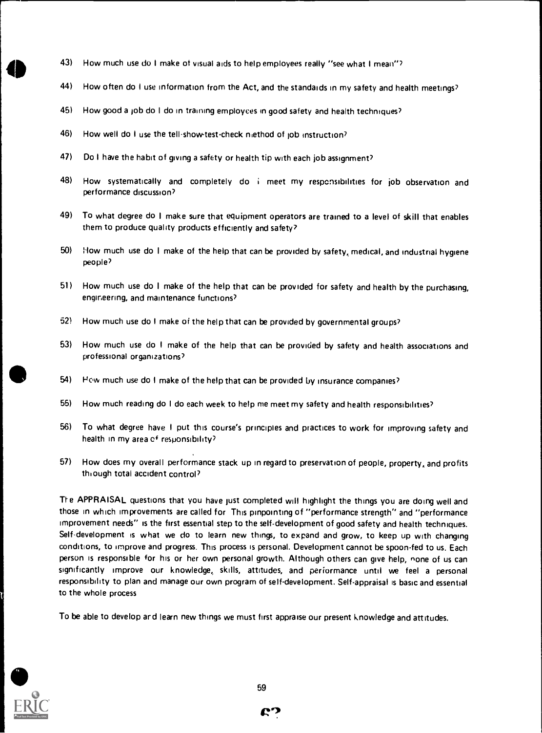43) How much use do I make of visual aids to help employees really "see what I mean"?

44) How often do I use information from the Act, and the standards in my safety and health meetings?

45) How good a job do I do in training employees in good safety and health techniques?

46) How well do I use the tell-show-test-check method of job instruction?

47) Do I have the habit of giving a safety or health tip with each job assignment?

48) How systematically and completely do I meet my responsibilities for job observation and performance discussion?

49) To what degree do I make sure that equipment operators are trained to a level of skill that enables them to produce quality products efficiently and safety?

50) How much use do I make of the help that can be provided by safety, medical, and industrial hygiene people?

51) How much use do I make of the help that can be provided for safety and health by the purchasing, engineering, and maintenance functions?

52) How much use do I make of the help that can be provided by governmental groups?

53) How much use do I make of the help that can be provided by safety and health associations and professional organizations?

54) How much use do I make of the help that can be provided by insurance companies?

55) How much reading do I do each week to help me meet my safety and health responsibilities?

56) To what degree have I put this course's principles and practices to work for improving safety and health in my area of responsibility?

57) How does my overall performance stack up in regard to preservation of people, property, and profits through total accident control?

The APPRAISAL questions that you have just completed will highlight the things you are doing well and those in which improvements are called for. This pinpointing of "performance strength" and "performance improvement needs" is the first essential step to the self-development of good safety and health techniques. Self-development is what we do to learn new things, to expand and grow, to keep up with changing conditions, to improve and progress. This process is personal. Development cannot be spoon-fed to us. Each person is responsible for his or her own personal growth. Although others can give help, none of us can significantly improve our knowledge, skills, attitudes, and performance until we feel a personal responsibility to plan and manage our own program of self-development. Self-appraisal is basic and essential to the whole process

To be able to develop and learn new things we must first appraise our present knowledge and attitudes.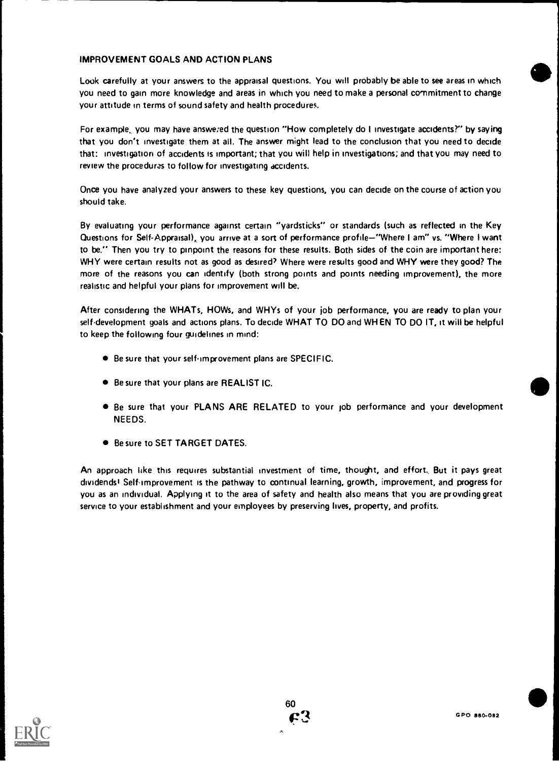## IMPROVEMENT GOALS AND ACTION PLANS

Look carefully at your answers to the appraisal questions. You will probably be able to see areas in which you need to gain more knowledge and areas in which you need to make a personal commitment to change your attitude in terms of sound safety and health procedures.

For example, you may have answered the question "How completely do I investigate accidents?" by saying that you don't investigate them at all. The answer might lead to the conclusion that you need to decide that: investigation of accidents is important; that you will help in investigations; and that you may need to review the procedures to follow for investigating accidents.

Once you have analyzed your answers to these key questions, you can decide on the course of action you should take.

By evaluating your performance against certain "yardsticks" or standards (such as reflected in the Key Questions for Self-Appraisal), you arrive at a sort of performance profile—"Where I am" vs. "Where I want to be." Then you try to pinpoint the reasons for these results. Both sides of the coin are important here: WHY were certain results not as good as desired? Where were results good and WHY were they good? The more of the reasons you can identify (both strong points and points needing improvement), the more realistic and helpful your plans for improvement will be.

After considering the WHATs, HOWs, and WHYs of your job performance, you are ready to plan your self-development goals and actions plans. To decide WHAT TO DO and WHEN TO DO IT, it will be helpful to keep the following four guidelines in mind:

- Be sure that your self-improvement plans are SPECIFIC.
- Be sure that your plans are REALISTIC.
- Be sure that your PLANS ARE RELATED to your job performance and your development NEEDS.
- Be sure to SET TARGET DATES.

An approach like this requires substantial investment of time, thought, and effort. But it pays great dividends! Self-improvement is the pathway to continual learning, growth, improvement, and progress for you as an individual. Applying it to the area of safety and health also means that you are providing great service to your establishment and your employees by preserving lives, property, and profits.

GPO 880-082